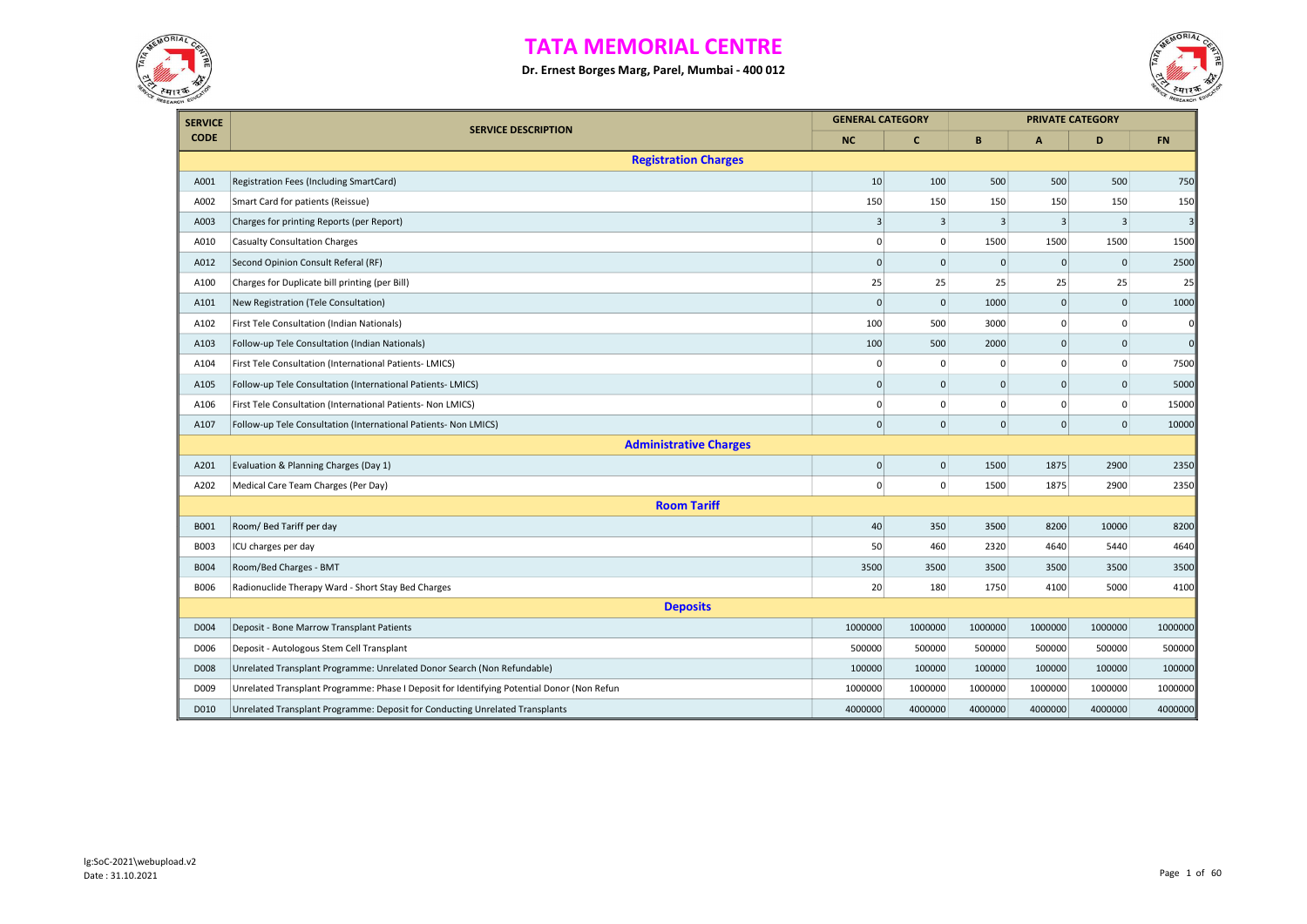# TATA MEMORIAL CENTRE

**Dr. Ernest Borges Marg, Parel, Mumbai - 400 012**

| SERVICE CODE | SERVICE DESCRIPTION | GENERAL CATEGORY | | PRIVATE CATEGORY | | | |
|---|---|---|---|---|---|---|---|
| | | NC | C | B | A | D | FN |
| | **Registration Charges** | | | | | | |
| A001 | Registration Fees (Including SmartCard) | 10 | 100 | 500 | 500 | 500 | 750 |
| A002 | Smart Card for patients (Reissue) | 150 | 150 | 150 | 150 | 150 | 150 |
| A003 | Charges for printing Reports (per Report) | 3 | 3 | 3 | 3 | 3 | 3 |
| A010 | Casualty Consultation Charges | 0 | 0 | 1500 | 1500 | 1500 | 1500 |
| A012 | Second Opinion Consult Referal (RF) | 0 | 0 | 0 | 0 | 0 | 2500 |
| A100 | Charges for Duplicate bill printing (per Bill) | 25 | 25 | 25 | 25 | 25 | 25 |
| A101 | New Registration (Tele Consultation) | 0 | 0 | 1000 | 0 | 0 | 1000 |
| A102 | First Tele Consultation (Indian Nationals) | 100 | 500 | 3000 | 0 | 0 | 0 |
| A103 | Follow-up Tele Consultation (Indian Nationals) | 100 | 500 | 2000 | 0 | 0 | 0 |
| A104 | First Tele Consultation (International Patients- LMICS) | 0 | 0 | 0 | 0 | 0 | 7500 |
| A105 | Follow-up Tele Consultation (International Patients- LMICS) | 0 | 0 | 0 | 0 | 0 | 5000 |
| A106 | First Tele Consultation (International Patients- Non LMICS) | 0 | 0 | 0 | 0 | 0 | 15000 |
| A107 | Follow-up Tele Consultation (International Patients- Non LMICS) | 0 | 0 | 0 | 0 | 0 | 10000 |
| | **Administrative Charges** | | | | | | |
| A201 | Evaluation & Planning Charges (Day 1) | 0 | 0 | 1500 | 1875 | 2900 | 2350 |
| A202 | Medical Care Team Charges (Per Day) | 0 | 0 | 1500 | 1875 | 2900 | 2350 |
| | **Room Tariff** | | | | | | |
| B001 | Room/ Bed Tariff per day | 40 | 350 | 3500 | 8200 | 10000 | 8200 |
| B003 | ICU charges per day | 50 | 460 | 2320 | 4640 | 5440 | 4640 |
| B004 | Room/Bed Charges - BMT | 3500 | 3500 | 3500 | 3500 | 3500 | 3500 |
| B006 | Radionuclide Therapy Ward - Short Stay Bed Charges | 20 | 180 | 1750 | 4100 | 5000 | 4100 |
| | **Deposits** | | | | | | |
| D004 | Deposit - Bone Marrow Transplant Patients | 1000000 | 1000000 | 1000000 | 1000000 | 1000000 | 1000000 |
| D006 | Deposit - Autologous Stem Cell Transplant | 500000 | 500000 | 500000 | 500000 | 500000 | 500000 |
| D008 | Unrelated Transplant Programme: Unrelated Donor Search (Non Refundable) | 100000 | 100000 | 100000 | 100000 | 100000 | 100000 |
| D009 | Unrelated Transplant Programme: Phase I Deposit for Identifying Potential Donor (Non Refun | 1000000 | 1000000 | 1000000 | 1000000 | 1000000 | 1000000 |
| D010 | Unrelated Transplant Programme: Deposit for Conducting Unrelated Transplants | 4000000 | 4000000 | 4000000 | 4000000 | 4000000 | 4000000 |

lg:SoC-2021\webupload.v2
Date : 31.10.2021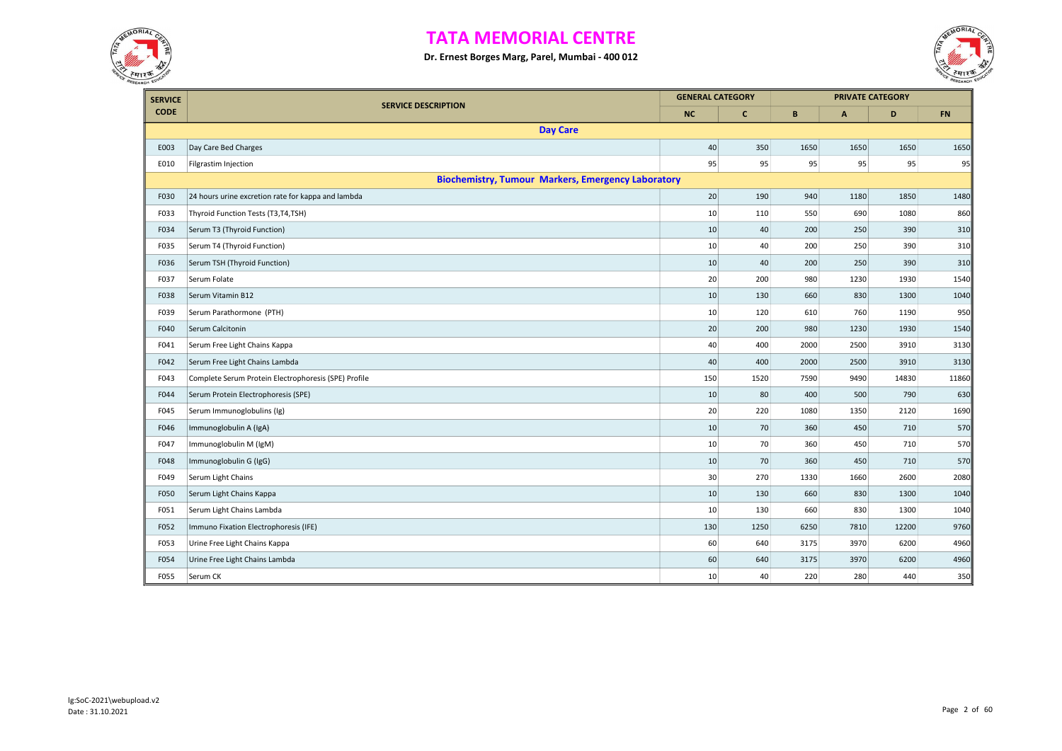# TATA MEMORIAL CENTRE

**Dr. Ernest Borges Marg, Parel, Mumbai - 400 012**

| SERVICE CODE | SERVICE DESCRIPTION | GENERAL CATEGORY | | PRIVATE CATEGORY | | | |
|---|---|---|---|---|---|---|---|
| | | NC | C | B | A | D | FN |
| | **Day Care** | | | | | | |
| E003 | Day Care Bed Charges | 40 | 350 | 1650 | 1650 | 1650 | 1650 |
| E010 | Filgrastim Injection | 95 | 95 | 95 | 95 | 95 | 95 |
| | **Biochemistry, Tumour Markers, Emergency Laboratory** | | | | | | |
| F030 | 24 hours urine excretion rate for kappa and lambda | 20 | 190 | 940 | 1180 | 1850 | 1480 |
| F033 | Thyroid Function Tests (T3,T4,TSH) | 10 | 110 | 550 | 690 | 1080 | 860 |
| F034 | Serum T3 (Thyroid Function) | 10 | 40 | 200 | 250 | 390 | 310 |
| F035 | Serum T4 (Thyroid Function) | 10 | 40 | 200 | 250 | 390 | 310 |
| F036 | Serum TSH (Thyroid Function) | 10 | 40 | 200 | 250 | 390 | 310 |
| F037 | Serum Folate | 20 | 200 | 980 | 1230 | 1930 | 1540 |
| F038 | Serum Vitamin B12 | 10 | 130 | 660 | 830 | 1300 | 1040 |
| F039 | Serum Parathormone (PTH) | 10 | 120 | 610 | 760 | 1190 | 950 |
| F040 | Serum Calcitonin | 20 | 200 | 980 | 1230 | 1930 | 1540 |
| F041 | Serum Free Light Chains Kappa | 40 | 400 | 2000 | 2500 | 3910 | 3130 |
| F042 | Serum Free Light Chains Lambda | 40 | 400 | 2000 | 2500 | 3910 | 3130 |
| F043 | Complete Serum Protein Electrophoresis (SPE) Profile | 150 | 1520 | 7590 | 9490 | 14830 | 11860 |
| F044 | Serum Protein Electrophoresis (SPE) | 10 | 80 | 400 | 500 | 790 | 630 |
| F045 | Serum Immunoglobulins (Ig) | 20 | 220 | 1080 | 1350 | 2120 | 1690 |
| F046 | Immunoglobulin A (IgA) | 10 | 70 | 360 | 450 | 710 | 570 |
| F047 | Immunoglobulin M (IgM) | 10 | 70 | 360 | 450 | 710 | 570 |
| F048 | Immunoglobulin G (IgG) | 10 | 70 | 360 | 450 | 710 | 570 |
| F049 | Serum Light Chains | 30 | 270 | 1330 | 1660 | 2600 | 2080 |
| F050 | Serum Light Chains Kappa | 10 | 130 | 660 | 830 | 1300 | 1040 |
| F051 | Serum Light Chains Lambda | 10 | 130 | 660 | 830 | 1300 | 1040 |
| F052 | Immuno Fixation Electrophoresis (IFE) | 130 | 1250 | 6250 | 7810 | 12200 | 9760 |
| F053 | Urine Free Light Chains Kappa | 60 | 640 | 3175 | 3970 | 6200 | 4960 |
| F054 | Urine Free Light Chains Lambda | 60 | 640 | 3175 | 3970 | 6200 | 4960 |
| F055 | Serum CK | 10 | 40 | 220 | 280 | 440 | 350 |

lg:SoC-2021\webupload.v2
Date : 31.10.2021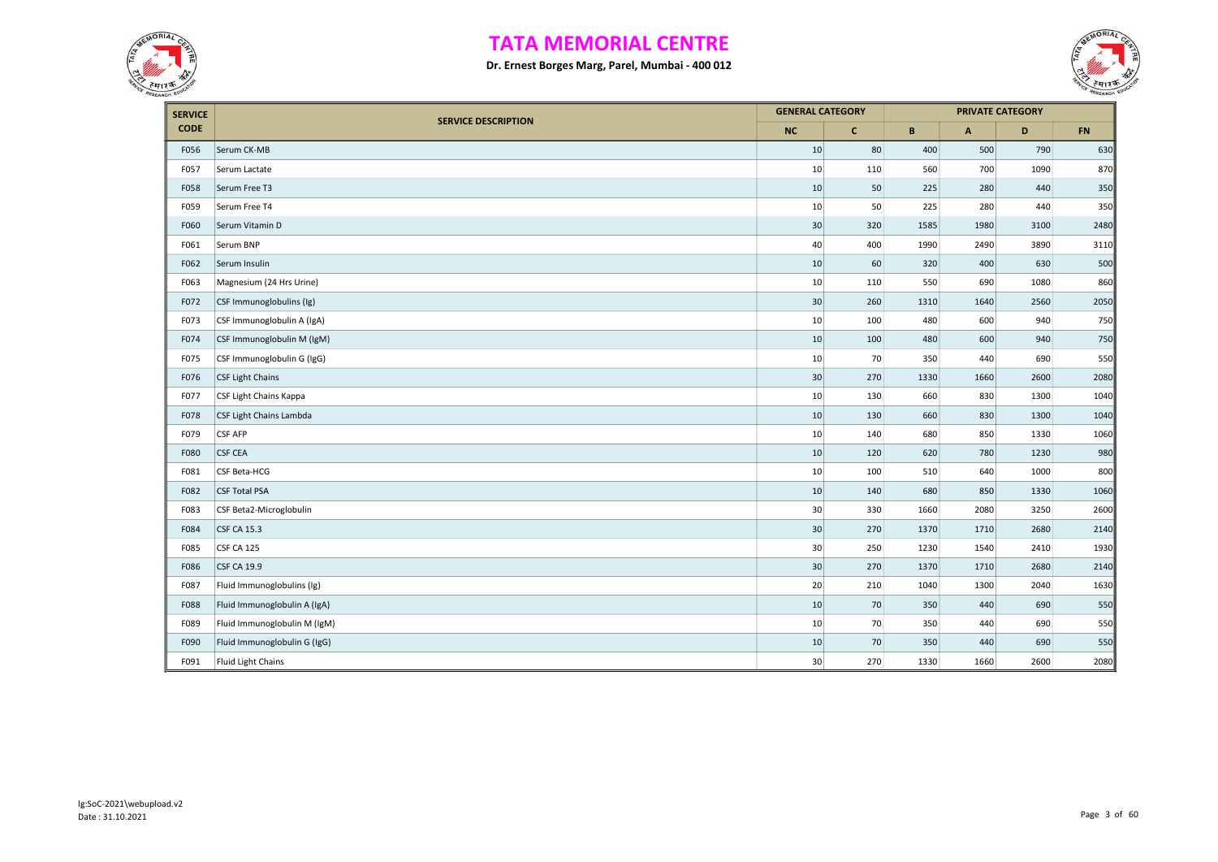# TATA MEMORIAL CENTRE

**Dr. Ernest Borges Marg, Parel, Mumbai - 400 012**

| SERVICE CODE | SERVICE DESCRIPTION | GENERAL CATEGORY | | PRIVATE CATEGORY | | | |
|---|---|---|---|---|---|---|---|
| | | NC | C | B | A | D | FN |
| F056 | Serum CK-MB | 10 | 80 | 400 | 500 | 790 | 630 |
| F057 | Serum Lactate | 10 | 110 | 560 | 700 | 1090 | 870 |
| F058 | Serum Free T3 | 10 | 50 | 225 | 280 | 440 | 350 |
| F059 | Serum Free T4 | 10 | 50 | 225 | 280 | 440 | 350 |
| F060 | Serum Vitamin D | 30 | 320 | 1585 | 1980 | 3100 | 2480 |
| F061 | Serum BNP | 40 | 400 | 1990 | 2490 | 3890 | 3110 |
| F062 | Serum Insulin | 10 | 60 | 320 | 400 | 630 | 500 |
| F063 | Magnesium (24 Hrs Urine) | 10 | 110 | 550 | 690 | 1080 | 860 |
| F072 | CSF Immunoglobulins (Ig) | 30 | 260 | 1310 | 1640 | 2560 | 2050 |
| F073 | CSF Immunoglobulin A (IgA) | 10 | 100 | 480 | 600 | 940 | 750 |
| F074 | CSF Immunoglobulin M (IgM) | 10 | 100 | 480 | 600 | 940 | 750 |
| F075 | CSF Immunoglobulin G (IgG) | 10 | 70 | 350 | 440 | 690 | 550 |
| F076 | CSF Light Chains | 30 | 270 | 1330 | 1660 | 2600 | 2080 |
| F077 | CSF Light Chains Kappa | 10 | 130 | 660 | 830 | 1300 | 1040 |
| F078 | CSF Light Chains Lambda | 10 | 130 | 660 | 830 | 1300 | 1040 |
| F079 | CSF AFP | 10 | 140 | 680 | 850 | 1330 | 1060 |
| F080 | CSF CEA | 10 | 120 | 620 | 780 | 1230 | 980 |
| F081 | CSF Beta-HCG | 10 | 100 | 510 | 640 | 1000 | 800 |
| F082 | CSF Total PSA | 10 | 140 | 680 | 850 | 1330 | 1060 |
| F083 | CSF Beta2-Microglobulin | 30 | 330 | 1660 | 2080 | 3250 | 2600 |
| F084 | CSF CA 15.3 | 30 | 270 | 1370 | 1710 | 2680 | 2140 |
| F085 | CSF CA 125 | 30 | 250 | 1230 | 1540 | 2410 | 1930 |
| F086 | CSF CA 19.9 | 30 | 270 | 1370 | 1710 | 2680 | 2140 |
| F087 | Fluid Immunoglobulins (Ig) | 20 | 210 | 1040 | 1300 | 2040 | 1630 |
| F088 | Fluid Immunoglobulin A (IgA) | 10 | 70 | 350 | 440 | 690 | 550 |
| F089 | Fluid Immunoglobulin M (IgM) | 10 | 70 | 350 | 440 | 690 | 550 |
| F090 | Fluid Immunoglobulin G (IgG) | 10 | 70 | 350 | 440 | 690 | 550 |
| F091 | Fluid Light Chains | 30 | 270 | 1330 | 1660 | 2600 | 2080 |

lg:SoC-2021\webupload.v2
Date : 31.10.2021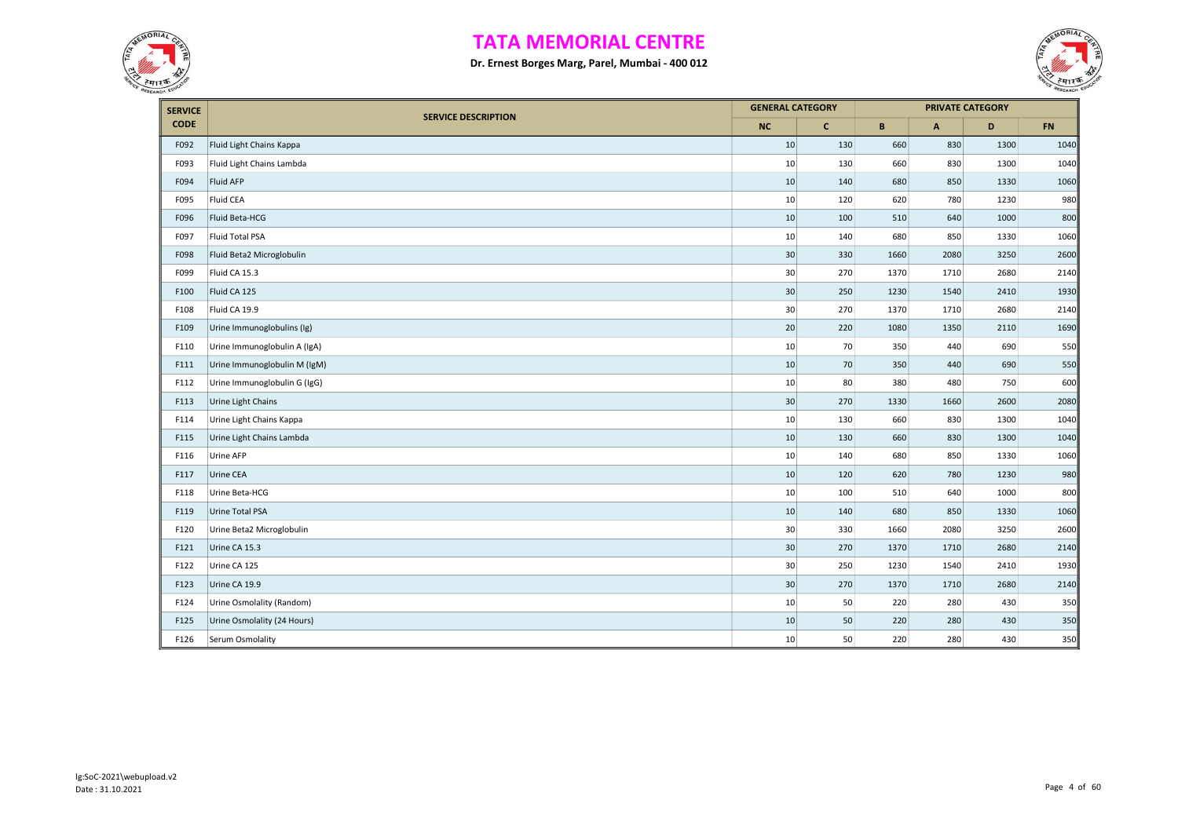# TATA MEMORIAL CENTRE

**Dr. Ernest Borges Marg, Parel, Mumbai - 400 012**

| SERVICE CODE | SERVICE DESCRIPTION | GENERAL CATEGORY | | PRIVATE CATEGORY | | | |
|---|---|---|---|---|---|---|---|
| | | NC | C | B | A | D | FN |
| F092 | Fluid Light Chains Kappa | 10 | 130 | 660 | 830 | 1300 | 1040 |
| F093 | Fluid Light Chains Lambda | 10 | 130 | 660 | 830 | 1300 | 1040 |
| F094 | Fluid AFP | 10 | 140 | 680 | 850 | 1330 | 1060 |
| F095 | Fluid CEA | 10 | 120 | 620 | 780 | 1230 | 980 |
| F096 | Fluid Beta-HCG | 10 | 100 | 510 | 640 | 1000 | 800 |
| F097 | Fluid Total PSA | 10 | 140 | 680 | 850 | 1330 | 1060 |
| F098 | Fluid Beta2 Microglobulin | 30 | 330 | 1660 | 2080 | 3250 | 2600 |
| F099 | Fluid CA 15.3 | 30 | 270 | 1370 | 1710 | 2680 | 2140 |
| F100 | Fluid CA 125 | 30 | 250 | 1230 | 1540 | 2410 | 1930 |
| F108 | Fluid CA 19.9 | 30 | 270 | 1370 | 1710 | 2680 | 2140 |
| F109 | Urine Immunoglobulins (Ig) | 20 | 220 | 1080 | 1350 | 2110 | 1690 |
| F110 | Urine Immunoglobulin A (IgA) | 10 | 70 | 350 | 440 | 690 | 550 |
| F111 | Urine Immunoglobulin M (IgM) | 10 | 70 | 350 | 440 | 690 | 550 |
| F112 | Urine Immunoglobulin G (IgG) | 10 | 80 | 380 | 480 | 750 | 600 |
| F113 | Urine Light Chains | 30 | 270 | 1330 | 1660 | 2600 | 2080 |
| F114 | Urine Light Chains Kappa | 10 | 130 | 660 | 830 | 1300 | 1040 |
| F115 | Urine Light Chains Lambda | 10 | 130 | 660 | 830 | 1300 | 1040 |
| F116 | Urine AFP | 10 | 140 | 680 | 850 | 1330 | 1060 |
| F117 | Urine CEA | 10 | 120 | 620 | 780 | 1230 | 980 |
| F118 | Urine Beta-HCG | 10 | 100 | 510 | 640 | 1000 | 800 |
| F119 | Urine Total PSA | 10 | 140 | 680 | 850 | 1330 | 1060 |
| F120 | Urine Beta2 Microglobulin | 30 | 330 | 1660 | 2080 | 3250 | 2600 |
| F121 | Urine CA 15.3 | 30 | 270 | 1370 | 1710 | 2680 | 2140 |
| F122 | Urine CA 125 | 30 | 250 | 1230 | 1540 | 2410 | 1930 |
| F123 | Urine CA 19.9 | 30 | 270 | 1370 | 1710 | 2680 | 2140 |
| F124 | Urine Osmolality (Random) | 10 | 50 | 220 | 280 | 430 | 350 |
| F125 | Urine Osmolality (24 Hours) | 10 | 50 | 220 | 280 | 430 | 350 |
| F126 | Serum Osmolality | 10 | 50 | 220 | 280 | 430 | 350 |

lg:SoC-2021\webupload.v2
Date : 31.10.2021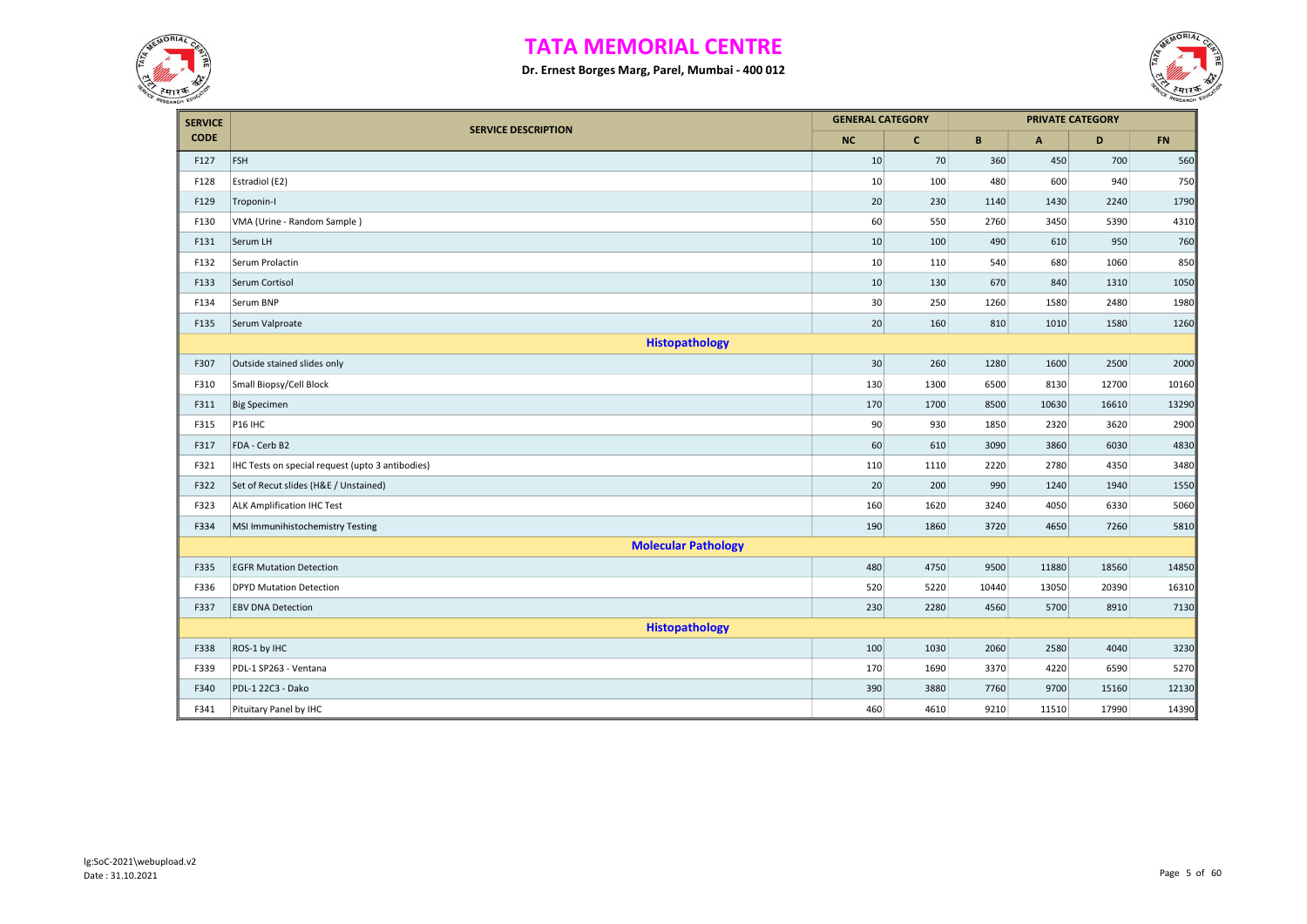# TATA MEMORIAL CENTRE

**Dr. Ernest Borges Marg, Parel, Mumbai - 400 012**

| SERVICE CODE | SERVICE DESCRIPTION | GENERAL CATEGORY | | PRIVATE CATEGORY | | | |
|---|---|---|---|---|---|---|---|
| | | NC | C | B | A | D | FN |
| F127 | FSH | 10 | 70 | 360 | 450 | 700 | 560 |
| F128 | Estradiol (E2) | 10 | 100 | 480 | 600 | 940 | 750 |
| F129 | Troponin-I | 20 | 230 | 1140 | 1430 | 2240 | 1790 |
| F130 | VMA (Urine - Random Sample ) | 60 | 550 | 2760 | 3450 | 5390 | 4310 |
| F131 | Serum LH | 10 | 100 | 490 | 610 | 950 | 760 |
| F132 | Serum Prolactin | 10 | 110 | 540 | 680 | 1060 | 850 |
| F133 | Serum Cortisol | 10 | 130 | 670 | 840 | 1310 | 1050 |
| F134 | Serum BNP | 30 | 250 | 1260 | 1580 | 2480 | 1980 |
| F135 | Serum Valproate | 20 | 160 | 810 | 1010 | 1580 | 1260 |
| | **Histopathology** | | | | | | |
| F307 | Outside stained slides only | 30 | 260 | 1280 | 1600 | 2500 | 2000 |
| F310 | Small Biopsy/Cell Block | 130 | 1300 | 6500 | 8130 | 12700 | 10160 |
| F311 | Big Specimen | 170 | 1700 | 8500 | 10630 | 16610 | 13290 |
| F315 | P16 IHC | 90 | 930 | 1850 | 2320 | 3620 | 2900 |
| F317 | FDA - Cerb B2 | 60 | 610 | 3090 | 3860 | 6030 | 4830 |
| F321 | IHC Tests on special request (upto 3 antibodies) | 110 | 1110 | 2220 | 2780 | 4350 | 3480 |
| F322 | Set of Recut slides (H&E / Unstained) | 20 | 200 | 990 | 1240 | 1940 | 1550 |
| F323 | ALK Amplification IHC Test | 160 | 1620 | 3240 | 4050 | 6330 | 5060 |
| F334 | MSI Immunihistochemistry Testing | 190 | 1860 | 3720 | 4650 | 7260 | 5810 |
| | **Molecular Pathology** | | | | | | |
| F335 | EGFR Mutation Detection | 480 | 4750 | 9500 | 11880 | 18560 | 14850 |
| F336 | DPYD Mutation Detection | 520 | 5220 | 10440 | 13050 | 20390 | 16310 |
| F337 | EBV DNA Detection | 230 | 2280 | 4560 | 5700 | 8910 | 7130 |
| | **Histopathology** | | | | | | |
| F338 | ROS-1 by IHC | 100 | 1030 | 2060 | 2580 | 4040 | 3230 |
| F339 | PDL-1 SP263 - Ventana | 170 | 1690 | 3370 | 4220 | 6590 | 5270 |
| F340 | PDL-1 22C3 - Dako | 390 | 3880 | 7760 | 9700 | 15160 | 12130 |
| F341 | Pituitary Panel by IHC | 460 | 4610 | 9210 | 11510 | 17990 | 14390 |

lg:SoC-2021\webupload.v2
Date : 31.10.2021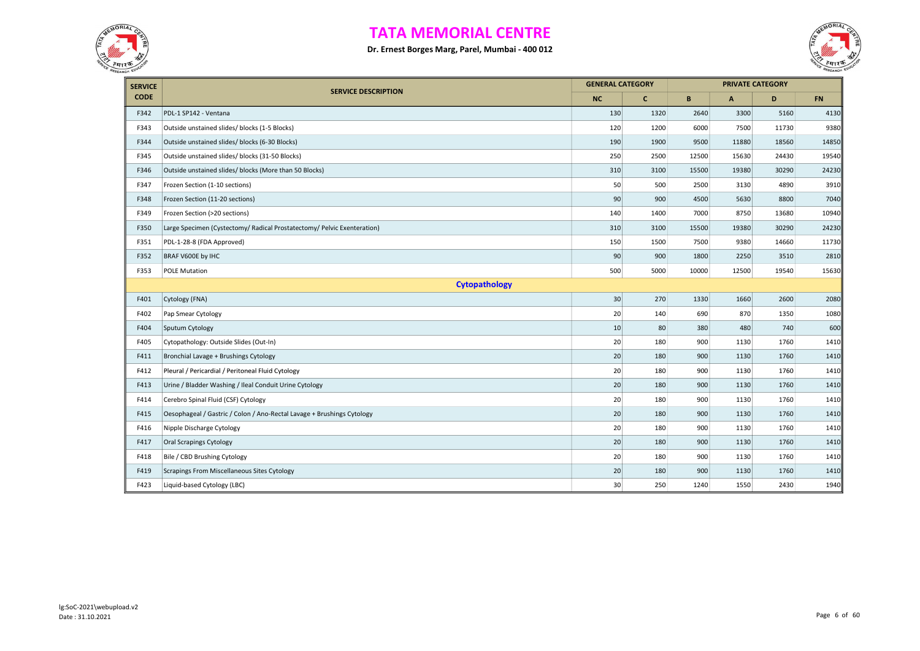# TATA MEMORIAL CENTRE

**Dr. Ernest Borges Marg, Parel, Mumbai - 400 012**

| SERVICE CODE | SERVICE DESCRIPTION | GENERAL CATEGORY | | PRIVATE CATEGORY | | | |
|---|---|---|---|---|---|---|---|
| | | NC | C | B | A | D | FN |
| F342 | PDL-1 SP142 - Ventana | 130 | 1320 | 2640 | 3300 | 5160 | 4130 |
| F343 | Outside unstained slides/ blocks (1-5 Blocks) | 120 | 1200 | 6000 | 7500 | 11730 | 9380 |
| F344 | Outside unstained slides/ blocks (6-30 Blocks) | 190 | 1900 | 9500 | 11880 | 18560 | 14850 |
| F345 | Outside unstained slides/ blocks (31-50 Blocks) | 250 | 2500 | 12500 | 15630 | 24430 | 19540 |
| F346 | Outside unstained slides/ blocks (More than 50 Blocks) | 310 | 3100 | 15500 | 19380 | 30290 | 24230 |
| F347 | Frozen Section (1-10 sections) | 50 | 500 | 2500 | 3130 | 4890 | 3910 |
| F348 | Frozen Section (11-20 sections) | 90 | 900 | 4500 | 5630 | 8800 | 7040 |
| F349 | Frozen Section (>20 sections) | 140 | 1400 | 7000 | 8750 | 13680 | 10940 |
| F350 | Large Specimen (Cystectomy/ Radical Prostatectomy/ Pelvic Exenteration) | 310 | 3100 | 15500 | 19380 | 30290 | 24230 |
| F351 | PDL-1-28-8 (FDA Approved) | 150 | 1500 | 7500 | 9380 | 14660 | 11730 |
| F352 | BRAF V600E by IHC | 90 | 900 | 1800 | 2250 | 3510 | 2810 |
| F353 | POLE Mutation | 500 | 5000 | 10000 | 12500 | 19540 | 15630 |
| | **Cytopathology** | | | | | | |
| F401 | Cytology (FNA) | 30 | 270 | 1330 | 1660 | 2600 | 2080 |
| F402 | Pap Smear Cytology | 20 | 140 | 690 | 870 | 1350 | 1080 |
| F404 | Sputum Cytology | 10 | 80 | 380 | 480 | 740 | 600 |
| F405 | Cytopathology: Outside Slides (Out-In) | 20 | 180 | 900 | 1130 | 1760 | 1410 |
| F411 | Bronchial Lavage + Brushings Cytology | 20 | 180 | 900 | 1130 | 1760 | 1410 |
| F412 | Pleural / Pericardial / Peritoneal Fluid Cytology | 20 | 180 | 900 | 1130 | 1760 | 1410 |
| F413 | Urine / Bladder Washing / Ileal Conduit Urine Cytology | 20 | 180 | 900 | 1130 | 1760 | 1410 |
| F414 | Cerebro Spinal Fluid (CSF) Cytology | 20 | 180 | 900 | 1130 | 1760 | 1410 |
| F415 | Oesophageal / Gastric / Colon / Ano-Rectal Lavage + Brushings Cytology | 20 | 180 | 900 | 1130 | 1760 | 1410 |
| F416 | Nipple Discharge Cytology | 20 | 180 | 900 | 1130 | 1760 | 1410 |
| F417 | Oral Scrapings Cytology | 20 | 180 | 900 | 1130 | 1760 | 1410 |
| F418 | Bile / CBD Brushing Cytology | 20 | 180 | 900 | 1130 | 1760 | 1410 |
| F419 | Scrapings From Miscellaneous Sites Cytology | 20 | 180 | 900 | 1130 | 1760 | 1410 |
| F423 | Liquid-based Cytology (LBC) | 30 | 250 | 1240 | 1550 | 2430 | 1940 |

lg:SoC-2021\webupload.v2
Date : 31.10.2021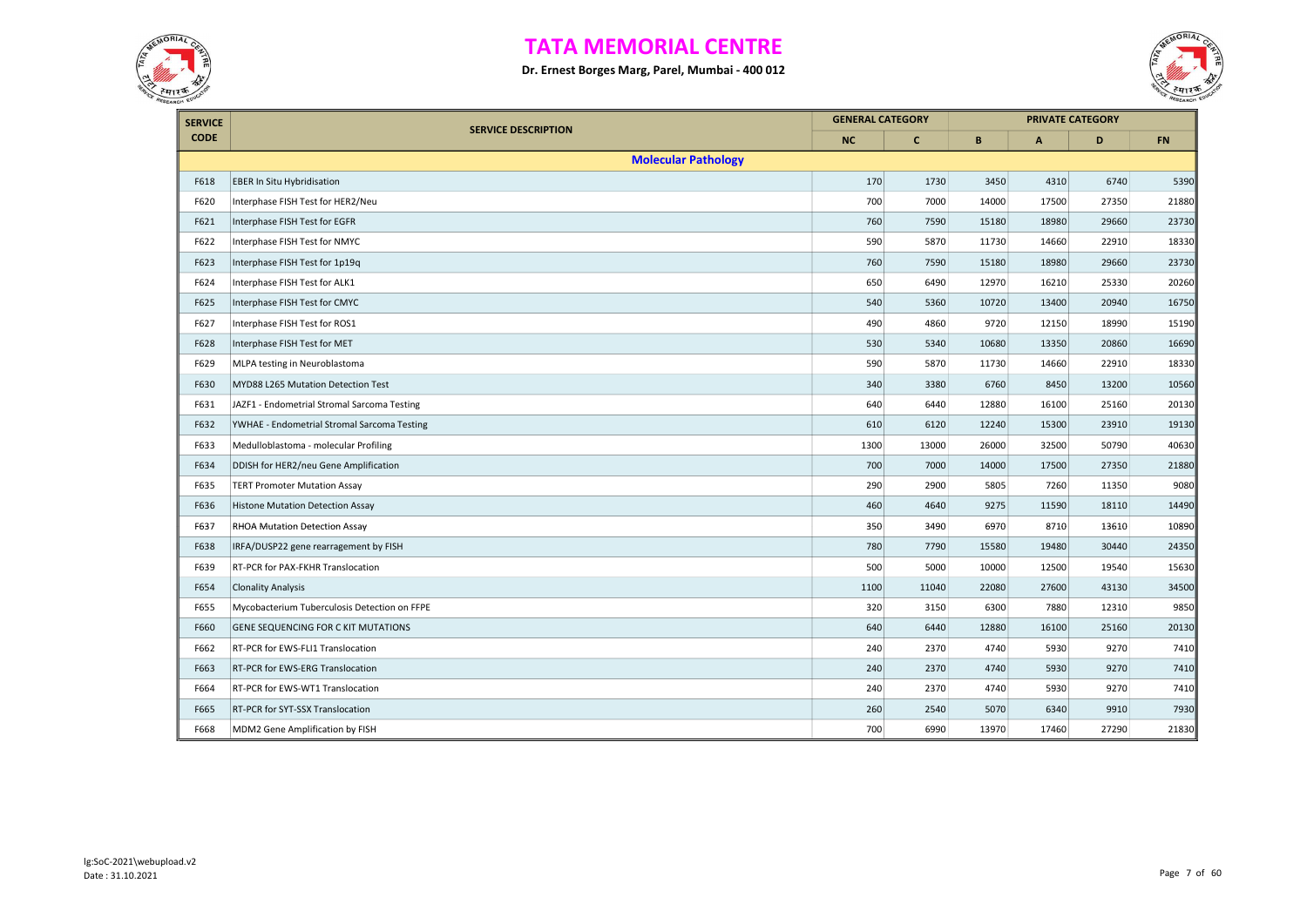# TATA MEMORIAL CENTRE

**Dr. Ernest Borges Marg, Parel, Mumbai - 400 012**

| SERVICE CODE | SERVICE DESCRIPTION | GENERAL CATEGORY | | PRIVATE CATEGORY | | | |
|---|---|---|---|---|---|---|---|
| | | NC | C | B | A | D | FN |
| | **Molecular Pathology** | | | | | | |
| F618 | EBER In Situ Hybridisation | 170 | 1730 | 3450 | 4310 | 6740 | 5390 |
| F620 | Interphase FISH Test for HER2/Neu | 700 | 7000 | 14000 | 17500 | 27350 | 21880 |
| F621 | Interphase FISH Test for EGFR | 760 | 7590 | 15180 | 18980 | 29660 | 23730 |
| F622 | Interphase FISH Test for NMYC | 590 | 5870 | 11730 | 14660 | 22910 | 18330 |
| F623 | Interphase FISH Test for 1p19q | 760 | 7590 | 15180 | 18980 | 29660 | 23730 |
| F624 | Interphase FISH Test for ALK1 | 650 | 6490 | 12970 | 16210 | 25330 | 20260 |
| F625 | Interphase FISH Test for CMYC | 540 | 5360 | 10720 | 13400 | 20940 | 16750 |
| F627 | Interphase FISH Test for ROS1 | 490 | 4860 | 9720 | 12150 | 18990 | 15190 |
| F628 | Interphase FISH Test for MET | 530 | 5340 | 10680 | 13350 | 20860 | 16690 |
| F629 | MLPA testing in Neuroblastoma | 590 | 5870 | 11730 | 14660 | 22910 | 18330 |
| F630 | MYD88 L265 Mutation Detection Test | 340 | 3380 | 6760 | 8450 | 13200 | 10560 |
| F631 | JAZF1 - Endometrial Stromal Sarcoma Testing | 640 | 6440 | 12880 | 16100 | 25160 | 20130 |
| F632 | YWHAE - Endometrial Stromal Sarcoma Testing | 610 | 6120 | 12240 | 15300 | 23910 | 19130 |
| F633 | Medulloblastoma - molecular Profiling | 1300 | 13000 | 26000 | 32500 | 50790 | 40630 |
| F634 | DDISH for HER2/neu Gene Amplification | 700 | 7000 | 14000 | 17500 | 27350 | 21880 |
| F635 | TERT Promoter Mutation Assay | 290 | 2900 | 5805 | 7260 | 11350 | 9080 |
| F636 | Histone Mutation Detection Assay | 460 | 4640 | 9275 | 11590 | 18110 | 14490 |
| F637 | RHOA Mutation Detection Assay | 350 | 3490 | 6970 | 8710 | 13610 | 10890 |
| F638 | IRFA/DUSP22 gene rearragement by FISH | 780 | 7790 | 15580 | 19480 | 30440 | 24350 |
| F639 | RT-PCR for PAX-FKHR Translocation | 500 | 5000 | 10000 | 12500 | 19540 | 15630 |
| F654 | Clonality Analysis | 1100 | 11040 | 22080 | 27600 | 43130 | 34500 |
| F655 | Mycobacterium Tuberculosis Detection on FFPE | 320 | 3150 | 6300 | 7880 | 12310 | 9850 |
| F660 | GENE SEQUENCING FOR C KIT MUTATIONS | 640 | 6440 | 12880 | 16100 | 25160 | 20130 |
| F662 | RT-PCR for EWS-FLI1 Translocation | 240 | 2370 | 4740 | 5930 | 9270 | 7410 |
| F663 | RT-PCR for EWS-ERG Translocation | 240 | 2370 | 4740 | 5930 | 9270 | 7410 |
| F664 | RT-PCR for EWS-WT1 Translocation | 240 | 2370 | 4740 | 5930 | 9270 | 7410 |
| F665 | RT-PCR for SYT-SSX Translocation | 260 | 2540 | 5070 | 6340 | 9910 | 7930 |
| F668 | MDM2 Gene Amplification by FISH | 700 | 6990 | 13970 | 17460 | 27290 | 21830 |

lg:SoC-2021\webupload.v2
Date : 31.10.2021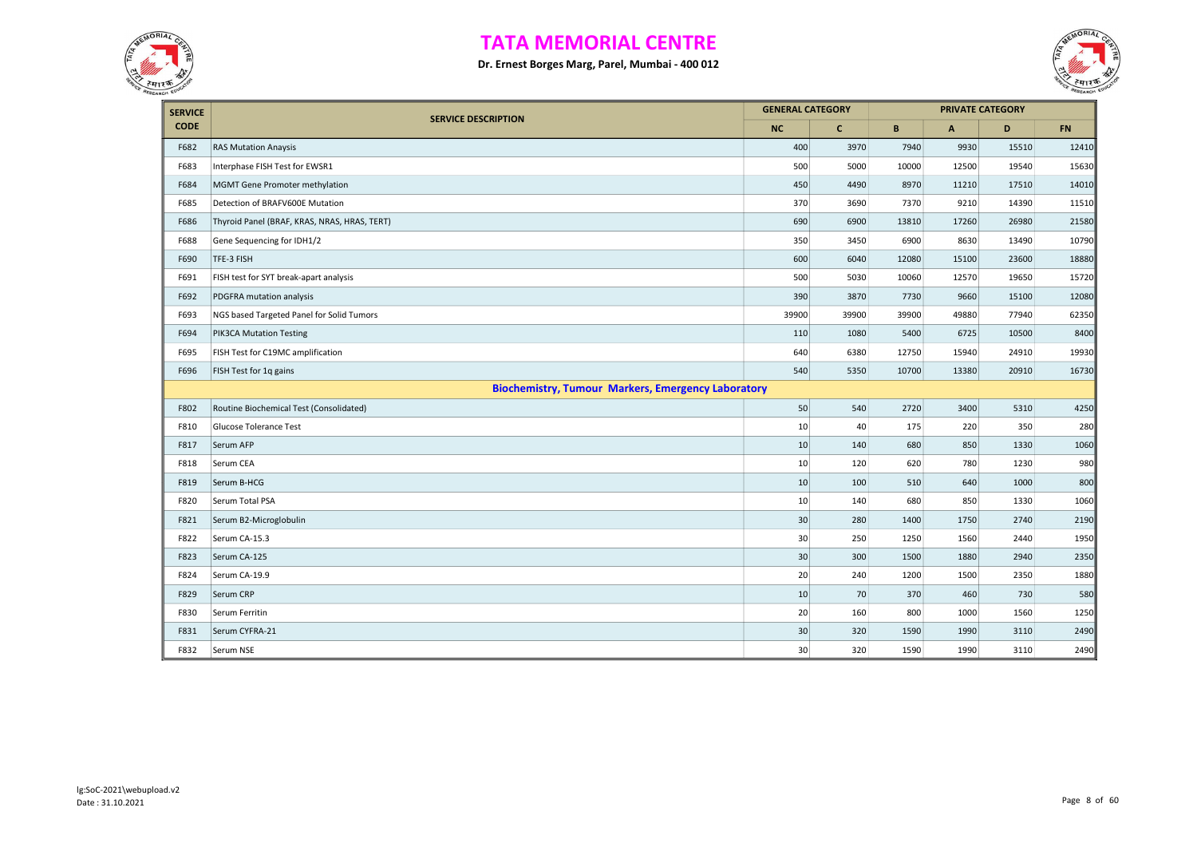# TATA MEMORIAL CENTRE

**Dr. Ernest Borges Marg, Parel, Mumbai - 400 012**

| SERVICE CODE | SERVICE DESCRIPTION | GENERAL CATEGORY | | PRIVATE CATEGORY | | | |
|---|---|---|---|---|---|---|---|
| | | NC | C | B | A | D | FN |
| F682 | RAS Mutation Anaysis | 400 | 3970 | 7940 | 9930 | 15510 | 12410 |
| F683 | Interphase FISH Test for EWSR1 | 500 | 5000 | 10000 | 12500 | 19540 | 15630 |
| F684 | MGMT Gene Promoter methylation | 450 | 4490 | 8970 | 11210 | 17510 | 14010 |
| F685 | Detection of BRAFV600E Mutation | 370 | 3690 | 7370 | 9210 | 14390 | 11510 |
| F686 | Thyroid Panel (BRAF, KRAS, NRAS, HRAS, TERT) | 690 | 6900 | 13810 | 17260 | 26980 | 21580 |
| F688 | Gene Sequencing for IDH1/2 | 350 | 3450 | 6900 | 8630 | 13490 | 10790 |
| F690 | TFE-3 FISH | 600 | 6040 | 12080 | 15100 | 23600 | 18880 |
| F691 | FISH test for SYT break-apart analysis | 500 | 5030 | 10060 | 12570 | 19650 | 15720 |
| F692 | PDGFRA mutation analysis | 390 | 3870 | 7730 | 9660 | 15100 | 12080 |
| F693 | NGS based Targeted Panel for Solid Tumors | 39900 | 39900 | 39900 | 49880 | 77940 | 62350 |
| F694 | PIK3CA Mutation Testing | 110 | 1080 | 5400 | 6725 | 10500 | 8400 |
| F695 | FISH Test for C19MC amplification | 640 | 6380 | 12750 | 15940 | 24910 | 19930 |
| F696 | FISH Test for 1q gains | 540 | 5350 | 10700 | 13380 | 20910 | 16730 |
| | **Biochemistry, Tumour Markers, Emergency Laboratory** | | | | | | |
| F802 | Routine Biochemical Test (Consolidated) | 50 | 540 | 2720 | 3400 | 5310 | 4250 |
| F810 | Glucose Tolerance Test | 10 | 40 | 175 | 220 | 350 | 280 |
| F817 | Serum AFP | 10 | 140 | 680 | 850 | 1330 | 1060 |
| F818 | Serum CEA | 10 | 120 | 620 | 780 | 1230 | 980 |
| F819 | Serum B-HCG | 10 | 100 | 510 | 640 | 1000 | 800 |
| F820 | Serum Total PSA | 10 | 140 | 680 | 850 | 1330 | 1060 |
| F821 | Serum B2-Microglobulin | 30 | 280 | 1400 | 1750 | 2740 | 2190 |
| F822 | Serum CA-15.3 | 30 | 250 | 1250 | 1560 | 2440 | 1950 |
| F823 | Serum CA-125 | 30 | 300 | 1500 | 1880 | 2940 | 2350 |
| F824 | Serum CA-19.9 | 20 | 240 | 1200 | 1500 | 2350 | 1880 |
| F829 | Serum CRP | 10 | 70 | 370 | 460 | 730 | 580 |
| F830 | Serum Ferritin | 20 | 160 | 800 | 1000 | 1560 | 1250 |
| F831 | Serum CYFRA-21 | 30 | 320 | 1590 | 1990 | 3110 | 2490 |
| F832 | Serum NSE | 30 | 320 | 1590 | 1990 | 3110 | 2490 |

lg:SoC-2021\webupload.v2
Date : 31.10.2021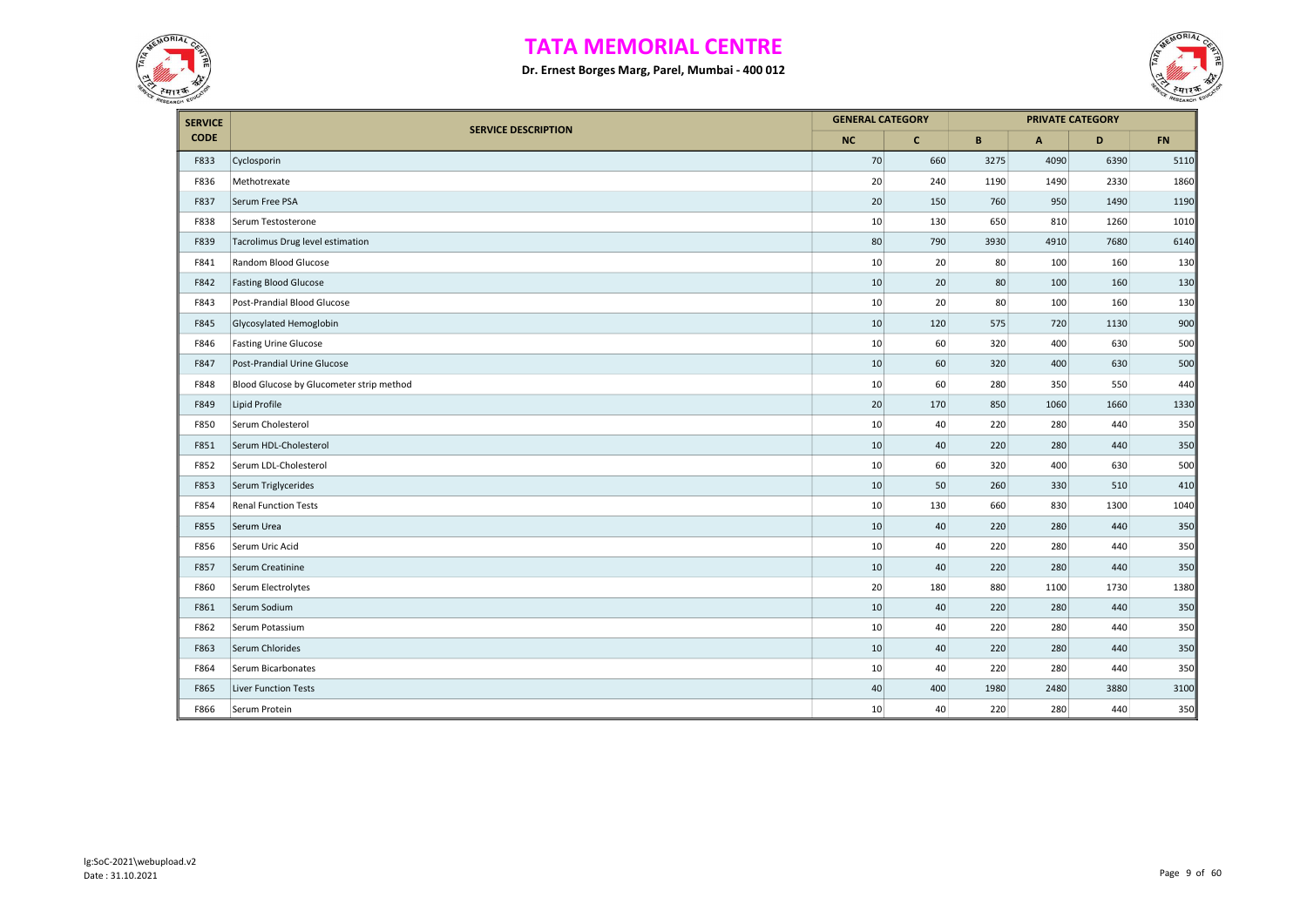# TATA MEMORIAL CENTRE

**Dr. Ernest Borges Marg, Parel, Mumbai - 400 012**

| SERVICE CODE | SERVICE DESCRIPTION | GENERAL CATEGORY | | PRIVATE CATEGORY | | | |
|---|---|---|---|---|---|---|---|
| | | NC | C | B | A | D | FN |
| F833 | Cyclosporin | 70 | 660 | 3275 | 4090 | 6390 | 5110 |
| F836 | Methotrexate | 20 | 240 | 1190 | 1490 | 2330 | 1860 |
| F837 | Serum Free PSA | 20 | 150 | 760 | 950 | 1490 | 1190 |
| F838 | Serum Testosterone | 10 | 130 | 650 | 810 | 1260 | 1010 |
| F839 | Tacrolimus Drug level estimation | 80 | 790 | 3930 | 4910 | 7680 | 6140 |
| F841 | Random Blood Glucose | 10 | 20 | 80 | 100 | 160 | 130 |
| F842 | Fasting Blood Glucose | 10 | 20 | 80 | 100 | 160 | 130 |
| F843 | Post-Prandial Blood Glucose | 10 | 20 | 80 | 100 | 160 | 130 |
| F845 | Glycosylated Hemoglobin | 10 | 120 | 575 | 720 | 1130 | 900 |
| F846 | Fasting Urine Glucose | 10 | 60 | 320 | 400 | 630 | 500 |
| F847 | Post-Prandial Urine Glucose | 10 | 60 | 320 | 400 | 630 | 500 |
| F848 | Blood Glucose by Glucometer strip method | 10 | 60 | 280 | 350 | 550 | 440 |
| F849 | Lipid Profile | 20 | 170 | 850 | 1060 | 1660 | 1330 |
| F850 | Serum Cholesterol | 10 | 40 | 220 | 280 | 440 | 350 |
| F851 | Serum HDL-Cholesterol | 10 | 40 | 220 | 280 | 440 | 350 |
| F852 | Serum LDL-Cholesterol | 10 | 60 | 320 | 400 | 630 | 500 |
| F853 | Serum Triglycerides | 10 | 50 | 260 | 330 | 510 | 410 |
| F854 | Renal Function Tests | 10 | 130 | 660 | 830 | 1300 | 1040 |
| F855 | Serum Urea | 10 | 40 | 220 | 280 | 440 | 350 |
| F856 | Serum Uric Acid | 10 | 40 | 220 | 280 | 440 | 350 |
| F857 | Serum Creatinine | 10 | 40 | 220 | 280 | 440 | 350 |
| F860 | Serum Electrolytes | 20 | 180 | 880 | 1100 | 1730 | 1380 |
| F861 | Serum Sodium | 10 | 40 | 220 | 280 | 440 | 350 |
| F862 | Serum Potassium | 10 | 40 | 220 | 280 | 440 | 350 |
| F863 | Serum Chlorides | 10 | 40 | 220 | 280 | 440 | 350 |
| F864 | Serum Bicarbonates | 10 | 40 | 220 | 280 | 440 | 350 |
| F865 | Liver Function Tests | 40 | 400 | 1980 | 2480 | 3880 | 3100 |
| F866 | Serum Protein | 10 | 40 | 220 | 280 | 440 | 350 |

lg:SoC-2021\webupload.v2
Date : 31.10.2021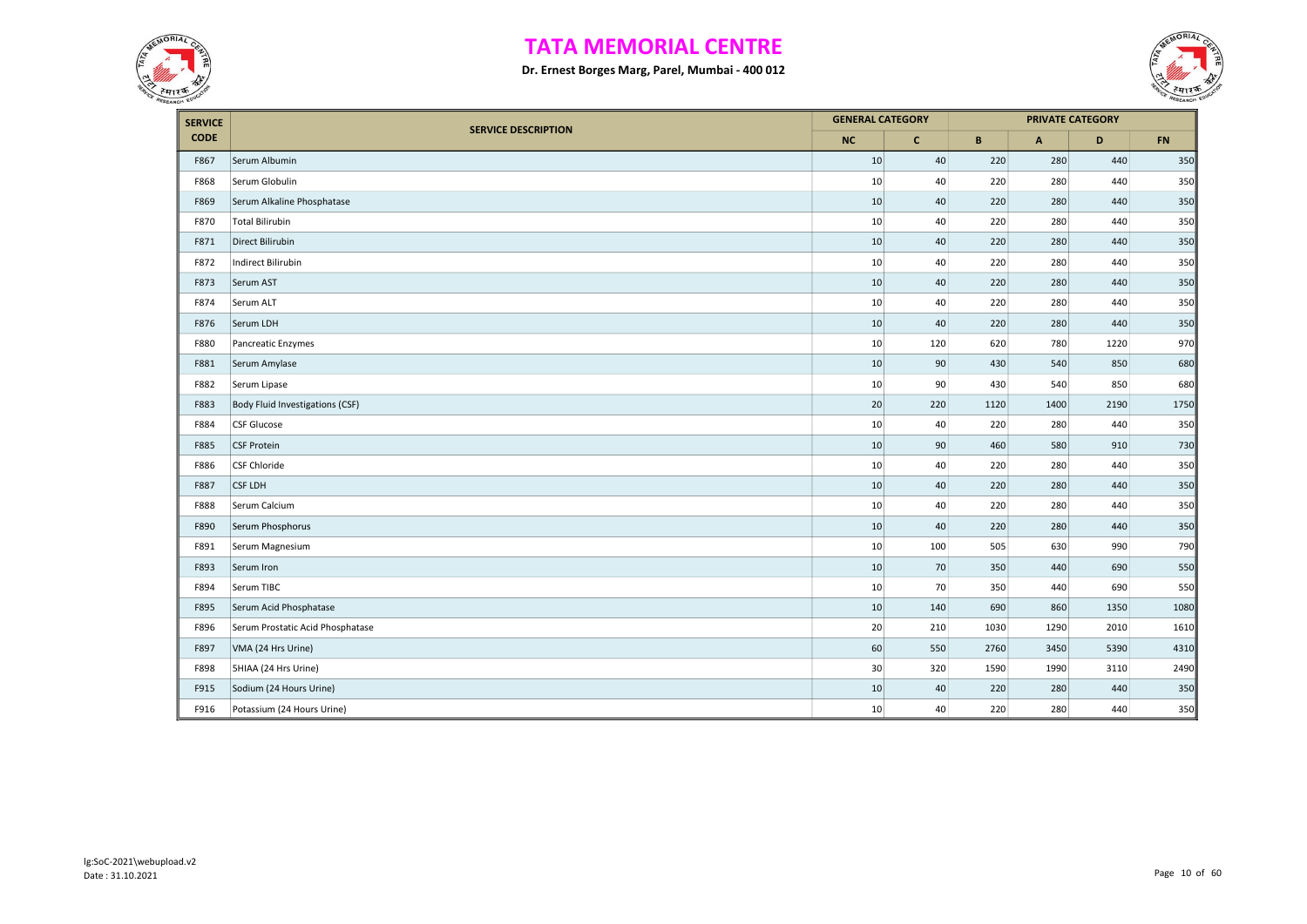# TATA MEMORIAL CENTRE

**Dr. Ernest Borges Marg, Parel, Mumbai - 400 012**

| SERVICE CODE | SERVICE DESCRIPTION | GENERAL CATEGORY | | PRIVATE CATEGORY | | | |
|---|---|---|---|---|---|---|---|
| | | NC | C | B | A | D | FN |
| F867 | Serum Albumin | 10 | 40 | 220 | 280 | 440 | 350 |
| F868 | Serum Globulin | 10 | 40 | 220 | 280 | 440 | 350 |
| F869 | Serum Alkaline Phosphatase | 10 | 40 | 220 | 280 | 440 | 350 |
| F870 | Total Bilirubin | 10 | 40 | 220 | 280 | 440 | 350 |
| F871 | Direct Bilirubin | 10 | 40 | 220 | 280 | 440 | 350 |
| F872 | Indirect Bilirubin | 10 | 40 | 220 | 280 | 440 | 350 |
| F873 | Serum AST | 10 | 40 | 220 | 280 | 440 | 350 |
| F874 | Serum ALT | 10 | 40 | 220 | 280 | 440 | 350 |
| F876 | Serum LDH | 10 | 40 | 220 | 280 | 440 | 350 |
| F880 | Pancreatic Enzymes | 10 | 120 | 620 | 780 | 1220 | 970 |
| F881 | Serum Amylase | 10 | 90 | 430 | 540 | 850 | 680 |
| F882 | Serum Lipase | 10 | 90 | 430 | 540 | 850 | 680 |
| F883 | Body Fluid Investigations (CSF) | 20 | 220 | 1120 | 1400 | 2190 | 1750 |
| F884 | CSF Glucose | 10 | 40 | 220 | 280 | 440 | 350 |
| F885 | CSF Protein | 10 | 90 | 460 | 580 | 910 | 730 |
| F886 | CSF Chloride | 10 | 40 | 220 | 280 | 440 | 350 |
| F887 | CSF LDH | 10 | 40 | 220 | 280 | 440 | 350 |
| F888 | Serum Calcium | 10 | 40 | 220 | 280 | 440 | 350 |
| F890 | Serum Phosphorus | 10 | 40 | 220 | 280 | 440 | 350 |
| F891 | Serum Magnesium | 10 | 100 | 505 | 630 | 990 | 790 |
| F893 | Serum Iron | 10 | 70 | 350 | 440 | 690 | 550 |
| F894 | Serum TIBC | 10 | 70 | 350 | 440 | 690 | 550 |
| F895 | Serum Acid Phosphatase | 10 | 140 | 690 | 860 | 1350 | 1080 |
| F896 | Serum Prostatic Acid Phosphatase | 20 | 210 | 1030 | 1290 | 2010 | 1610 |
| F897 | VMA (24 Hrs Urine) | 60 | 550 | 2760 | 3450 | 5390 | 4310 |
| F898 | 5HIAA (24 Hrs Urine) | 30 | 320 | 1590 | 1990 | 3110 | 2490 |
| F915 | Sodium (24 Hours Urine) | 10 | 40 | 220 | 280 | 440 | 350 |
| F916 | Potassium (24 Hours Urine) | 10 | 40 | 220 | 280 | 440 | 350 |

lg:SoC-2021\webupload.v2
Date : 31.10.2021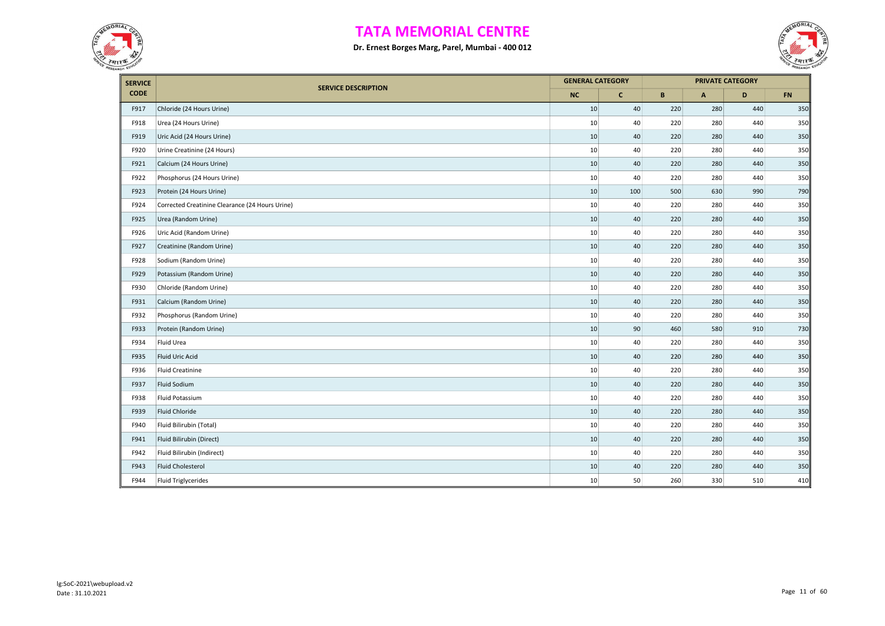# TATA MEMORIAL CENTRE

**Dr. Ernest Borges Marg, Parel, Mumbai - 400 012**

| SERVICE CODE | SERVICE DESCRIPTION | GENERAL CATEGORY | | PRIVATE CATEGORY | | | |
|---|---|---|---|---|---|---|---|
| | | NC | C | B | A | D | FN |
| F917 | Chloride (24 Hours Urine) | 10 | 40 | 220 | 280 | 440 | 350 |
| F918 | Urea (24 Hours Urine) | 10 | 40 | 220 | 280 | 440 | 350 |
| F919 | Uric Acid (24 Hours Urine) | 10 | 40 | 220 | 280 | 440 | 350 |
| F920 | Urine Creatinine (24 Hours) | 10 | 40 | 220 | 280 | 440 | 350 |
| F921 | Calcium (24 Hours Urine) | 10 | 40 | 220 | 280 | 440 | 350 |
| F922 | Phosphorus (24 Hours Urine) | 10 | 40 | 220 | 280 | 440 | 350 |
| F923 | Protein (24 Hours Urine) | 10 | 100 | 500 | 630 | 990 | 790 |
| F924 | Corrected Creatinine Clearance (24 Hours Urine) | 10 | 40 | 220 | 280 | 440 | 350 |
| F925 | Urea (Random Urine) | 10 | 40 | 220 | 280 | 440 | 350 |
| F926 | Uric Acid (Random Urine) | 10 | 40 | 220 | 280 | 440 | 350 |
| F927 | Creatinine (Random Urine) | 10 | 40 | 220 | 280 | 440 | 350 |
| F928 | Sodium (Random Urine) | 10 | 40 | 220 | 280 | 440 | 350 |
| F929 | Potassium (Random Urine) | 10 | 40 | 220 | 280 | 440 | 350 |
| F930 | Chloride (Random Urine) | 10 | 40 | 220 | 280 | 440 | 350 |
| F931 | Calcium (Random Urine) | 10 | 40 | 220 | 280 | 440 | 350 |
| F932 | Phosphorus (Random Urine) | 10 | 40 | 220 | 280 | 440 | 350 |
| F933 | Protein (Random Urine) | 10 | 90 | 460 | 580 | 910 | 730 |
| F934 | Fluid Urea | 10 | 40 | 220 | 280 | 440 | 350 |
| F935 | Fluid Uric Acid | 10 | 40 | 220 | 280 | 440 | 350 |
| F936 | Fluid Creatinine | 10 | 40 | 220 | 280 | 440 | 350 |
| F937 | Fluid Sodium | 10 | 40 | 220 | 280 | 440 | 350 |
| F938 | Fluid Potassium | 10 | 40 | 220 | 280 | 440 | 350 |
| F939 | Fluid Chloride | 10 | 40 | 220 | 280 | 440 | 350 |
| F940 | Fluid Bilirubin (Total) | 10 | 40 | 220 | 280 | 440 | 350 |
| F941 | Fluid Bilirubin (Direct) | 10 | 40 | 220 | 280 | 440 | 350 |
| F942 | Fluid Bilirubin (Indirect) | 10 | 40 | 220 | 280 | 440 | 350 |
| F943 | Fluid Cholesterol | 10 | 40 | 220 | 280 | 440 | 350 |
| F944 | Fluid Triglycerides | 10 | 50 | 260 | 330 | 510 | 410 |

lg:SoC-2021\webupload.v2
Date : 31.10.2021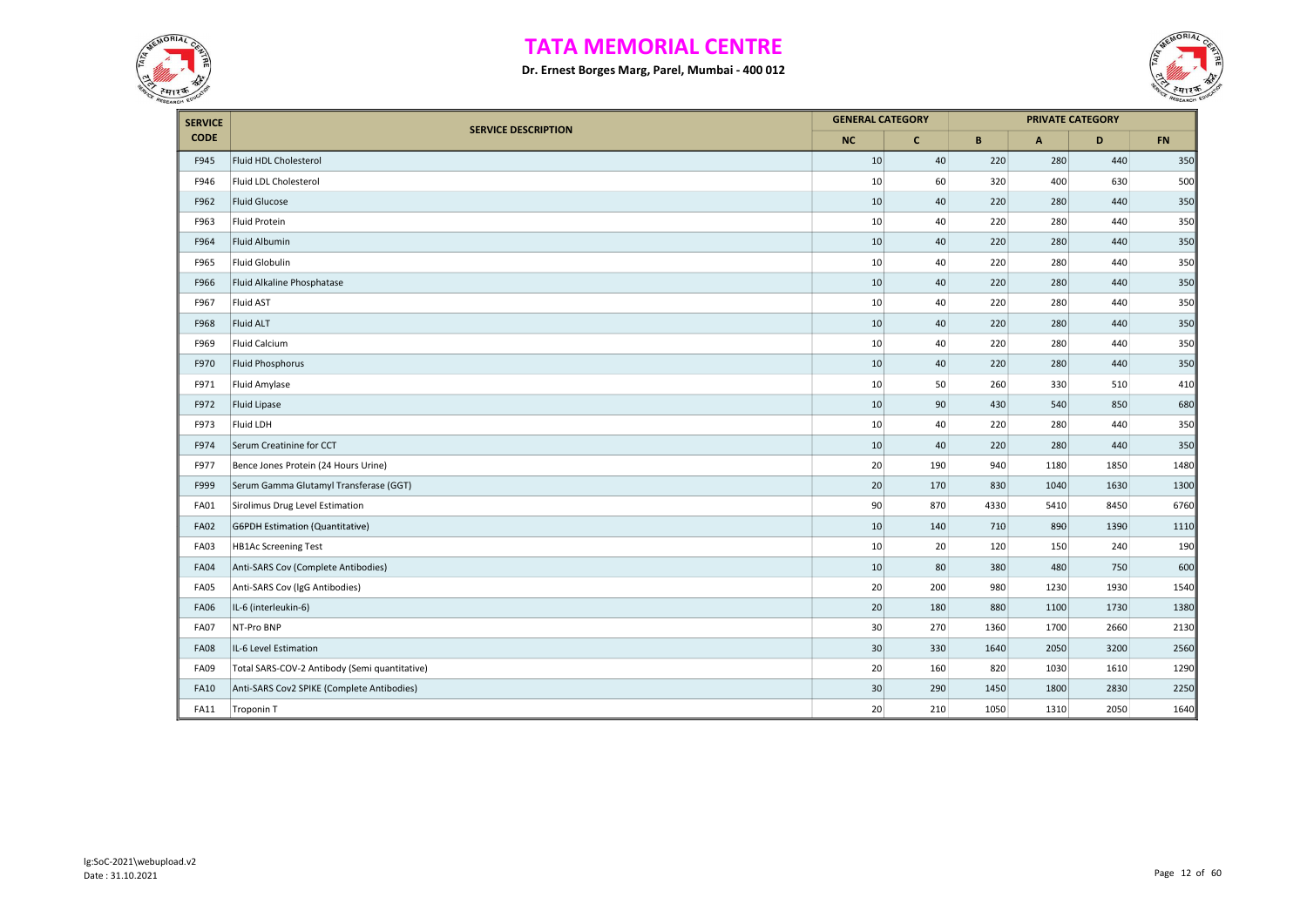# TATA MEMORIAL CENTRE

**Dr. Ernest Borges Marg, Parel, Mumbai - 400 012**

| SERVICE CODE | SERVICE DESCRIPTION | GENERAL CATEGORY | | PRIVATE CATEGORY | | | |
|---|---|---|---|---|---|---|---|
| | | NC | C | B | A | D | FN |
| F945 | Fluid HDL Cholesterol | 10 | 40 | 220 | 280 | 440 | 350 |
| F946 | Fluid LDL Cholesterol | 10 | 60 | 320 | 400 | 630 | 500 |
| F962 | Fluid Glucose | 10 | 40 | 220 | 280 | 440 | 350 |
| F963 | Fluid Protein | 10 | 40 | 220 | 280 | 440 | 350 |
| F964 | Fluid Albumin | 10 | 40 | 220 | 280 | 440 | 350 |
| F965 | Fluid Globulin | 10 | 40 | 220 | 280 | 440 | 350 |
| F966 | Fluid Alkaline Phosphatase | 10 | 40 | 220 | 280 | 440 | 350 |
| F967 | Fluid AST | 10 | 40 | 220 | 280 | 440 | 350 |
| F968 | Fluid ALT | 10 | 40 | 220 | 280 | 440 | 350 |
| F969 | Fluid Calcium | 10 | 40 | 220 | 280 | 440 | 350 |
| F970 | Fluid Phosphorus | 10 | 40 | 220 | 280 | 440 | 350 |
| F971 | Fluid Amylase | 10 | 50 | 260 | 330 | 510 | 410 |
| F972 | Fluid Lipase | 10 | 90 | 430 | 540 | 850 | 680 |
| F973 | Fluid LDH | 10 | 40 | 220 | 280 | 440 | 350 |
| F974 | Serum Creatinine for CCT | 10 | 40 | 220 | 280 | 440 | 350 |
| F977 | Bence Jones Protein (24 Hours Urine) | 20 | 190 | 940 | 1180 | 1850 | 1480 |
| F999 | Serum Gamma Glutamyl Transferase (GGT) | 20 | 170 | 830 | 1040 | 1630 | 1300 |
| FA01 | Sirolimus Drug Level Estimation | 90 | 870 | 4330 | 5410 | 8450 | 6760 |
| FA02 | G6PDH Estimation (Quantitative) | 10 | 140 | 710 | 890 | 1390 | 1110 |
| FA03 | HB1Ac Screening Test | 10 | 20 | 120 | 150 | 240 | 190 |
| FA04 | Anti-SARS Cov (Complete Antibodies) | 10 | 80 | 380 | 480 | 750 | 600 |
| FA05 | Anti-SARS Cov (IgG Antibodies) | 20 | 200 | 980 | 1230 | 1930 | 1540 |
| FA06 | IL-6 (interleukin-6) | 20 | 180 | 880 | 1100 | 1730 | 1380 |
| FA07 | NT-Pro BNP | 30 | 270 | 1360 | 1700 | 2660 | 2130 |
| FA08 | IL-6 Level Estimation | 30 | 330 | 1640 | 2050 | 3200 | 2560 |
| FA09 | Total SARS-COV-2 Antibody (Semi quantitative) | 20 | 160 | 820 | 1030 | 1610 | 1290 |
| FA10 | Anti-SARS Cov2 SPIKE (Complete Antibodies) | 30 | 290 | 1450 | 1800 | 2830 | 2250 |
| FA11 | Troponin T | 20 | 210 | 1050 | 1310 | 2050 | 1640 |

lg:SoC-2021\webupload.v2
Date : 31.10.2021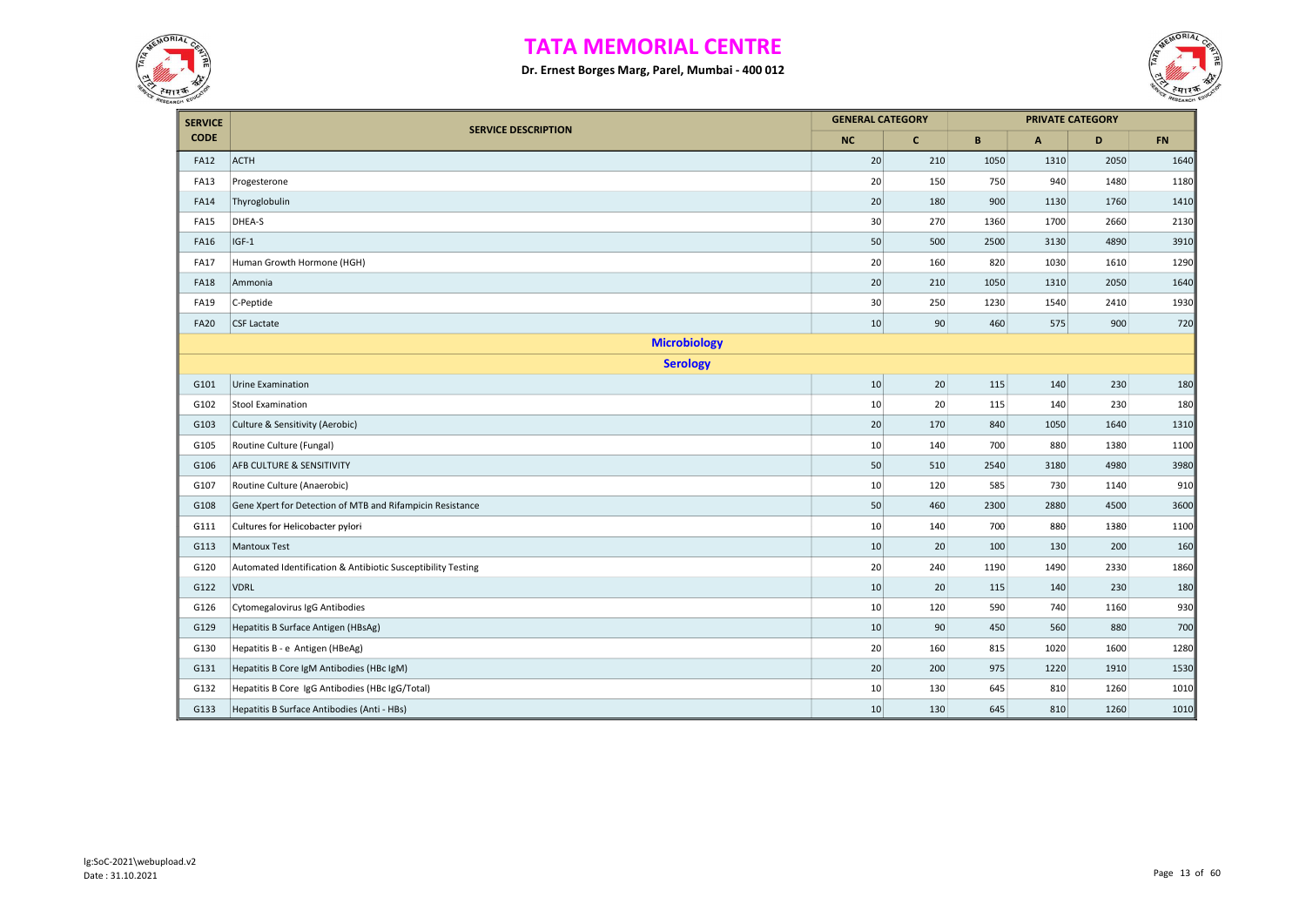# TATA MEMORIAL CENTRE

**Dr. Ernest Borges Marg, Parel, Mumbai - 400 012**

| SERVICE CODE | SERVICE DESCRIPTION | GENERAL CATEGORY | | PRIVATE CATEGORY | | | |
|---|---|---|---|---|---|---|---|
| | | NC | C | B | A | D | FN |
| FA12 | ACTH | 20 | 210 | 1050 | 1310 | 2050 | 1640 |
| FA13 | Progesterone | 20 | 150 | 750 | 940 | 1480 | 1180 |
| FA14 | Thyroglobulin | 20 | 180 | 900 | 1130 | 1760 | 1410 |
| FA15 | DHEA-S | 30 | 270 | 1360 | 1700 | 2660 | 2130 |
| FA16 | IGF-1 | 50 | 500 | 2500 | 3130 | 4890 | 3910 |
| FA17 | Human Growth Hormone (HGH) | 20 | 160 | 820 | 1030 | 1610 | 1290 |
| FA18 | Ammonia | 20 | 210 | 1050 | 1310 | 2050 | 1640 |
| FA19 | C-Peptide | 30 | 250 | 1230 | 1540 | 2410 | 1930 |
| FA20 | CSF Lactate | 10 | 90 | 460 | 575 | 900 | 720 |
| | **Microbiology** | | | | | | |
| | **Serology** | | | | | | |
| G101 | Urine Examination | 10 | 20 | 115 | 140 | 230 | 180 |
| G102 | Stool Examination | 10 | 20 | 115 | 140 | 230 | 180 |
| G103 | Culture & Sensitivity (Aerobic) | 20 | 170 | 840 | 1050 | 1640 | 1310 |
| G105 | Routine Culture (Fungal) | 10 | 140 | 700 | 880 | 1380 | 1100 |
| G106 | AFB CULTURE & SENSITIVITY | 50 | 510 | 2540 | 3180 | 4980 | 3980 |
| G107 | Routine Culture (Anaerobic) | 10 | 120 | 585 | 730 | 1140 | 910 |
| G108 | Gene Xpert for Detection of MTB and Rifampicin Resistance | 50 | 460 | 2300 | 2880 | 4500 | 3600 |
| G111 | Cultures for Helicobacter pylori | 10 | 140 | 700 | 880 | 1380 | 1100 |
| G113 | Mantoux Test | 10 | 20 | 100 | 130 | 200 | 160 |
| G120 | Automated Identification & Antibiotic Susceptibility Testing | 20 | 240 | 1190 | 1490 | 2330 | 1860 |
| G122 | VDRL | 10 | 20 | 115 | 140 | 230 | 180 |
| G126 | Cytomegalovirus IgG Antibodies | 10 | 120 | 590 | 740 | 1160 | 930 |
| G129 | Hepatitis B Surface Antigen (HBsAg) | 10 | 90 | 450 | 560 | 880 | 700 |
| G130 | Hepatitis B - e Antigen (HBeAg) | 20 | 160 | 815 | 1020 | 1600 | 1280 |
| G131 | Hepatitis B Core IgM Antibodies (HBc IgM) | 20 | 200 | 975 | 1220 | 1910 | 1530 |
| G132 | Hepatitis B Core IgG Antibodies (HBc IgG/Total) | 10 | 130 | 645 | 810 | 1260 | 1010 |
| G133 | Hepatitis B Surface Antibodies (Anti - HBs) | 10 | 130 | 645 | 810 | 1260 | 1010 |

lg:SoC-2021\webupload.v2
Date : 31.10.2021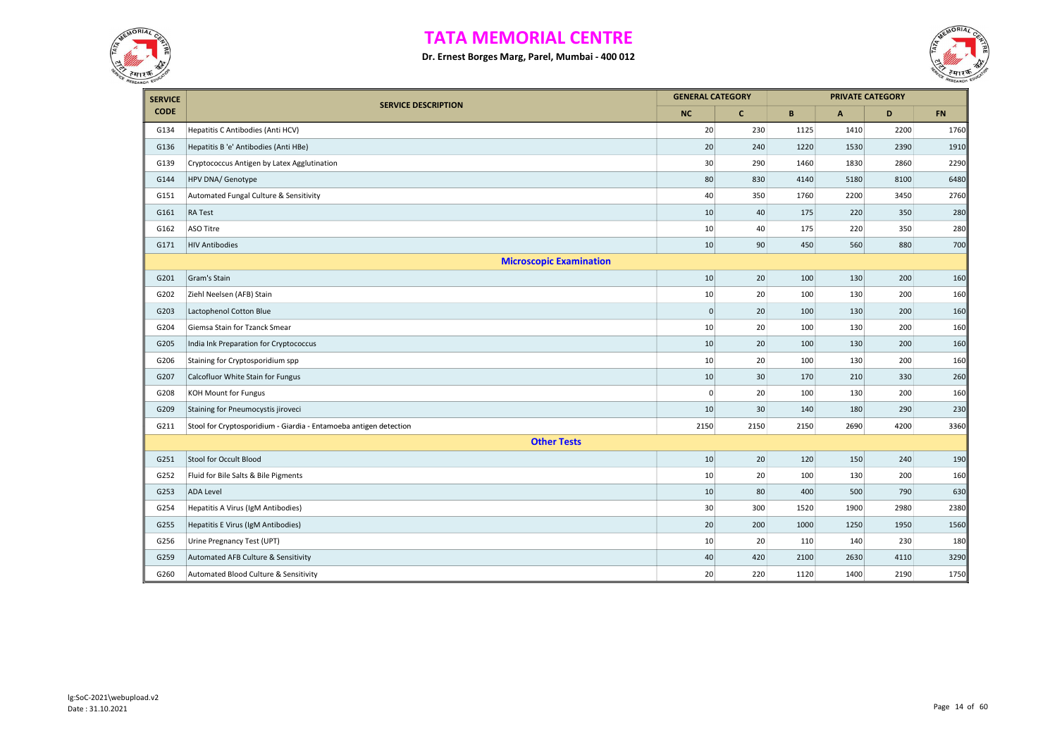# TATA MEMORIAL CENTRE

**Dr. Ernest Borges Marg, Parel, Mumbai - 400 012**

| SERVICE CODE | SERVICE DESCRIPTION | GENERAL CATEGORY | | PRIVATE CATEGORY | | | |
|---|---|---|---|---|---|---|---|
| | | NC | C | B | A | D | FN |
| G134 | Hepatitis C Antibodies (Anti HCV) | 20 | 230 | 1125 | 1410 | 2200 | 1760 |
| G136 | Hepatitis B 'e' Antibodies (Anti HBe) | 20 | 240 | 1220 | 1530 | 2390 | 1910 |
| G139 | Cryptococcus Antigen by Latex Agglutination | 30 | 290 | 1460 | 1830 | 2860 | 2290 |
| G144 | HPV DNA/ Genotype | 80 | 830 | 4140 | 5180 | 8100 | 6480 |
| G151 | Automated Fungal Culture & Sensitivity | 40 | 350 | 1760 | 2200 | 3450 | 2760 |
| G161 | RA Test | 10 | 40 | 175 | 220 | 350 | 280 |
| G162 | ASO Titre | 10 | 40 | 175 | 220 | 350 | 280 |
| G171 | HIV Antibodies | 10 | 90 | 450 | 560 | 880 | 700 |
| | **Microscopic Examination** | | | | | | |
| G201 | Gram's Stain | 10 | 20 | 100 | 130 | 200 | 160 |
| G202 | Ziehl Neelsen (AFB) Stain | 10 | 20 | 100 | 130 | 200 | 160 |
| G203 | Lactophenol Cotton Blue | 0 | 20 | 100 | 130 | 200 | 160 |
| G204 | Giemsa Stain for Tzanck Smear | 10 | 20 | 100 | 130 | 200 | 160 |
| G205 | India Ink Preparation for Cryptococcus | 10 | 20 | 100 | 130 | 200 | 160 |
| G206 | Staining for Cryptosporidium spp | 10 | 20 | 100 | 130 | 200 | 160 |
| G207 | Calcofluor White Stain for Fungus | 10 | 30 | 170 | 210 | 330 | 260 |
| G208 | KOH Mount for Fungus | 0 | 20 | 100 | 130 | 200 | 160 |
| G209 | Staining for Pneumocystis jiroveci | 10 | 30 | 140 | 180 | 290 | 230 |
| G211 | Stool for Cryptosporidium - Giardia - Entamoeba antigen detection | 2150 | 2150 | 2150 | 2690 | 4200 | 3360 |
| | **Other Tests** | | | | | | |
| G251 | Stool for Occult Blood | 10 | 20 | 120 | 150 | 240 | 190 |
| G252 | Fluid for Bile Salts & Bile Pigments | 10 | 20 | 100 | 130 | 200 | 160 |
| G253 | ADA Level | 10 | 80 | 400 | 500 | 790 | 630 |
| G254 | Hepatitis A Virus (IgM Antibodies) | 30 | 300 | 1520 | 1900 | 2980 | 2380 |
| G255 | Hepatitis E Virus (IgM Antibodies) | 20 | 200 | 1000 | 1250 | 1950 | 1560 |
| G256 | Urine Pregnancy Test (UPT) | 10 | 20 | 110 | 140 | 230 | 180 |
| G259 | Automated AFB Culture & Sensitivity | 40 | 420 | 2100 | 2630 | 4110 | 3290 |
| G260 | Automated Blood Culture & Sensitivity | 20 | 220 | 1120 | 1400 | 2190 | 1750 |

lg:SoC-2021\webupload.v2
Date : 31.10.2021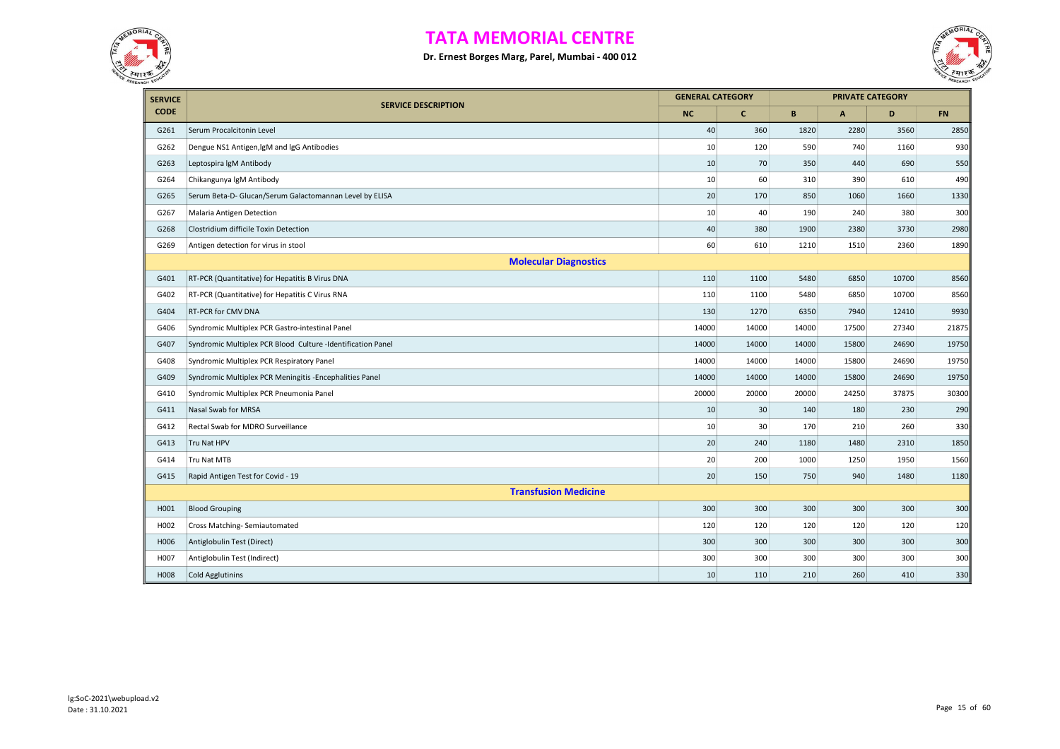# TATA MEMORIAL CENTRE

**Dr. Ernest Borges Marg, Parel, Mumbai - 400 012**

| SERVICE CODE | SERVICE DESCRIPTION | GENERAL CATEGORY | | PRIVATE CATEGORY | | | |
|---|---|---|---|---|---|---|---|
| | | NC | C | B | A | D | FN |
| G261 | Serum Procalcitonin Level | 40 | 360 | 1820 | 2280 | 3560 | 2850 |
| G262 | Dengue NS1 Antigen,IgM and IgG Antibodies | 10 | 120 | 590 | 740 | 1160 | 930 |
| G263 | Leptospira IgM Antibody | 10 | 70 | 350 | 440 | 690 | 550 |
| G264 | Chikangunya IgM Antibody | 10 | 60 | 310 | 390 | 610 | 490 |
| G265 | Serum Beta-D- Glucan/Serum Galactomannan Level by ELISA | 20 | 170 | 850 | 1060 | 1660 | 1330 |
| G267 | Malaria Antigen Detection | 10 | 40 | 190 | 240 | 380 | 300 |
| G268 | Clostridium difficile Toxin Detection | 40 | 380 | 1900 | 2380 | 3730 | 2980 |
| G269 | Antigen detection for virus in stool | 60 | 610 | 1210 | 1510 | 2360 | 1890 |
| | **Molecular Diagnostics** | | | | | | |
| G401 | RT-PCR (Quantitative) for Hepatitis B Virus DNA | 110 | 1100 | 5480 | 6850 | 10700 | 8560 |
| G402 | RT-PCR (Quantitative) for Hepatitis C Virus RNA | 110 | 1100 | 5480 | 6850 | 10700 | 8560 |
| G404 | RT-PCR for CMV DNA | 130 | 1270 | 6350 | 7940 | 12410 | 9930 |
| G406 | Syndromic Multiplex PCR Gastro-intestinal Panel | 14000 | 14000 | 14000 | 17500 | 27340 | 21875 |
| G407 | Syndromic Multiplex PCR Blood Culture -Identification Panel | 14000 | 14000 | 14000 | 15800 | 24690 | 19750 |
| G408 | Syndromic Multiplex PCR Respiratory Panel | 14000 | 14000 | 14000 | 15800 | 24690 | 19750 |
| G409 | Syndromic Multiplex PCR Meningitis -Encephalities Panel | 14000 | 14000 | 14000 | 15800 | 24690 | 19750 |
| G410 | Syndromic Multiplex PCR Pneumonia Panel | 20000 | 20000 | 20000 | 24250 | 37875 | 30300 |
| G411 | Nasal Swab for MRSA | 10 | 30 | 140 | 180 | 230 | 290 |
| G412 | Rectal Swab for MDRO Surveillance | 10 | 30 | 170 | 210 | 260 | 330 |
| G413 | Tru Nat HPV | 20 | 240 | 1180 | 1480 | 2310 | 1850 |
| G414 | Tru Nat MTB | 20 | 200 | 1000 | 1250 | 1950 | 1560 |
| G415 | Rapid Antigen Test for Covid - 19 | 20 | 150 | 750 | 940 | 1480 | 1180 |
| | **Transfusion Medicine** | | | | | | |
| H001 | Blood Grouping | 300 | 300 | 300 | 300 | 300 | 300 |
| H002 | Cross Matching- Semiautomated | 120 | 120 | 120 | 120 | 120 | 120 |
| H006 | Antiglobulin Test (Direct) | 300 | 300 | 300 | 300 | 300 | 300 |
| H007 | Antiglobulin Test (Indirect) | 300 | 300 | 300 | 300 | 300 | 300 |
| H008 | Cold Agglutinins | 10 | 110 | 210 | 260 | 410 | 330 |

lg:SoC-2021\webupload.v2
Date : 31.10.2021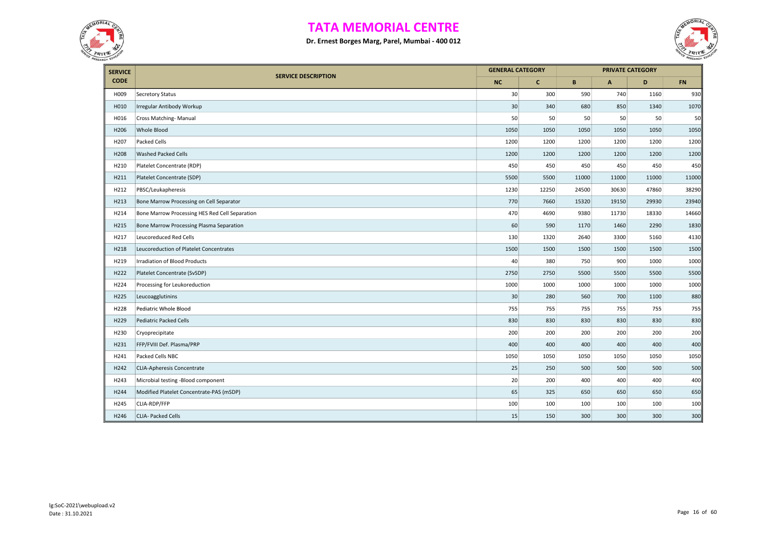# TATA MEMORIAL CENTRE

**Dr. Ernest Borges Marg, Parel, Mumbai - 400 012**

| SERVICE CODE | SERVICE DESCRIPTION | GENERAL CATEGORY | | PRIVATE CATEGORY | | | |
|---|---|---|---|---|---|---|---|
| | | NC | C | B | A | D | FN |
| H009 | Secretory Status | 30 | 300 | 590 | 740 | 1160 | 930 |
| H010 | Irregular Antibody Workup | 30 | 340 | 680 | 850 | 1340 | 1070 |
| H016 | Cross Matching- Manual | 50 | 50 | 50 | 50 | 50 | 50 |
| H206 | Whole Blood | 1050 | 1050 | 1050 | 1050 | 1050 | 1050 |
| H207 | Packed Cells | 1200 | 1200 | 1200 | 1200 | 1200 | 1200 |
| H208 | Washed Packed Cells | 1200 | 1200 | 1200 | 1200 | 1200 | 1200 |
| H210 | Platelet Concentrate (RDP) | 450 | 450 | 450 | 450 | 450 | 450 |
| H211 | Platelet Concentrate (SDP) | 5500 | 5500 | 11000 | 11000 | 11000 | 11000 |
| H212 | PBSC/Leukapheresis | 1230 | 12250 | 24500 | 30630 | 47860 | 38290 |
| H213 | Bone Marrow Processing on Cell Separator | 770 | 7660 | 15320 | 19150 | 29930 | 23940 |
| H214 | Bone Marrow Processing HES Red Cell Separation | 470 | 4690 | 9380 | 11730 | 18330 | 14660 |
| H215 | Bone Marrow Processing Plasma Separation | 60 | 590 | 1170 | 1460 | 2290 | 1830 |
| H217 | Leucoreduced Red Cells | 130 | 1320 | 2640 | 3300 | 5160 | 4130 |
| H218 | Leucoreduction of Platelet Concentrates | 1500 | 1500 | 1500 | 1500 | 1500 | 1500 |
| H219 | Irradiation of Blood Products | 40 | 380 | 750 | 900 | 1000 | 1000 |
| H222 | Platelet Concentrate (SvSDP) | 2750 | 2750 | 5500 | 5500 | 5500 | 5500 |
| H224 | Processing for Leukoreduction | 1000 | 1000 | 1000 | 1000 | 1000 | 1000 |
| H225 | Leucoagglutinins | 30 | 280 | 560 | 700 | 1100 | 880 |
| H228 | Pediatric Whole Blood | 755 | 755 | 755 | 755 | 755 | 755 |
| H229 | Pediatric Packed Cells | 830 | 830 | 830 | 830 | 830 | 830 |
| H230 | Cryoprecipitate | 200 | 200 | 200 | 200 | 200 | 200 |
| H231 | FFP/FVIII Def. Plasma/PRP | 400 | 400 | 400 | 400 | 400 | 400 |
| H241 | Packed Cells NBC | 1050 | 1050 | 1050 | 1050 | 1050 | 1050 |
| H242 | CLIA-Apheresis Concentrate | 25 | 250 | 500 | 500 | 500 | 500 |
| H243 | Microbial testing -Blood component | 20 | 200 | 400 | 400 | 400 | 400 |
| H244 | Modified Platelet Concentrate-PAS (mSDP) | 65 | 325 | 650 | 650 | 650 | 650 |
| H245 | CLIA-RDP/FFP | 100 | 100 | 100 | 100 | 100 | 100 |
| H246 | CLIA- Packed Cells | 15 | 150 | 300 | 300 | 300 | 300 |

lg:SoC-2021\webupload.v2
Date : 31.10.2021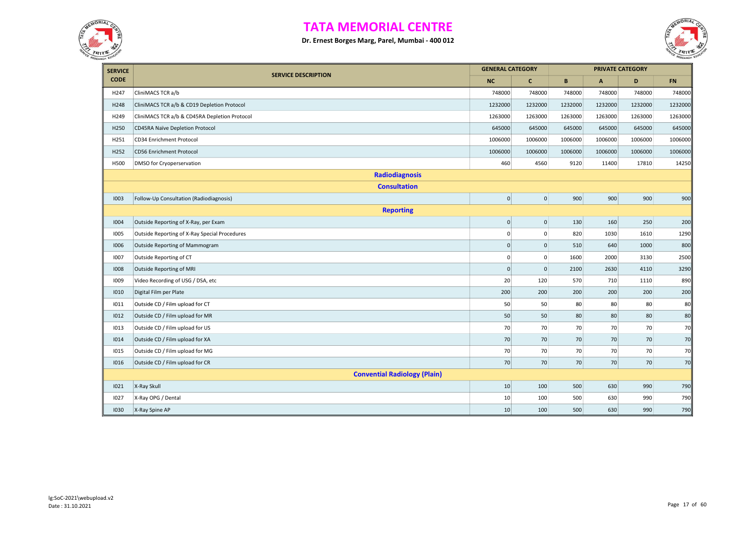# TATA MEMORIAL CENTRE

**Dr. Ernest Borges Marg, Parel, Mumbai - 400 012**

| SERVICE CODE | SERVICE DESCRIPTION | GENERAL CATEGORY | | PRIVATE CATEGORY | | | |
|---|---|---|---|---|---|---|---|
| | | NC | C | B | A | D | FN |
| H247 | CliniMACS TCR a/b | 748000 | 748000 | 748000 | 748000 | 748000 | 748000 |
| H248 | CliniMACS TCR a/b & CD19 Depletion Protocol | 1232000 | 1232000 | 1232000 | 1232000 | 1232000 | 1232000 |
| H249 | CliniMACS TCR a/b & CD45RA Depletion Protocol | 1263000 | 1263000 | 1263000 | 1263000 | 1263000 | 1263000 |
| H250 | CD45RA Naïve Depletion Protocol | 645000 | 645000 | 645000 | 645000 | 645000 | 645000 |
| H251 | CD34 Enrichment Protocol | 1006000 | 1006000 | 1006000 | 1006000 | 1006000 | 1006000 |
| H252 | CD56 Enrichment Protocol | 1006000 | 1006000 | 1006000 | 1006000 | 1006000 | 1006000 |
| H500 | DMSO for Cryoperservation | 460 | 4560 | 9120 | 11400 | 17810 | 14250 |
| | **Radiodiagnosis** | | | | | | |
| | **Consultation** | | | | | | |
| I003 | Follow-Up Consultation (Radiodiagnosis) | 0 | 0 | 900 | 900 | 900 | 900 |
| | **Reporting** | | | | | | |
| I004 | Outside Reporting of X-Ray, per Exam | 0 | 0 | 130 | 160 | 250 | 200 |
| I005 | Outside Reporting of X-Ray Special Procedures | 0 | 0 | 820 | 1030 | 1610 | 1290 |
| I006 | Outside Reporting of Mammogram | 0 | 0 | 510 | 640 | 1000 | 800 |
| I007 | Outside Reporting of CT | 0 | 0 | 1600 | 2000 | 3130 | 2500 |
| I008 | Outside Reporting of MRI | 0 | 0 | 2100 | 2630 | 4110 | 3290 |
| I009 | Video Recording of USG / DSA, etc | 20 | 120 | 570 | 710 | 1110 | 890 |
| I010 | Digital Film per Plate | 200 | 200 | 200 | 200 | 200 | 200 |
| I011 | Outside CD / Film upload for CT | 50 | 50 | 80 | 80 | 80 | 80 |
| I012 | Outside CD / Film upload for MR | 50 | 50 | 80 | 80 | 80 | 80 |
| I013 | Outside CD / Film upload for US | 70 | 70 | 70 | 70 | 70 | 70 |
| I014 | Outside CD / Film upload for XA | 70 | 70 | 70 | 70 | 70 | 70 |
| I015 | Outside CD / Film upload for MG | 70 | 70 | 70 | 70 | 70 | 70 |
| I016 | Outside CD / Film upload for CR | 70 | 70 | 70 | 70 | 70 | 70 |
| | **Convential Radiology (Plain)** | | | | | | |
| I021 | X-Ray Skull | 10 | 100 | 500 | 630 | 990 | 790 |
| I027 | X-Ray OPG / Dental | 10 | 100 | 500 | 630 | 990 | 790 |
| I030 | X-Ray Spine AP | 10 | 100 | 500 | 630 | 990 | 790 |

lg:SoC-2021\webupload.v2
Date : 31.10.2021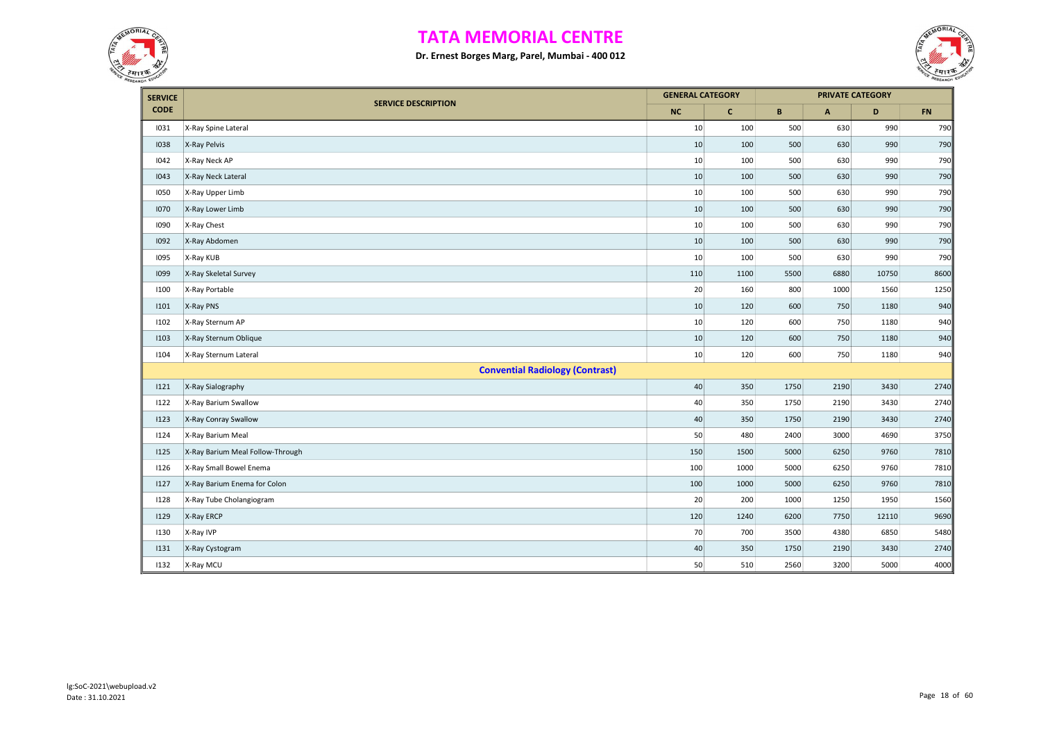# TATA MEMORIAL CENTRE

**Dr. Ernest Borges Marg, Parel, Mumbai - 400 012**

| SERVICE CODE | SERVICE DESCRIPTION | GENERAL CATEGORY | | PRIVATE CATEGORY | | | |
|---|---|---|---|---|---|---|---|
| | | NC | C | B | A | D | FN |
| I031 | X-Ray Spine Lateral | 10 | 100 | 500 | 630 | 990 | 790 |
| I038 | X-Ray Pelvis | 10 | 100 | 500 | 630 | 990 | 790 |
| I042 | X-Ray Neck AP | 10 | 100 | 500 | 630 | 990 | 790 |
| I043 | X-Ray Neck Lateral | 10 | 100 | 500 | 630 | 990 | 790 |
| I050 | X-Ray Upper Limb | 10 | 100 | 500 | 630 | 990 | 790 |
| I070 | X-Ray Lower Limb | 10 | 100 | 500 | 630 | 990 | 790 |
| I090 | X-Ray Chest | 10 | 100 | 500 | 630 | 990 | 790 |
| I092 | X-Ray Abdomen | 10 | 100 | 500 | 630 | 990 | 790 |
| I095 | X-Ray KUB | 10 | 100 | 500 | 630 | 990 | 790 |
| I099 | X-Ray Skeletal Survey | 110 | 1100 | 5500 | 6880 | 10750 | 8600 |
| I100 | X-Ray Portable | 20 | 160 | 800 | 1000 | 1560 | 1250 |
| I101 | X-Ray PNS | 10 | 120 | 600 | 750 | 1180 | 940 |
| I102 | X-Ray Sternum AP | 10 | 120 | 600 | 750 | 1180 | 940 |
| I103 | X-Ray Sternum Oblique | 10 | 120 | 600 | 750 | 1180 | 940 |
| I104 | X-Ray Sternum Lateral | 10 | 120 | 600 | 750 | 1180 | 940 |
| | **Convential Radiology (Contrast)** | | | | | | |
| I121 | X-Ray Sialography | 40 | 350 | 1750 | 2190 | 3430 | 2740 |
| I122 | X-Ray Barium Swallow | 40 | 350 | 1750 | 2190 | 3430 | 2740 |
| I123 | X-Ray Conray Swallow | 40 | 350 | 1750 | 2190 | 3430 | 2740 |
| I124 | X-Ray Barium Meal | 50 | 480 | 2400 | 3000 | 4690 | 3750 |
| I125 | X-Ray Barium Meal Follow-Through | 150 | 1500 | 5000 | 6250 | 9760 | 7810 |
| I126 | X-Ray Small Bowel Enema | 100 | 1000 | 5000 | 6250 | 9760 | 7810 |
| I127 | X-Ray Barium Enema for Colon | 100 | 1000 | 5000 | 6250 | 9760 | 7810 |
| I128 | X-Ray Tube Cholangiogram | 20 | 200 | 1000 | 1250 | 1950 | 1560 |
| I129 | X-Ray ERCP | 120 | 1240 | 6200 | 7750 | 12110 | 9690 |
| I130 | X-Ray IVP | 70 | 700 | 3500 | 4380 | 6850 | 5480 |
| I131 | X-Ray Cystogram | 40 | 350 | 1750 | 2190 | 3430 | 2740 |
| I132 | X-Ray MCU | 50 | 510 | 2560 | 3200 | 5000 | 4000 |

lg:SoC-2021\webupload.v2
Date : 31.10.2021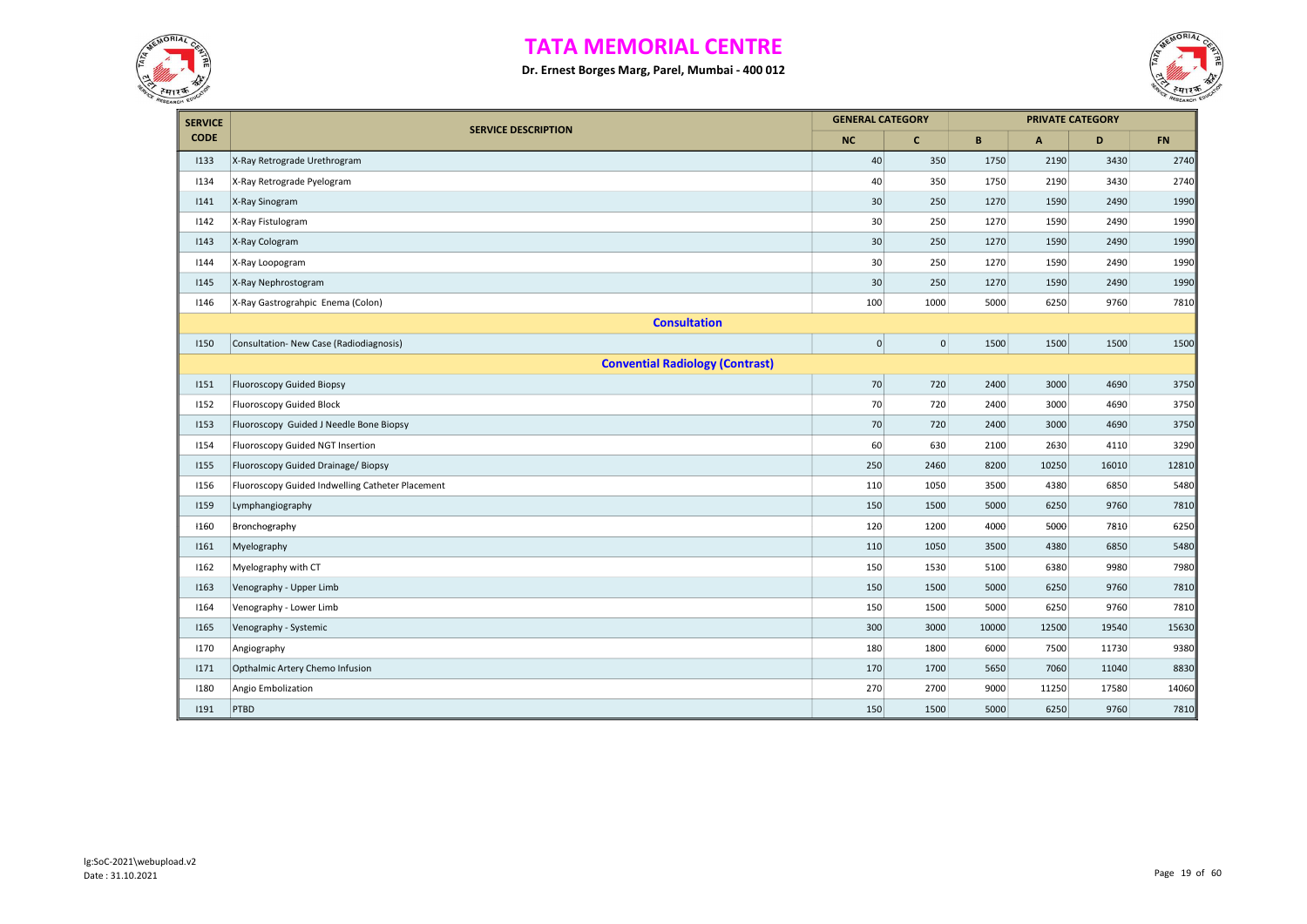# TATA MEMORIAL CENTRE

**Dr. Ernest Borges Marg, Parel, Mumbai - 400 012**

| SERVICE CODE | SERVICE DESCRIPTION | GENERAL CATEGORY | | PRIVATE CATEGORY | | | |
|---|---|---|---|---|---|---|---|
| | | NC | C | B | A | D | FN |
| I133 | X-Ray Retrograde Urethrogram | 40 | 350 | 1750 | 2190 | 3430 | 2740 |
| I134 | X-Ray Retrograde Pyelogram | 40 | 350 | 1750 | 2190 | 3430 | 2740 |
| I141 | X-Ray Sinogram | 30 | 250 | 1270 | 1590 | 2490 | 1990 |
| I142 | X-Ray Fistulogram | 30 | 250 | 1270 | 1590 | 2490 | 1990 |
| I143 | X-Ray Cologram | 30 | 250 | 1270 | 1590 | 2490 | 1990 |
| I144 | X-Ray Loopogram | 30 | 250 | 1270 | 1590 | 2490 | 1990 |
| I145 | X-Ray Nephrostogram | 30 | 250 | 1270 | 1590 | 2490 | 1990 |
| I146 | X-Ray Gastrograhpic Enema (Colon) | 100 | 1000 | 5000 | 6250 | 9760 | 7810 |
| | **Consultation** | | | | | | |
| I150 | Consultation- New Case (Radiodiagnosis) | 0 | 0 | 1500 | 1500 | 1500 | 1500 |
| | **Convential Radiology (Contrast)** | | | | | | |
| I151 | Fluoroscopy Guided Biopsy | 70 | 720 | 2400 | 3000 | 4690 | 3750 |
| I152 | Fluoroscopy Guided Block | 70 | 720 | 2400 | 3000 | 4690 | 3750 |
| I153 | Fluoroscopy Guided J Needle Bone Biopsy | 70 | 720 | 2400 | 3000 | 4690 | 3750 |
| I154 | Fluoroscopy Guided NGT Insertion | 60 | 630 | 2100 | 2630 | 4110 | 3290 |
| I155 | Fluoroscopy Guided Drainage/ Biopsy | 250 | 2460 | 8200 | 10250 | 16010 | 12810 |
| I156 | Fluoroscopy Guided Indwelling Catheter Placement | 110 | 1050 | 3500 | 4380 | 6850 | 5480 |
| I159 | Lymphangiography | 150 | 1500 | 5000 | 6250 | 9760 | 7810 |
| I160 | Bronchography | 120 | 1200 | 4000 | 5000 | 7810 | 6250 |
| I161 | Myelography | 110 | 1050 | 3500 | 4380 | 6850 | 5480 |
| I162 | Myelography with CT | 150 | 1530 | 5100 | 6380 | 9980 | 7980 |
| I163 | Venography - Upper Limb | 150 | 1500 | 5000 | 6250 | 9760 | 7810 |
| I164 | Venography - Lower Limb | 150 | 1500 | 5000 | 6250 | 9760 | 7810 |
| I165 | Venography - Systemic | 300 | 3000 | 10000 | 12500 | 19540 | 15630 |
| I170 | Angiography | 180 | 1800 | 6000 | 7500 | 11730 | 9380 |
| I171 | Opthalmic Artery Chemo Infusion | 170 | 1700 | 5650 | 7060 | 11040 | 8830 |
| I180 | Angio Embolization | 270 | 2700 | 9000 | 11250 | 17580 | 14060 |
| I191 | PTBD | 150 | 1500 | 5000 | 6250 | 9760 | 7810 |

lg:SoC-2021\webupload.v2
Date : 31.10.2021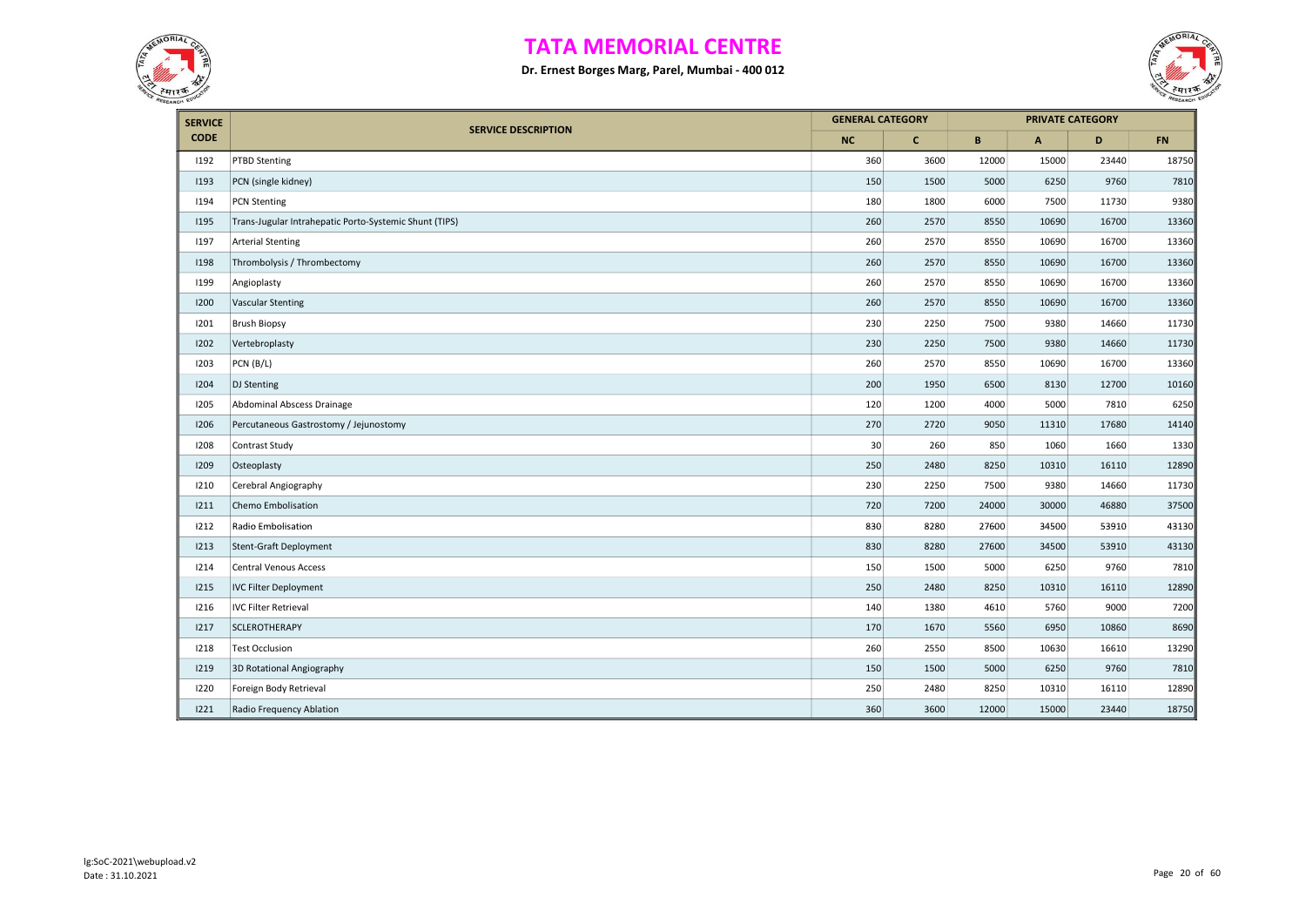# TATA MEMORIAL CENTRE

**Dr. Ernest Borges Marg, Parel, Mumbai - 400 012**

| SERVICE CODE | SERVICE DESCRIPTION | GENERAL CATEGORY | | PRIVATE CATEGORY | | | |
|---|---|---|---|---|---|---|---|
| | | NC | C | B | A | D | FN |
| I192 | PTBD Stenting | 360 | 3600 | 12000 | 15000 | 23440 | 18750 |
| I193 | PCN (single kidney) | 150 | 1500 | 5000 | 6250 | 9760 | 7810 |
| I194 | PCN Stenting | 180 | 1800 | 6000 | 7500 | 11730 | 9380 |
| I195 | Trans-Jugular Intrahepatic Porto-Systemic Shunt (TIPS) | 260 | 2570 | 8550 | 10690 | 16700 | 13360 |
| I197 | Arterial Stenting | 260 | 2570 | 8550 | 10690 | 16700 | 13360 |
| I198 | Thrombolysis / Thrombectomy | 260 | 2570 | 8550 | 10690 | 16700 | 13360 |
| I199 | Angioplasty | 260 | 2570 | 8550 | 10690 | 16700 | 13360 |
| I200 | Vascular Stenting | 260 | 2570 | 8550 | 10690 | 16700 | 13360 |
| I201 | Brush Biopsy | 230 | 2250 | 7500 | 9380 | 14660 | 11730 |
| I202 | Vertebroplasty | 230 | 2250 | 7500 | 9380 | 14660 | 11730 |
| I203 | PCN (B/L) | 260 | 2570 | 8550 | 10690 | 16700 | 13360 |
| I204 | DJ Stenting | 200 | 1950 | 6500 | 8130 | 12700 | 10160 |
| I205 | Abdominal Abscess Drainage | 120 | 1200 | 4000 | 5000 | 7810 | 6250 |
| I206 | Percutaneous Gastrostomy / Jejunostomy | 270 | 2720 | 9050 | 11310 | 17680 | 14140 |
| I208 | Contrast Study | 30 | 260 | 850 | 1060 | 1660 | 1330 |
| I209 | Osteoplasty | 250 | 2480 | 8250 | 10310 | 16110 | 12890 |
| I210 | Cerebral Angiography | 230 | 2250 | 7500 | 9380 | 14660 | 11730 |
| I211 | Chemo Embolisation | 720 | 7200 | 24000 | 30000 | 46880 | 37500 |
| I212 | Radio Embolisation | 830 | 8280 | 27600 | 34500 | 53910 | 43130 |
| I213 | Stent-Graft Deployment | 830 | 8280 | 27600 | 34500 | 53910 | 43130 |
| I214 | Central Venous Access | 150 | 1500 | 5000 | 6250 | 9760 | 7810 |
| I215 | IVC Filter Deployment | 250 | 2480 | 8250 | 10310 | 16110 | 12890 |
| I216 | IVC Filter Retrieval | 140 | 1380 | 4610 | 5760 | 9000 | 7200 |
| I217 | SCLEROTHERAPY | 170 | 1670 | 5560 | 6950 | 10860 | 8690 |
| I218 | Test Occlusion | 260 | 2550 | 8500 | 10630 | 16610 | 13290 |
| I219 | 3D Rotational Angiography | 150 | 1500 | 5000 | 6250 | 9760 | 7810 |
| I220 | Foreign Body Retrieval | 250 | 2480 | 8250 | 10310 | 16110 | 12890 |
| I221 | Radio Frequency Ablation | 360 | 3600 | 12000 | 15000 | 23440 | 18750 |

lg:SoC-2021\webupload.v2
Date : 31.10.2021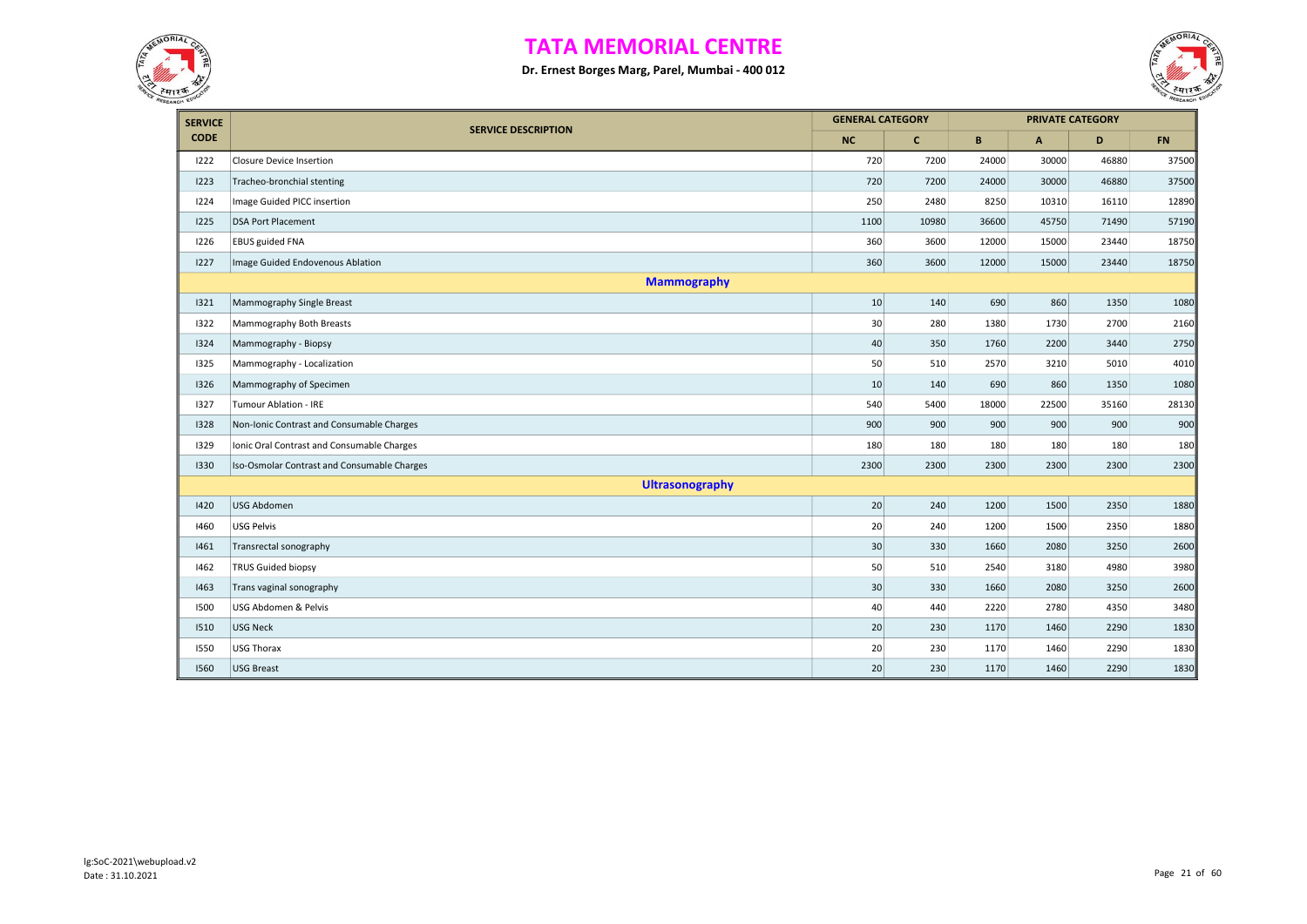# TATA MEMORIAL CENTRE

**Dr. Ernest Borges Marg, Parel, Mumbai - 400 012**

| SERVICE CODE | SERVICE DESCRIPTION | GENERAL CATEGORY | | PRIVATE CATEGORY | | | |
|---|---|---|---|---|---|---|---|
| | | NC | C | B | A | D | FN |
| I222 | Closure Device Insertion | 720 | 7200 | 24000 | 30000 | 46880 | 37500 |
| I223 | Tracheo-bronchial stenting | 720 | 7200 | 24000 | 30000 | 46880 | 37500 |
| I224 | Image Guided PICC insertion | 250 | 2480 | 8250 | 10310 | 16110 | 12890 |
| I225 | DSA Port Placement | 1100 | 10980 | 36600 | 45750 | 71490 | 57190 |
| I226 | EBUS guided FNA | 360 | 3600 | 12000 | 15000 | 23440 | 18750 |
| I227 | Image Guided Endovenous Ablation | 360 | 3600 | 12000 | 15000 | 23440 | 18750 |
| | **Mammography** | | | | | | |
| I321 | Mammography Single Breast | 10 | 140 | 690 | 860 | 1350 | 1080 |
| I322 | Mammography Both Breasts | 30 | 280 | 1380 | 1730 | 2700 | 2160 |
| I324 | Mammography - Biopsy | 40 | 350 | 1760 | 2200 | 3440 | 2750 |
| I325 | Mammography - Localization | 50 | 510 | 2570 | 3210 | 5010 | 4010 |
| I326 | Mammography of Specimen | 10 | 140 | 690 | 860 | 1350 | 1080 |
| I327 | Tumour Ablation - IRE | 540 | 5400 | 18000 | 22500 | 35160 | 28130 |
| I328 | Non-Ionic Contrast and Consumable Charges | 900 | 900 | 900 | 900 | 900 | 900 |
| I329 | Ionic Oral Contrast and Consumable Charges | 180 | 180 | 180 | 180 | 180 | 180 |
| I330 | Iso-Osmolar Contrast and Consumable Charges | 2300 | 2300 | 2300 | 2300 | 2300 | 2300 |
| | **Ultrasonography** | | | | | | |
| I420 | USG Abdomen | 20 | 240 | 1200 | 1500 | 2350 | 1880 |
| I460 | USG Pelvis | 20 | 240 | 1200 | 1500 | 2350 | 1880 |
| I461 | Transrectal sonography | 30 | 330 | 1660 | 2080 | 3250 | 2600 |
| I462 | TRUS Guided biopsy | 50 | 510 | 2540 | 3180 | 4980 | 3980 |
| I463 | Trans vaginal sonography | 30 | 330 | 1660 | 2080 | 3250 | 2600 |
| I500 | USG Abdomen & Pelvis | 40 | 440 | 2220 | 2780 | 4350 | 3480 |
| I510 | USG Neck | 20 | 230 | 1170 | 1460 | 2290 | 1830 |
| I550 | USG Thorax | 20 | 230 | 1170 | 1460 | 2290 | 1830 |
| I560 | USG Breast | 20 | 230 | 1170 | 1460 | 2290 | 1830 |

lg:SoC-2021\webupload.v2
Date : 31.10.2021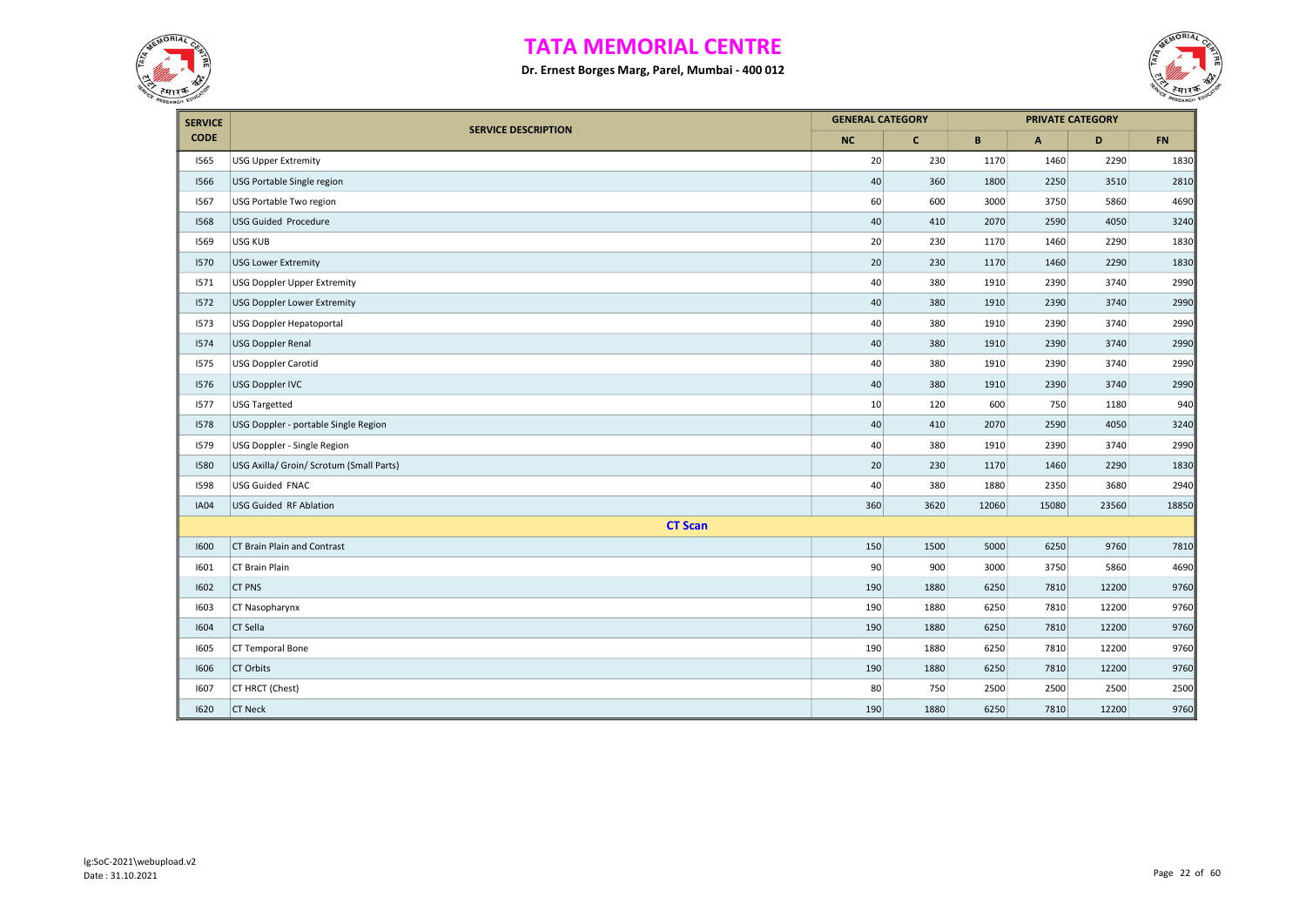# TATA MEMORIAL CENTRE

**Dr. Ernest Borges Marg, Parel, Mumbai - 400 012**

| SERVICE CODE | SERVICE DESCRIPTION | GENERAL CATEGORY | | PRIVATE CATEGORY | | | |
|---|---|---|---|---|---|---|---|
| | | NC | C | B | A | D | FN |
| I565 | USG Upper Extremity | 20 | 230 | 1170 | 1460 | 2290 | 1830 |
| I566 | USG Portable Single region | 40 | 360 | 1800 | 2250 | 3510 | 2810 |
| I567 | USG Portable Two region | 60 | 600 | 3000 | 3750 | 5860 | 4690 |
| I568 | USG Guided Procedure | 40 | 410 | 2070 | 2590 | 4050 | 3240 |
| I569 | USG KUB | 20 | 230 | 1170 | 1460 | 2290 | 1830 |
| I570 | USG Lower Extremity | 20 | 230 | 1170 | 1460 | 2290 | 1830 |
| I571 | USG Doppler Upper Extremity | 40 | 380 | 1910 | 2390 | 3740 | 2990 |
| I572 | USG Doppler Lower Extremity | 40 | 380 | 1910 | 2390 | 3740 | 2990 |
| I573 | USG Doppler Hepatoportal | 40 | 380 | 1910 | 2390 | 3740 | 2990 |
| I574 | USG Doppler Renal | 40 | 380 | 1910 | 2390 | 3740 | 2990 |
| I575 | USG Doppler Carotid | 40 | 380 | 1910 | 2390 | 3740 | 2990 |
| I576 | USG Doppler IVC | 40 | 380 | 1910 | 2390 | 3740 | 2990 |
| I577 | USG Targetted | 10 | 120 | 600 | 750 | 1180 | 940 |
| I578 | USG Doppler - portable Single Region | 40 | 410 | 2070 | 2590 | 4050 | 3240 |
| I579 | USG Doppler - Single Region | 40 | 380 | 1910 | 2390 | 3740 | 2990 |
| I580 | USG Axilla/ Groin/ Scrotum (Small Parts) | 20 | 230 | 1170 | 1460 | 2290 | 1830 |
| I598 | USG Guided FNAC | 40 | 380 | 1880 | 2350 | 3680 | 2940 |
| IA04 | USG Guided RF Ablation | 360 | 3620 | 12060 | 15080 | 23560 | 18850 |
| | **CT Scan** | | | | | | |
| I600 | CT Brain Plain and Contrast | 150 | 1500 | 5000 | 6250 | 9760 | 7810 |
| I601 | CT Brain Plain | 90 | 900 | 3000 | 3750 | 5860 | 4690 |
| I602 | CT PNS | 190 | 1880 | 6250 | 7810 | 12200 | 9760 |
| I603 | CT Nasopharynx | 190 | 1880 | 6250 | 7810 | 12200 | 9760 |
| I604 | CT Sella | 190 | 1880 | 6250 | 7810 | 12200 | 9760 |
| I605 | CT Temporal Bone | 190 | 1880 | 6250 | 7810 | 12200 | 9760 |
| I606 | CT Orbits | 190 | 1880 | 6250 | 7810 | 12200 | 9760 |
| I607 | CT HRCT (Chest) | 80 | 750 | 2500 | 2500 | 2500 | 2500 |
| I620 | CT Neck | 190 | 1880 | 6250 | 7810 | 12200 | 9760 |

lg:SoC-2021\webupload.v2
Date : 31.10.2021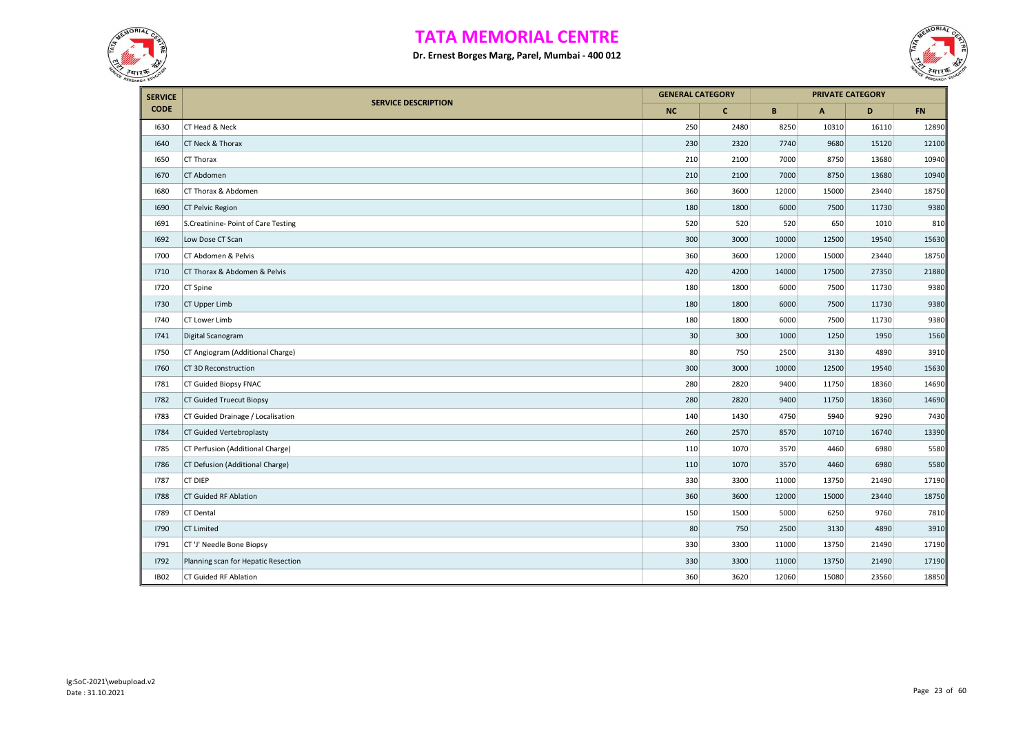# TATA MEMORIAL CENTRE

**Dr. Ernest Borges Marg, Parel, Mumbai - 400 012**

| SERVICE CODE | SERVICE DESCRIPTION | GENERAL CATEGORY | | PRIVATE CATEGORY | | | |
|---|---|---|---|---|---|---|---|
| | | NC | C | B | A | D | FN |
| I630 | CT Head & Neck | 250 | 2480 | 8250 | 10310 | 16110 | 12890 |
| I640 | CT Neck & Thorax | 230 | 2320 | 7740 | 9680 | 15120 | 12100 |
| I650 | CT Thorax | 210 | 2100 | 7000 | 8750 | 13680 | 10940 |
| I670 | CT Abdomen | 210 | 2100 | 7000 | 8750 | 13680 | 10940 |
| I680 | CT Thorax & Abdomen | 360 | 3600 | 12000 | 15000 | 23440 | 18750 |
| I690 | CT Pelvic Region | 180 | 1800 | 6000 | 7500 | 11730 | 9380 |
| I691 | S.Creatinine- Point of Care Testing | 520 | 520 | 520 | 650 | 1010 | 810 |
| I692 | Low Dose CT Scan | 300 | 3000 | 10000 | 12500 | 19540 | 15630 |
| I700 | CT Abdomen & Pelvis | 360 | 3600 | 12000 | 15000 | 23440 | 18750 |
| I710 | CT Thorax & Abdomen & Pelvis | 420 | 4200 | 14000 | 17500 | 27350 | 21880 |
| I720 | CT Spine | 180 | 1800 | 6000 | 7500 | 11730 | 9380 |
| I730 | CT Upper Limb | 180 | 1800 | 6000 | 7500 | 11730 | 9380 |
| I740 | CT Lower Limb | 180 | 1800 | 6000 | 7500 | 11730 | 9380 |
| I741 | Digital Scanogram | 30 | 300 | 1000 | 1250 | 1950 | 1560 |
| I750 | CT Angiogram (Additional Charge) | 80 | 750 | 2500 | 3130 | 4890 | 3910 |
| I760 | CT 3D Reconstruction | 300 | 3000 | 10000 | 12500 | 19540 | 15630 |
| I781 | CT Guided Biopsy FNAC | 280 | 2820 | 9400 | 11750 | 18360 | 14690 |
| I782 | CT Guided Truecut Biopsy | 280 | 2820 | 9400 | 11750 | 18360 | 14690 |
| I783 | CT Guided Drainage / Localisation | 140 | 1430 | 4750 | 5940 | 9290 | 7430 |
| I784 | CT Guided Vertebroplasty | 260 | 2570 | 8570 | 10710 | 16740 | 13390 |
| I785 | CT Perfusion (Additional Charge) | 110 | 1070 | 3570 | 4460 | 6980 | 5580 |
| I786 | CT Defusion (Additional Charge) | 110 | 1070 | 3570 | 4460 | 6980 | 5580 |
| I787 | CT DIEP | 330 | 3300 | 11000 | 13750 | 21490 | 17190 |
| I788 | CT Guided RF Ablation | 360 | 3600 | 12000 | 15000 | 23440 | 18750 |
| I789 | CT Dental | 150 | 1500 | 5000 | 6250 | 9760 | 7810 |
| I790 | CT Limited | 80 | 750 | 2500 | 3130 | 4890 | 3910 |
| I791 | CT 'J' Needle Bone Biopsy | 330 | 3300 | 11000 | 13750 | 21490 | 17190 |
| I792 | Planning scan for Hepatic Resection | 330 | 3300 | 11000 | 13750 | 21490 | 17190 |
| IB02 | CT Guided RF Ablation | 360 | 3620 | 12060 | 15080 | 23560 | 18850 |

lg:SoC-2021\webupload.v2
Date : 31.10.2021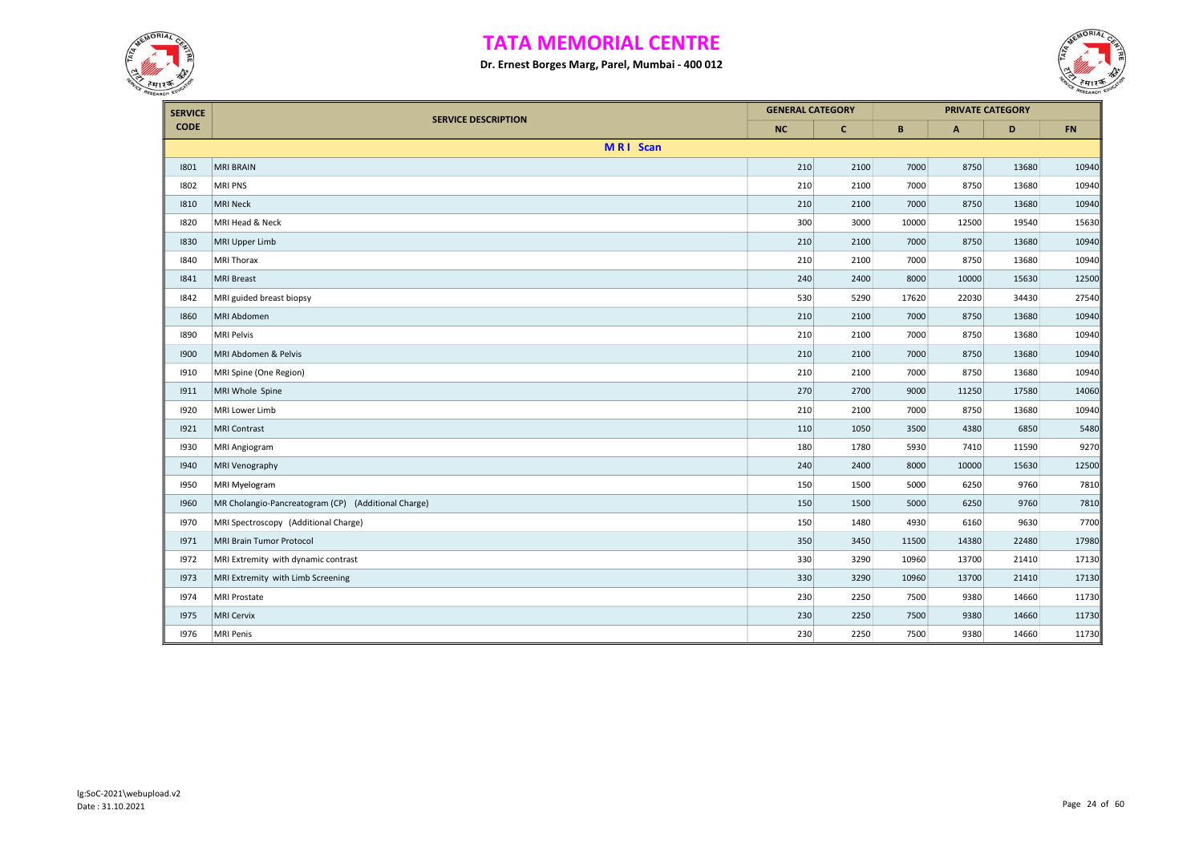# TATA MEMORIAL CENTRE

**Dr. Ernest Borges Marg, Parel, Mumbai - 400 012**

| SERVICE CODE | SERVICE DESCRIPTION | GENERAL CATEGORY | | PRIVATE CATEGORY | | | |
|---|---|---|---|---|---|---|---|
| | | NC | C | B | A | D | FN |
| | **M R I Scan** | | | | | | |
| I801 | MRI BRAIN | 210 | 2100 | 7000 | 8750 | 13680 | 10940 |
| I802 | MRI PNS | 210 | 2100 | 7000 | 8750 | 13680 | 10940 |
| I810 | MRI Neck | 210 | 2100 | 7000 | 8750 | 13680 | 10940 |
| I820 | MRI Head & Neck | 300 | 3000 | 10000 | 12500 | 19540 | 15630 |
| I830 | MRI Upper Limb | 210 | 2100 | 7000 | 8750 | 13680 | 10940 |
| I840 | MRI Thorax | 210 | 2100 | 7000 | 8750 | 13680 | 10940 |
| I841 | MRI Breast | 240 | 2400 | 8000 | 10000 | 15630 | 12500 |
| I842 | MRI guided breast biopsy | 530 | 5290 | 17620 | 22030 | 34430 | 27540 |
| I860 | MRI Abdomen | 210 | 2100 | 7000 | 8750 | 13680 | 10940 |
| I890 | MRI Pelvis | 210 | 2100 | 7000 | 8750 | 13680 | 10940 |
| I900 | MRI Abdomen & Pelvis | 210 | 2100 | 7000 | 8750 | 13680 | 10940 |
| I910 | MRI Spine (One Region) | 210 | 2100 | 7000 | 8750 | 13680 | 10940 |
| I911 | MRI Whole Spine | 270 | 2700 | 9000 | 11250 | 17580 | 14060 |
| I920 | MRI Lower Limb | 210 | 2100 | 7000 | 8750 | 13680 | 10940 |
| I921 | MRI Contrast | 110 | 1050 | 3500 | 4380 | 6850 | 5480 |
| I930 | MRI Angiogram | 180 | 1780 | 5930 | 7410 | 11590 | 9270 |
| I940 | MRI Venography | 240 | 2400 | 8000 | 10000 | 15630 | 12500 |
| I950 | MRI Myelogram | 150 | 1500 | 5000 | 6250 | 9760 | 7810 |
| I960 | MR Cholangio-Pancreatogram (CP) (Additional Charge) | 150 | 1500 | 5000 | 6250 | 9760 | 7810 |
| I970 | MRI Spectroscopy (Additional Charge) | 150 | 1480 | 4930 | 6160 | 9630 | 7700 |
| I971 | MRI Brain Tumor Protocol | 350 | 3450 | 11500 | 14380 | 22480 | 17980 |
| I972 | MRI Extremity with dynamic contrast | 330 | 3290 | 10960 | 13700 | 21410 | 17130 |
| I973 | MRI Extremity with Limb Screening | 330 | 3290 | 10960 | 13700 | 21410 | 17130 |
| I974 | MRI Prostate | 230 | 2250 | 7500 | 9380 | 14660 | 11730 |
| I975 | MRI Cervix | 230 | 2250 | 7500 | 9380 | 14660 | 11730 |
| I976 | MRI Penis | 230 | 2250 | 7500 | 9380 | 14660 | 11730 |

lg:SoC-2021\webupload.v2
Date : 31.10.2021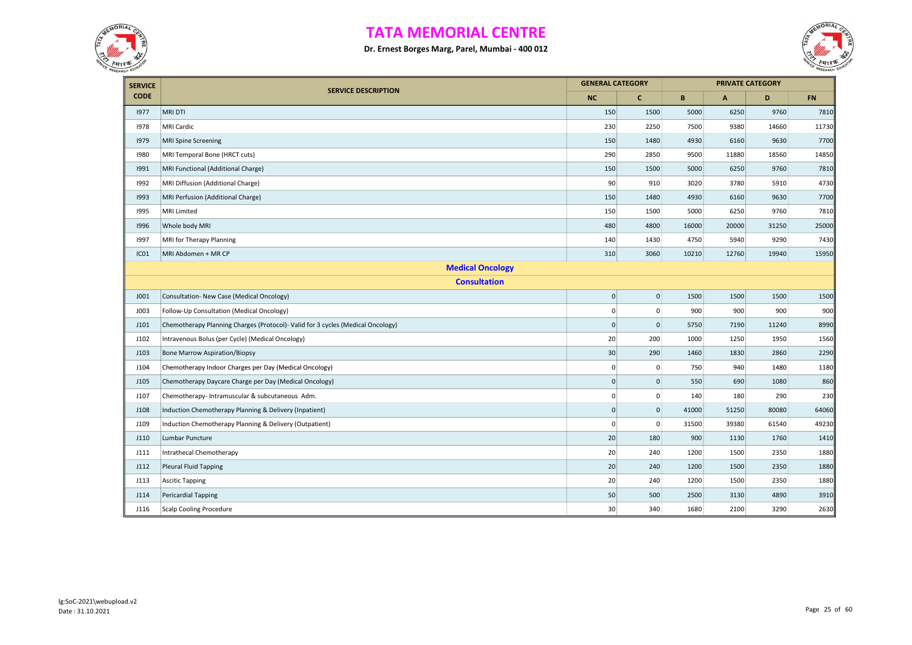# TATA MEMORIAL CENTRE

**Dr. Ernest Borges Marg, Parel, Mumbai - 400 012**

| SERVICE CODE | SERVICE DESCRIPTION | GENERAL CATEGORY | | PRIVATE CATEGORY | | | |
|---|---|---|---|---|---|---|---|
| | | NC | C | B | A | D | FN |
| I977 | MRI DTI | 150 | 1500 | 5000 | 6250 | 9760 | 7810 |
| I978 | MRI Cardic | 230 | 2250 | 7500 | 9380 | 14660 | 11730 |
| I979 | MRI Spine Screening | 150 | 1480 | 4930 | 6160 | 9630 | 7700 |
| I980 | MRI Temporal Bone (HRCT cuts) | 290 | 2850 | 9500 | 11880 | 18560 | 14850 |
| I991 | MRI Functional (Additional Charge) | 150 | 1500 | 5000 | 6250 | 9760 | 7810 |
| I992 | MRI Diffusion (Additional Charge) | 90 | 910 | 3020 | 3780 | 5910 | 4730 |
| I993 | MRI Perfusion (Additional Charge) | 150 | 1480 | 4930 | 6160 | 9630 | 7700 |
| I995 | MRI Limited | 150 | 1500 | 5000 | 6250 | 9760 | 7810 |
| I996 | Whole body MRI | 480 | 4800 | 16000 | 20000 | 31250 | 25000 |
| I997 | MRI for Therapy Planning | 140 | 1430 | 4750 | 5940 | 9290 | 7430 |
| IC01 | MRI Abdomen + MR CP | 310 | 3060 | 10210 | 12760 | 19940 | 15950 |
| | **Medical Oncology** | | | | | | |
| | **Consultation** | | | | | | |
| J001 | Consultation- New Case (Medical Oncology) | 0 | 0 | 1500 | 1500 | 1500 | 1500 |
| J003 | Follow-Up Consultation (Medical Oncology) | 0 | 0 | 900 | 900 | 900 | 900 |
| J101 | Chemotherapy Planning Charges (Protocol)- Valid for 3 cycles (Medical Oncology) | 0 | 0 | 5750 | 7190 | 11240 | 8990 |
| J102 | Intravenous Bolus (per Cycle) (Medical Oncology) | 20 | 200 | 1000 | 1250 | 1950 | 1560 |
| J103 | Bone Marrow Aspiration/Biopsy | 30 | 290 | 1460 | 1830 | 2860 | 2290 |
| J104 | Chemotherapy Indoor Charges per Day (Medical Oncology) | 0 | 0 | 750 | 940 | 1480 | 1180 |
| J105 | Chemotherapy Daycare Charge per Day (Medical Oncology) | 0 | 0 | 550 | 690 | 1080 | 860 |
| J107 | Chemotherapy- Intramuscular & subcutaneous Adm. | 0 | 0 | 140 | 180 | 290 | 230 |
| J108 | Induction Chemotherapy Planning & Delivery (Inpatient) | 0 | 0 | 41000 | 51250 | 80080 | 64060 |
| J109 | Induction Chemotherapy Planning & Delivery (Outpatient) | 0 | 0 | 31500 | 39380 | 61540 | 49230 |
| J110 | Lumbar Puncture | 20 | 180 | 900 | 1130 | 1760 | 1410 |
| J111 | Intrathecal Chemotherapy | 20 | 240 | 1200 | 1500 | 2350 | 1880 |
| J112 | Pleural Fluid Tapping | 20 | 240 | 1200 | 1500 | 2350 | 1880 |
| J113 | Ascitic Tapping | 20 | 240 | 1200 | 1500 | 2350 | 1880 |
| J114 | Pericardial Tapping | 50 | 500 | 2500 | 3130 | 4890 | 3910 |
| J116 | Scalp Cooling Procedure | 30 | 340 | 1680 | 2100 | 3290 | 2630 |

lg:SoC-2021\webupload.v2
Date : 31.10.2021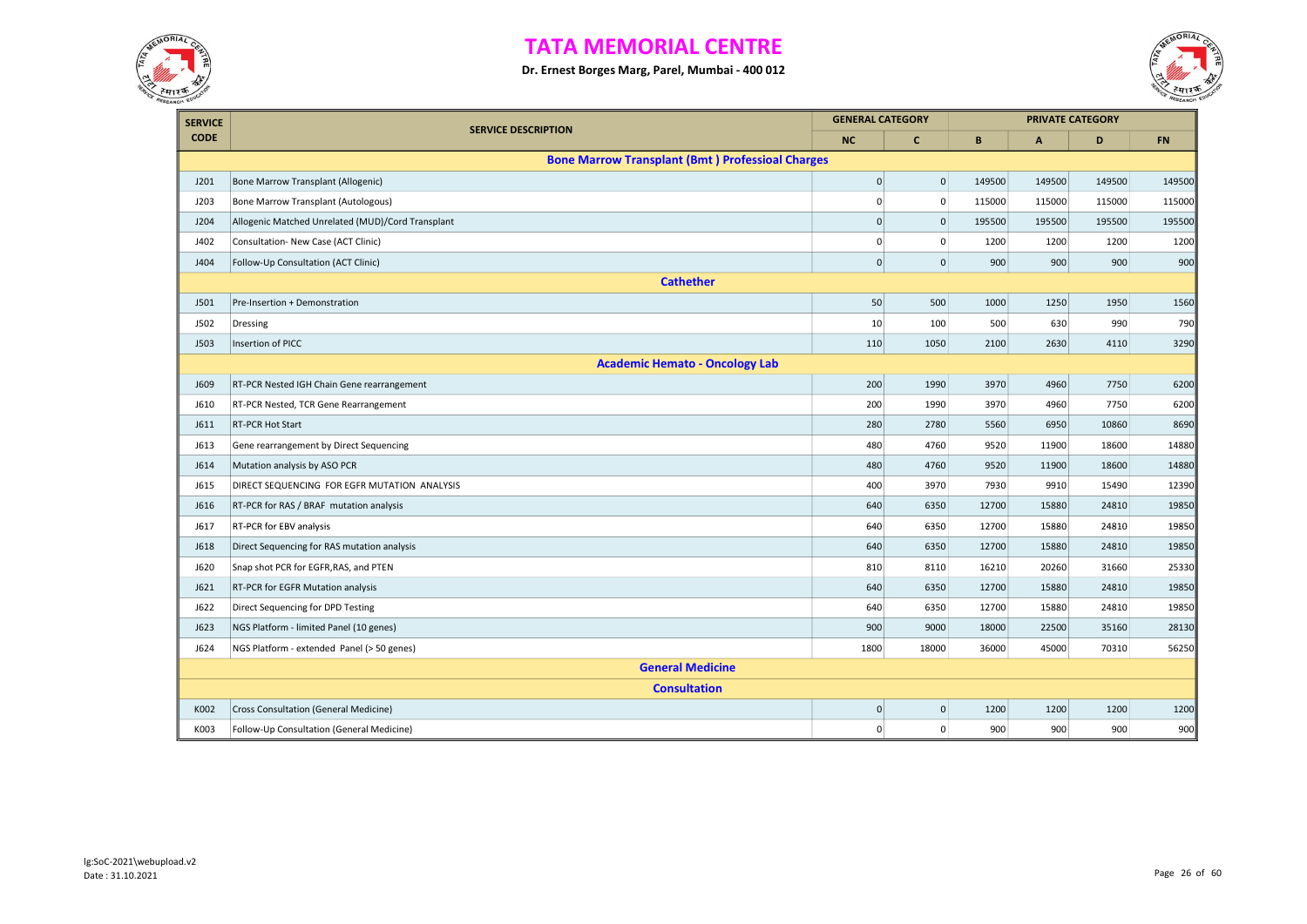# TATA MEMORIAL CENTRE

**Dr. Ernest Borges Marg, Parel, Mumbai - 400 012**

| SERVICE CODE | SERVICE DESCRIPTION | GENERAL CATEGORY | | PRIVATE CATEGORY | | | |
|---|---|---|---|---|---|---|---|
| | | NC | C | B | A | D | FN |
| | **Bone Marrow Transplant (Bmt ) Professioal Charges** | | | | | | |
| J201 | Bone Marrow Transplant (Allogenic) | 0 | 0 | 149500 | 149500 | 149500 | 149500 |
| J203 | Bone Marrow Transplant (Autologous) | 0 | 0 | 115000 | 115000 | 115000 | 115000 |
| J204 | Allogenic Matched Unrelated (MUD)/Cord Transplant | 0 | 0 | 195500 | 195500 | 195500 | 195500 |
| J402 | Consultation- New Case (ACT Clinic) | 0 | 0 | 1200 | 1200 | 1200 | 1200 |
| J404 | Follow-Up Consultation (ACT Clinic) | 0 | 0 | 900 | 900 | 900 | 900 |
| | **Cathether** | | | | | | |
| J501 | Pre-Insertion + Demonstration | 50 | 500 | 1000 | 1250 | 1950 | 1560 |
| J502 | Dressing | 10 | 100 | 500 | 630 | 990 | 790 |
| J503 | Insertion of PICC | 110 | 1050 | 2100 | 2630 | 4110 | 3290 |
| | **Academic Hemato - Oncology Lab** | | | | | | |
| J609 | RT-PCR Nested IGH Chain Gene rearrangement | 200 | 1990 | 3970 | 4960 | 7750 | 6200 |
| J610 | RT-PCR Nested, TCR Gene Rearrangement | 200 | 1990 | 3970 | 4960 | 7750 | 6200 |
| J611 | RT-PCR Hot Start | 280 | 2780 | 5560 | 6950 | 10860 | 8690 |
| J613 | Gene rearrangement by Direct Sequencing | 480 | 4760 | 9520 | 11900 | 18600 | 14880 |
| J614 | Mutation analysis by ASO PCR | 480 | 4760 | 9520 | 11900 | 18600 | 14880 |
| J615 | DIRECT SEQUENCING FOR EGFR MUTATION ANALYSIS | 400 | 3970 | 7930 | 9910 | 15490 | 12390 |
| J616 | RT-PCR for RAS / BRAF mutation analysis | 640 | 6350 | 12700 | 15880 | 24810 | 19850 |
| J617 | RT-PCR for EBV analysis | 640 | 6350 | 12700 | 15880 | 24810 | 19850 |
| J618 | Direct Sequencing for RAS mutation analysis | 640 | 6350 | 12700 | 15880 | 24810 | 19850 |
| J620 | Snap shot PCR for EGFR,RAS, and PTEN | 810 | 8110 | 16210 | 20260 | 31660 | 25330 |
| J621 | RT-PCR for EGFR Mutation analysis | 640 | 6350 | 12700 | 15880 | 24810 | 19850 |
| J622 | Direct Sequencing for DPD Testing | 640 | 6350 | 12700 | 15880 | 24810 | 19850 |
| J623 | NGS Platform - limited Panel (10 genes) | 900 | 9000 | 18000 | 22500 | 35160 | 28130 |
| J624 | NGS Platform - extended Panel (> 50 genes) | 1800 | 18000 | 36000 | 45000 | 70310 | 56250 |
| | **General Medicine** | | | | | | |
| | **Consultation** | | | | | | |
| K002 | Cross Consultation (General Medicine) | 0 | 0 | 1200 | 1200 | 1200 | 1200 |
| K003 | Follow-Up Consultation (General Medicine) | 0 | 0 | 900 | 900 | 900 | 900 |

lg:SoC-2021\webupload.v2
Date : 31.10.2021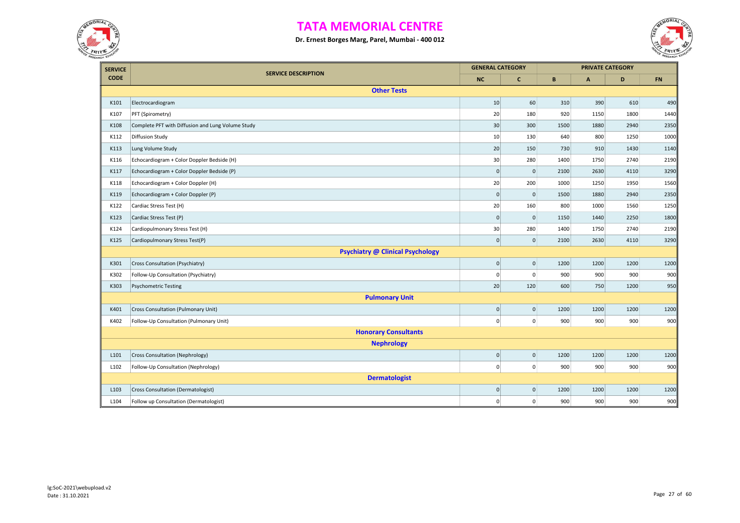# TATA MEMORIAL CENTRE

**Dr. Ernest Borges Marg, Parel, Mumbai - 400 012**

| SERVICE CODE | SERVICE DESCRIPTION | GENERAL CATEGORY | | PRIVATE CATEGORY | | | |
|---|---|---|---|---|---|---|---|
| | | NC | C | B | A | D | FN |
| | **Other Tests** | | | | | | |
| K101 | Electrocardiogram | 10 | 60 | 310 | 390 | 610 | 490 |
| K107 | PFT (Spirometry) | 20 | 180 | 920 | 1150 | 1800 | 1440 |
| K108 | Complete PFT with Diffusion and Lung Volume Study | 30 | 300 | 1500 | 1880 | 2940 | 2350 |
| K112 | Diffusion Study | 10 | 130 | 640 | 800 | 1250 | 1000 |
| K113 | Lung Volume Study | 20 | 150 | 730 | 910 | 1430 | 1140 |
| K116 | Echocardiogram + Color Doppler Bedside (H) | 30 | 280 | 1400 | 1750 | 2740 | 2190 |
| K117 | Echocardiogram + Color Doppler Bedside (P) | 0 | 0 | 2100 | 2630 | 4110 | 3290 |
| K118 | Echocardiogram + Color Doppler (H) | 20 | 200 | 1000 | 1250 | 1950 | 1560 |
| K119 | Echocardiogram + Color Doppler (P) | 0 | 0 | 1500 | 1880 | 2940 | 2350 |
| K122 | Cardiac Stress Test (H) | 20 | 160 | 800 | 1000 | 1560 | 1250 |
| K123 | Cardiac Stress Test (P) | 0 | 0 | 1150 | 1440 | 2250 | 1800 |
| K124 | Cardiopulmonary Stress Test (H) | 30 | 280 | 1400 | 1750 | 2740 | 2190 |
| K125 | Cardiopulmonary Stress Test(P) | 0 | 0 | 2100 | 2630 | 4110 | 3290 |
| | **Psychiatry @ Clinical Psychology** | | | | | | |
| K301 | Cross Consultation (Psychiatry) | 0 | 0 | 1200 | 1200 | 1200 | 1200 |
| K302 | Follow-Up Consultation (Psychiatry) | 0 | 0 | 900 | 900 | 900 | 900 |
| K303 | Psychometric Testing | 20 | 120 | 600 | 750 | 1200 | 950 |
| | **Pulmonary Unit** | | | | | | |
| K401 | Cross Consultation (Pulmonary Unit) | 0 | 0 | 1200 | 1200 | 1200 | 1200 |
| K402 | Follow-Up Consultation (Pulmonary Unit) | 0 | 0 | 900 | 900 | 900 | 900 |
| | **Honorary Consultants** | | | | | | |
| | **Nephrology** | | | | | | |
| L101 | Cross Consultation (Nephrology) | 0 | 0 | 1200 | 1200 | 1200 | 1200 |
| L102 | Follow-Up Consultation (Nephrology) | 0 | 0 | 900 | 900 | 900 | 900 |
| | **Dermatologist** | | | | | | |
| L103 | Cross Consultation (Dermatologist) | 0 | 0 | 1200 | 1200 | 1200 | 1200 |
| L104 | Follow up Consultation (Dermatologist) | 0 | 0 | 900 | 900 | 900 | 900 |

lg:SoC-2021\webupload.v2
Date : 31.10.2021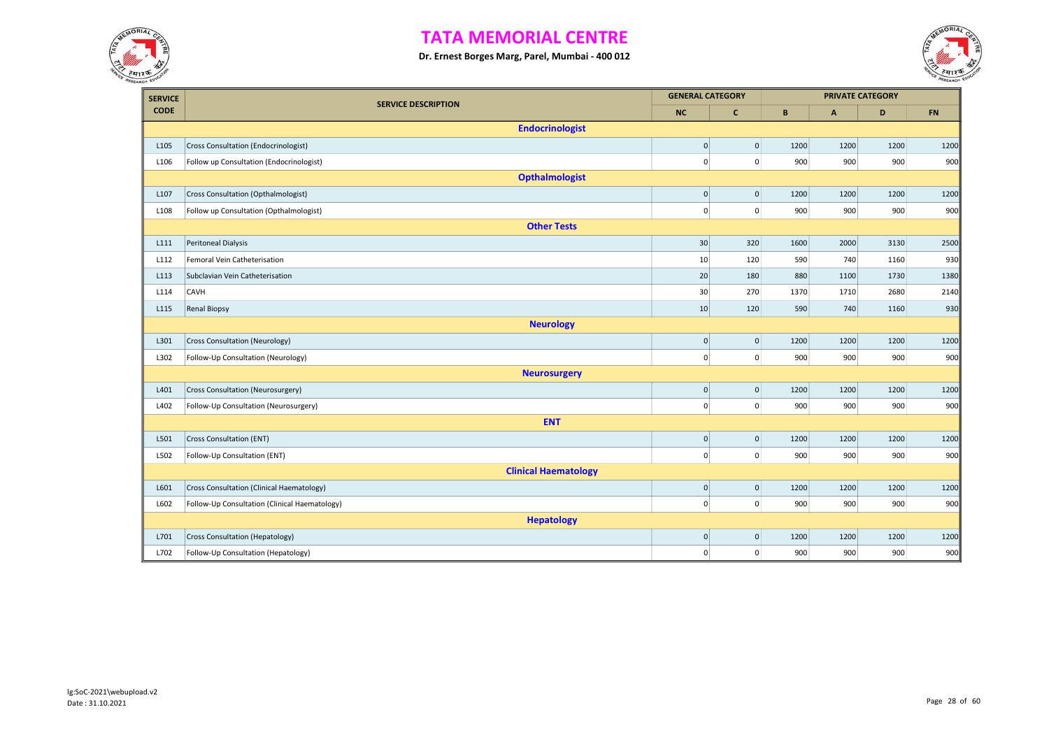# TATA MEMORIAL CENTRE

**Dr. Ernest Borges Marg, Parel, Mumbai - 400 012**

| SERVICE CODE | SERVICE DESCRIPTION | GENERAL CATEGORY | | PRIVATE CATEGORY | | | |
|---|---|---|---|---|---|---|---|
| | | NC | C | B | A | D | FN |
| | **Endocrinologist** | | | | | | |
| L105 | Cross Consultation (Endocrinologist) | 0 | 0 | 1200 | 1200 | 1200 | 1200 |
| L106 | Follow up Consultation (Endocrinologist) | 0 | 0 | 900 | 900 | 900 | 900 |
| | **Opthalmologist** | | | | | | |
| L107 | Cross Consultation (Opthalmologist) | 0 | 0 | 1200 | 1200 | 1200 | 1200 |
| L108 | Follow up Consultation (Opthalmologist) | 0 | 0 | 900 | 900 | 900 | 900 |
| | **Other Tests** | | | | | | |
| L111 | Peritoneal Dialysis | 30 | 320 | 1600 | 2000 | 3130 | 2500 |
| L112 | Femoral Vein Catheterisation | 10 | 120 | 590 | 740 | 1160 | 930 |
| L113 | Subclavian Vein Catheterisation | 20 | 180 | 880 | 1100 | 1730 | 1380 |
| L114 | CAVH | 30 | 270 | 1370 | 1710 | 2680 | 2140 |
| L115 | Renal Biopsy | 10 | 120 | 590 | 740 | 1160 | 930 |
| | **Neurology** | | | | | | |
| L301 | Cross Consultation (Neurology) | 0 | 0 | 1200 | 1200 | 1200 | 1200 |
| L302 | Follow-Up Consultation (Neurology) | 0 | 0 | 900 | 900 | 900 | 900 |
| | **Neurosurgery** | | | | | | |
| L401 | Cross Consultation (Neurosurgery) | 0 | 0 | 1200 | 1200 | 1200 | 1200 |
| L402 | Follow-Up Consultation (Neurosurgery) | 0 | 0 | 900 | 900 | 900 | 900 |
| | **ENT** | | | | | | |
| L501 | Cross Consultation (ENT) | 0 | 0 | 1200 | 1200 | 1200 | 1200 |
| L502 | Follow-Up Consultation (ENT) | 0 | 0 | 900 | 900 | 900 | 900 |
| | **Clinical Haematology** | | | | | | |
| L601 | Cross Consultation (Clinical Haematology) | 0 | 0 | 1200 | 1200 | 1200 | 1200 |
| L602 | Follow-Up Consultation (Clinical Haematology) | 0 | 0 | 900 | 900 | 900 | 900 |
| | **Hepatology** | | | | | | |
| L701 | Cross Consultation (Hepatology) | 0 | 0 | 1200 | 1200 | 1200 | 1200 |
| L702 | Follow-Up Consultation (Hepatology) | 0 | 0 | 900 | 900 | 900 | 900 |

lg:SoC-2021\webupload.v2
Date : 31.10.2021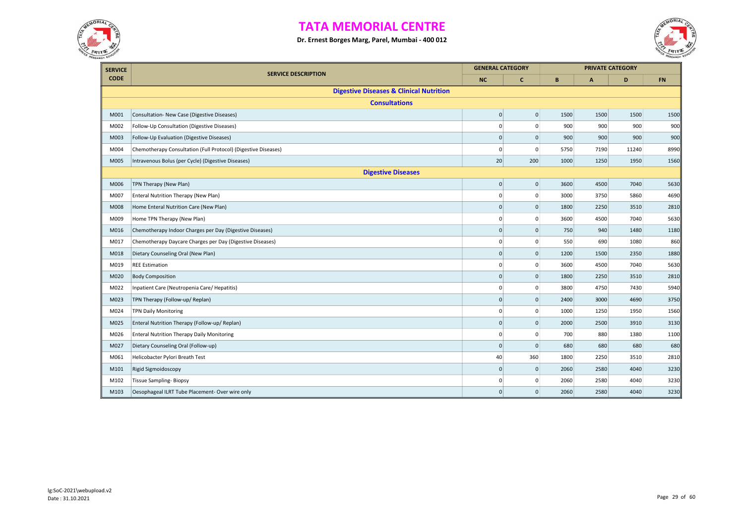# TATA MEMORIAL CENTRE

**Dr. Ernest Borges Marg, Parel, Mumbai - 400 012**

| SERVICE CODE | SERVICE DESCRIPTION | GENERAL CATEGORY | | PRIVATE CATEGORY | | | |
|---|---|---|---|---|---|---|---|
| | | NC | C | B | A | D | FN |
| | **Digestive Diseases & Clinical Nutrition** | | | | | | |
| | **Consultations** | | | | | | |
| M001 | Consultation- New Case (Digestive Diseases) | 0 | 0 | 1500 | 1500 | 1500 | 1500 |
| M002 | Follow-Up Consultation (Digestive Diseases) | 0 | 0 | 900 | 900 | 900 | 900 |
| M003 | Follow-Up Evaluation (Digestive Diseases) | 0 | 0 | 900 | 900 | 900 | 900 |
| M004 | Chemotherapy Consultation (Full Protocol) (Digestive Diseases) | 0 | 0 | 5750 | 7190 | 11240 | 8990 |
| M005 | Intravenous Bolus (per Cycle) (Digestive Diseases) | 20 | 200 | 1000 | 1250 | 1950 | 1560 |
| | **Digestive Diseases** | | | | | | |
| M006 | TPN Therapy (New Plan) | 0 | 0 | 3600 | 4500 | 7040 | 5630 |
| M007 | Enteral Nutrition Therapy (New Plan) | 0 | 0 | 3000 | 3750 | 5860 | 4690 |
| M008 | Home Enteral Nutrition Care (New Plan) | 0 | 0 | 1800 | 2250 | 3510 | 2810 |
| M009 | Home TPN Therapy (New Plan) | 0 | 0 | 3600 | 4500 | 7040 | 5630 |
| M016 | Chemotherapy Indoor Charges per Day (Digestive Diseases) | 0 | 0 | 750 | 940 | 1480 | 1180 |
| M017 | Chemotherapy Daycare Charges per Day (Digestive Diseases) | 0 | 0 | 550 | 690 | 1080 | 860 |
| M018 | Dietary Counseling Oral (New Plan) | 0 | 0 | 1200 | 1500 | 2350 | 1880 |
| M019 | REE Estimation | 0 | 0 | 3600 | 4500 | 7040 | 5630 |
| M020 | Body Composition | 0 | 0 | 1800 | 2250 | 3510 | 2810 |
| M022 | Inpatient Care (Neutropenia Care/ Hepatitis) | 0 | 0 | 3800 | 4750 | 7430 | 5940 |
| M023 | TPN Therapy (Follow-up/ Replan) | 0 | 0 | 2400 | 3000 | 4690 | 3750 |
| M024 | TPN Daily Monitoring | 0 | 0 | 1000 | 1250 | 1950 | 1560 |
| M025 | Enteral Nutrition Therapy (Follow-up/ Replan) | 0 | 0 | 2000 | 2500 | 3910 | 3130 |
| M026 | Enteral Nutrition Therapy Daily Monitoring | 0 | 0 | 700 | 880 | 1380 | 1100 |
| M027 | Dietary Counseling Oral (Follow-up) | 0 | 0 | 680 | 680 | 680 | 680 |
| M061 | Helicobacter Pylori Breath Test | 40 | 360 | 1800 | 2250 | 3510 | 2810 |
| M101 | Rigid Sigmoidoscopy | 0 | 0 | 2060 | 2580 | 4040 | 3230 |
| M102 | Tissue Sampling- Biopsy | 0 | 0 | 2060 | 2580 | 4040 | 3230 |
| M103 | Oesophageal ILRT Tube Placement- Over wire only | 0 | 0 | 2060 | 2580 | 4040 | 3230 |

lg:SoC-2021\webupload.v2
Date : 31.10.2021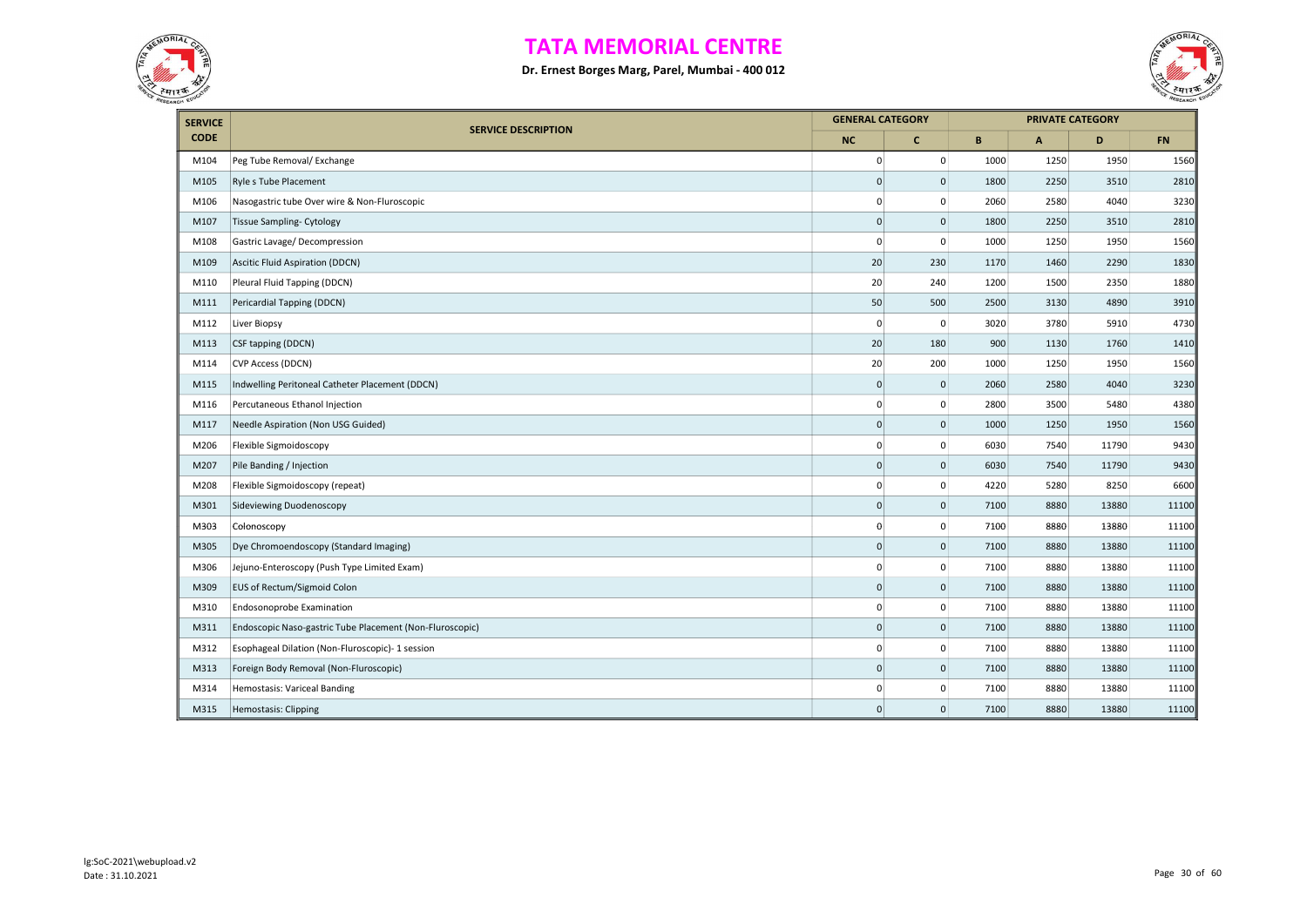# TATA MEMORIAL CENTRE

**Dr. Ernest Borges Marg, Parel, Mumbai - 400 012**

| SERVICE CODE | SERVICE DESCRIPTION | GENERAL CATEGORY | | PRIVATE CATEGORY | | | |
|---|---|---|---|---|---|---|---|
| | | NC | C | B | A | D | FN |
| M104 | Peg Tube Removal/ Exchange | 0 | 0 | 1000 | 1250 | 1950 | 1560 |
| M105 | Ryle s Tube Placement | 0 | 0 | 1800 | 2250 | 3510 | 2810 |
| M106 | Nasogastric tube Over wire & Non-Fluroscopic | 0 | 0 | 2060 | 2580 | 4040 | 3230 |
| M107 | Tissue Sampling- Cytology | 0 | 0 | 1800 | 2250 | 3510 | 2810 |
| M108 | Gastric Lavage/ Decompression | 0 | 0 | 1000 | 1250 | 1950 | 1560 |
| M109 | Ascitic Fluid Aspiration (DDCN) | 20 | 230 | 1170 | 1460 | 2290 | 1830 |
| M110 | Pleural Fluid Tapping (DDCN) | 20 | 240 | 1200 | 1500 | 2350 | 1880 |
| M111 | Pericardial Tapping (DDCN) | 50 | 500 | 2500 | 3130 | 4890 | 3910 |
| M112 | Liver Biopsy | 0 | 0 | 3020 | 3780 | 5910 | 4730 |
| M113 | CSF tapping (DDCN) | 20 | 180 | 900 | 1130 | 1760 | 1410 |
| M114 | CVP Access (DDCN) | 20 | 200 | 1000 | 1250 | 1950 | 1560 |
| M115 | Indwelling Peritoneal Catheter Placement (DDCN) | 0 | 0 | 2060 | 2580 | 4040 | 3230 |
| M116 | Percutaneous Ethanol Injection | 0 | 0 | 2800 | 3500 | 5480 | 4380 |
| M117 | Needle Aspiration (Non USG Guided) | 0 | 0 | 1000 | 1250 | 1950 | 1560 |
| M206 | Flexible Sigmoidoscopy | 0 | 0 | 6030 | 7540 | 11790 | 9430 |
| M207 | Pile Banding / Injection | 0 | 0 | 6030 | 7540 | 11790 | 9430 |
| M208 | Flexible Sigmoidoscopy (repeat) | 0 | 0 | 4220 | 5280 | 8250 | 6600 |
| M301 | Sideviewing Duodenoscopy | 0 | 0 | 7100 | 8880 | 13880 | 11100 |
| M303 | Colonoscopy | 0 | 0 | 7100 | 8880 | 13880 | 11100 |
| M305 | Dye Chromoendoscopy (Standard Imaging) | 0 | 0 | 7100 | 8880 | 13880 | 11100 |
| M306 | Jejuno-Enteroscopy (Push Type Limited Exam) | 0 | 0 | 7100 | 8880 | 13880 | 11100 |
| M309 | EUS of Rectum/Sigmoid Colon | 0 | 0 | 7100 | 8880 | 13880 | 11100 |
| M310 | Endosonoprobe Examination | 0 | 0 | 7100 | 8880 | 13880 | 11100 |
| M311 | Endoscopic Naso-gastric Tube Placement (Non-Fluroscopic) | 0 | 0 | 7100 | 8880 | 13880 | 11100 |
| M312 | Esophageal Dilation (Non-Fluroscopic)- 1 session | 0 | 0 | 7100 | 8880 | 13880 | 11100 |
| M313 | Foreign Body Removal (Non-Fluroscopic) | 0 | 0 | 7100 | 8880 | 13880 | 11100 |
| M314 | Hemostasis: Variceal Banding | 0 | 0 | 7100 | 8880 | 13880 | 11100 |
| M315 | Hemostasis: Clipping | 0 | 0 | 7100 | 8880 | 13880 | 11100 |

lg:SoC-2021\webupload.v2
Date : 31.10.2021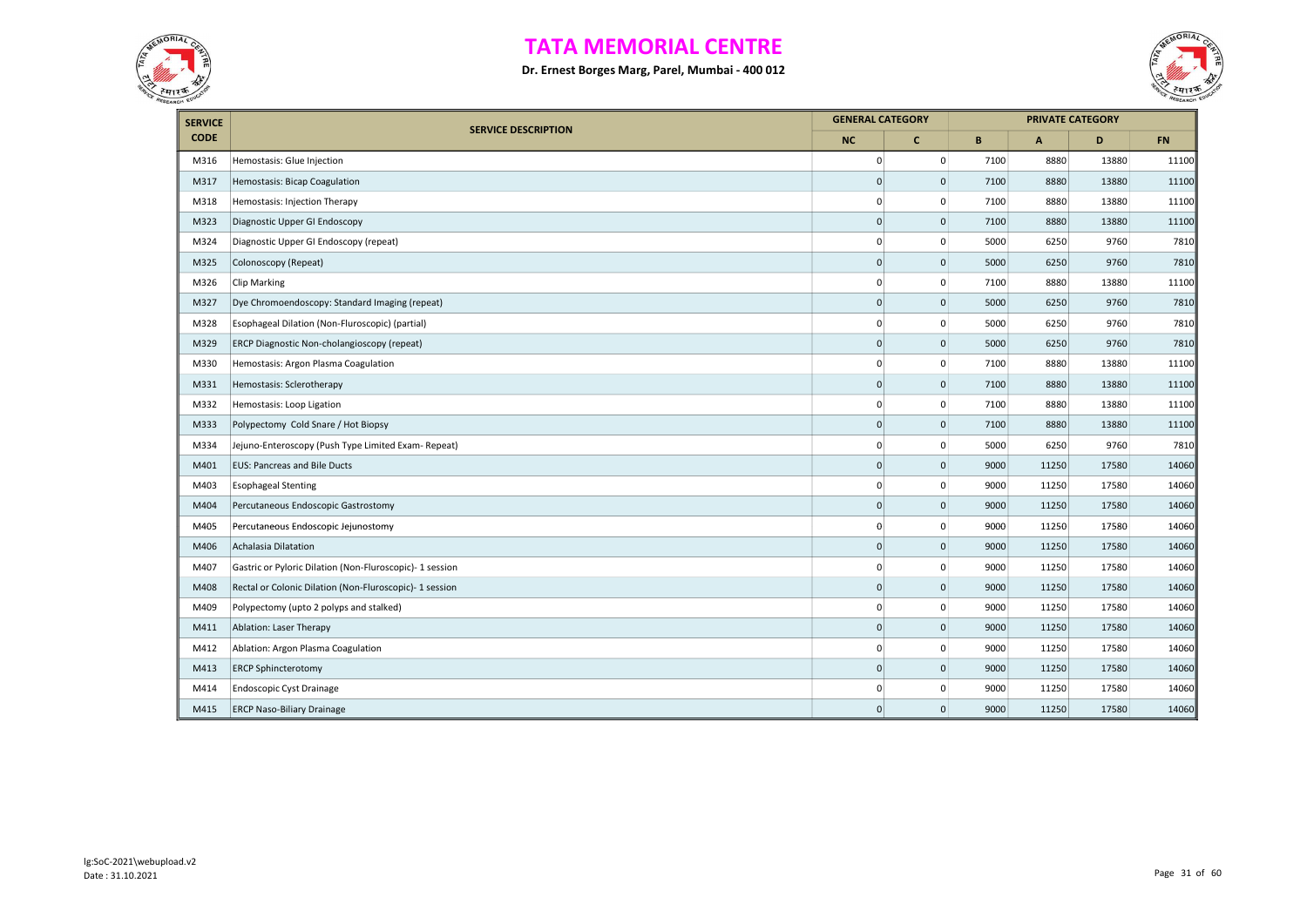# TATA MEMORIAL CENTRE

**Dr. Ernest Borges Marg, Parel, Mumbai - 400 012**

| SERVICE CODE | SERVICE DESCRIPTION | GENERAL CATEGORY | | PRIVATE CATEGORY | | | |
|---|---|---|---|---|---|---|---|
| | | NC | C | B | A | D | FN |
| M316 | Hemostasis: Glue Injection | 0 | 0 | 7100 | 8880 | 13880 | 11100 |
| M317 | Hemostasis: Bicap Coagulation | 0 | 0 | 7100 | 8880 | 13880 | 11100 |
| M318 | Hemostasis: Injection Therapy | 0 | 0 | 7100 | 8880 | 13880 | 11100 |
| M323 | Diagnostic Upper GI Endoscopy | 0 | 0 | 7100 | 8880 | 13880 | 11100 |
| M324 | Diagnostic Upper GI Endoscopy (repeat) | 0 | 0 | 5000 | 6250 | 9760 | 7810 |
| M325 | Colonoscopy (Repeat) | 0 | 0 | 5000 | 6250 | 9760 | 7810 |
| M326 | Clip Marking | 0 | 0 | 7100 | 8880 | 13880 | 11100 |
| M327 | Dye Chromoendoscopy: Standard Imaging (repeat) | 0 | 0 | 5000 | 6250 | 9760 | 7810 |
| M328 | Esophageal Dilation (Non-Fluroscopic) (partial) | 0 | 0 | 5000 | 6250 | 9760 | 7810 |
| M329 | ERCP Diagnostic Non-cholangioscopy (repeat) | 0 | 0 | 5000 | 6250 | 9760 | 7810 |
| M330 | Hemostasis: Argon Plasma Coagulation | 0 | 0 | 7100 | 8880 | 13880 | 11100 |
| M331 | Hemostasis: Sclerotherapy | 0 | 0 | 7100 | 8880 | 13880 | 11100 |
| M332 | Hemostasis: Loop Ligation | 0 | 0 | 7100 | 8880 | 13880 | 11100 |
| M333 | Polypectomy Cold Snare / Hot Biopsy | 0 | 0 | 7100 | 8880 | 13880 | 11100 |
| M334 | Jejuno-Enteroscopy (Push Type Limited Exam- Repeat) | 0 | 0 | 5000 | 6250 | 9760 | 7810 |
| M401 | EUS: Pancreas and Bile Ducts | 0 | 0 | 9000 | 11250 | 17580 | 14060 |
| M403 | Esophageal Stenting | 0 | 0 | 9000 | 11250 | 17580 | 14060 |
| M404 | Percutaneous Endoscopic Gastrostomy | 0 | 0 | 9000 | 11250 | 17580 | 14060 |
| M405 | Percutaneous Endoscopic Jejunostomy | 0 | 0 | 9000 | 11250 | 17580 | 14060 |
| M406 | Achalasia Dilatation | 0 | 0 | 9000 | 11250 | 17580 | 14060 |
| M407 | Gastric or Pyloric Dilation (Non-Fluroscopic)- 1 session | 0 | 0 | 9000 | 11250 | 17580 | 14060 |
| M408 | Rectal or Colonic Dilation (Non-Fluroscopic)- 1 session | 0 | 0 | 9000 | 11250 | 17580 | 14060 |
| M409 | Polypectomy (upto 2 polyps and stalked) | 0 | 0 | 9000 | 11250 | 17580 | 14060 |
| M411 | Ablation: Laser Therapy | 0 | 0 | 9000 | 11250 | 17580 | 14060 |
| M412 | Ablation: Argon Plasma Coagulation | 0 | 0 | 9000 | 11250 | 17580 | 14060 |
| M413 | ERCP Sphincterotomy | 0 | 0 | 9000 | 11250 | 17580 | 14060 |
| M414 | Endoscopic Cyst Drainage | 0 | 0 | 9000 | 11250 | 17580 | 14060 |
| M415 | ERCP Naso-Biliary Drainage | 0 | 0 | 9000 | 11250 | 17580 | 14060 |

lg:SoC-2021\webupload.v2
Date : 31.10.2021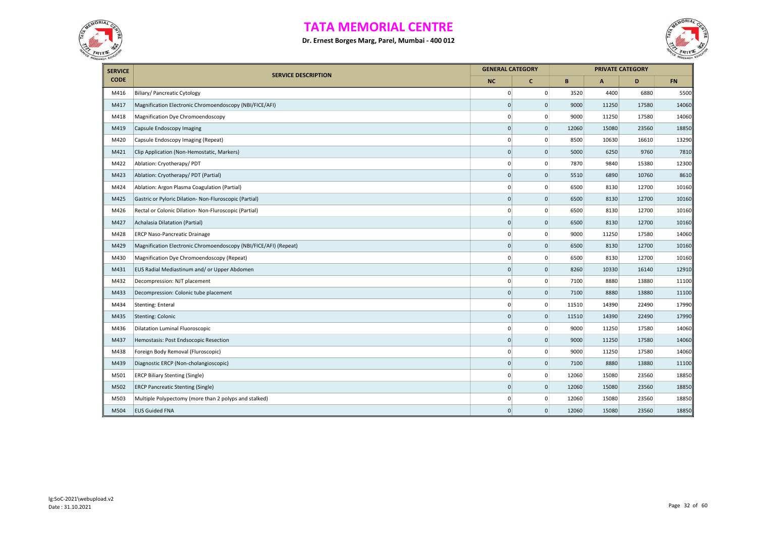# TATA MEMORIAL CENTRE

**Dr. Ernest Borges Marg, Parel, Mumbai - 400 012**

| SERVICE CODE | SERVICE DESCRIPTION | GENERAL CATEGORY | | PRIVATE CATEGORY | | | |
|---|---|---|---|---|---|---|---|
| | | NC | C | B | A | D | FN |
| M416 | Biliary/ Pancreatic Cytology | 0 | 0 | 3520 | 4400 | 6880 | 5500 |
| M417 | Magnification Electronic Chromoendoscopy (NBI/FICE/AFI) | 0 | 0 | 9000 | 11250 | 17580 | 14060 |
| M418 | Magnification Dye Chromoendoscopy | 0 | 0 | 9000 | 11250 | 17580 | 14060 |
| M419 | Capsule Endoscopy Imaging | 0 | 0 | 12060 | 15080 | 23560 | 18850 |
| M420 | Capsule Endoscopy Imaging (Repeat) | 0 | 0 | 8500 | 10630 | 16610 | 13290 |
| M421 | Clip Application (Non-Hemostatic, Markers) | 0 | 0 | 5000 | 6250 | 9760 | 7810 |
| M422 | Ablation: Cryotherapy/ PDT | 0 | 0 | 7870 | 9840 | 15380 | 12300 |
| M423 | Ablation: Cryotherapy/ PDT (Partial) | 0 | 0 | 5510 | 6890 | 10760 | 8610 |
| M424 | Ablation: Argon Plasma Coagulation (Partial) | 0 | 0 | 6500 | 8130 | 12700 | 10160 |
| M425 | Gastric or Pyloric Dilation- Non-Fluroscopic (Partial) | 0 | 0 | 6500 | 8130 | 12700 | 10160 |
| M426 | Rectal or Colonic Dilation- Non-Fluroscopic (Partial) | 0 | 0 | 6500 | 8130 | 12700 | 10160 |
| M427 | Achalasia Dilatation (Partial) | 0 | 0 | 6500 | 8130 | 12700 | 10160 |
| M428 | ERCP Naso-Pancreatic Drainage | 0 | 0 | 9000 | 11250 | 17580 | 14060 |
| M429 | Magnification Electronic Chromoendoscopy (NBI/FICE/AFI) (Repeat) | 0 | 0 | 6500 | 8130 | 12700 | 10160 |
| M430 | Magnification Dye Chromoendoscopy (Repeat) | 0 | 0 | 6500 | 8130 | 12700 | 10160 |
| M431 | EUS Radial Mediastinum and/ or Upper Abdomen | 0 | 0 | 8260 | 10330 | 16140 | 12910 |
| M432 | Decompression: NJT placement | 0 | 0 | 7100 | 8880 | 13880 | 11100 |
| M433 | Decompression: Colonic tube placement | 0 | 0 | 7100 | 8880 | 13880 | 11100 |
| M434 | Stenting: Enteral | 0 | 0 | 11510 | 14390 | 22490 | 17990 |
| M435 | Stenting: Colonic | 0 | 0 | 11510 | 14390 | 22490 | 17990 |
| M436 | Dilatation Luminal Fluoroscopic | 0 | 0 | 9000 | 11250 | 17580 | 14060 |
| M437 | Hemostasis: Post Endsocopic Resection | 0 | 0 | 9000 | 11250 | 17580 | 14060 |
| M438 | Foreign Body Removal (Fluroscopic) | 0 | 0 | 9000 | 11250 | 17580 | 14060 |
| M439 | Diagnostic ERCP (Non-cholangioscopic) | 0 | 0 | 7100 | 8880 | 13880 | 11100 |
| M501 | ERCP Biliary Stenting (Single) | 0 | 0 | 12060 | 15080 | 23560 | 18850 |
| M502 | ERCP Pancreatic Stenting (Single) | 0 | 0 | 12060 | 15080 | 23560 | 18850 |
| M503 | Multiple Polypectomy (more than 2 polyps and stalked) | 0 | 0 | 12060 | 15080 | 23560 | 18850 |
| M504 | EUS Guided FNA | 0 | 0 | 12060 | 15080 | 23560 | 18850 |

lg:SoC-2021\webupload.v2
Date : 31.10.2021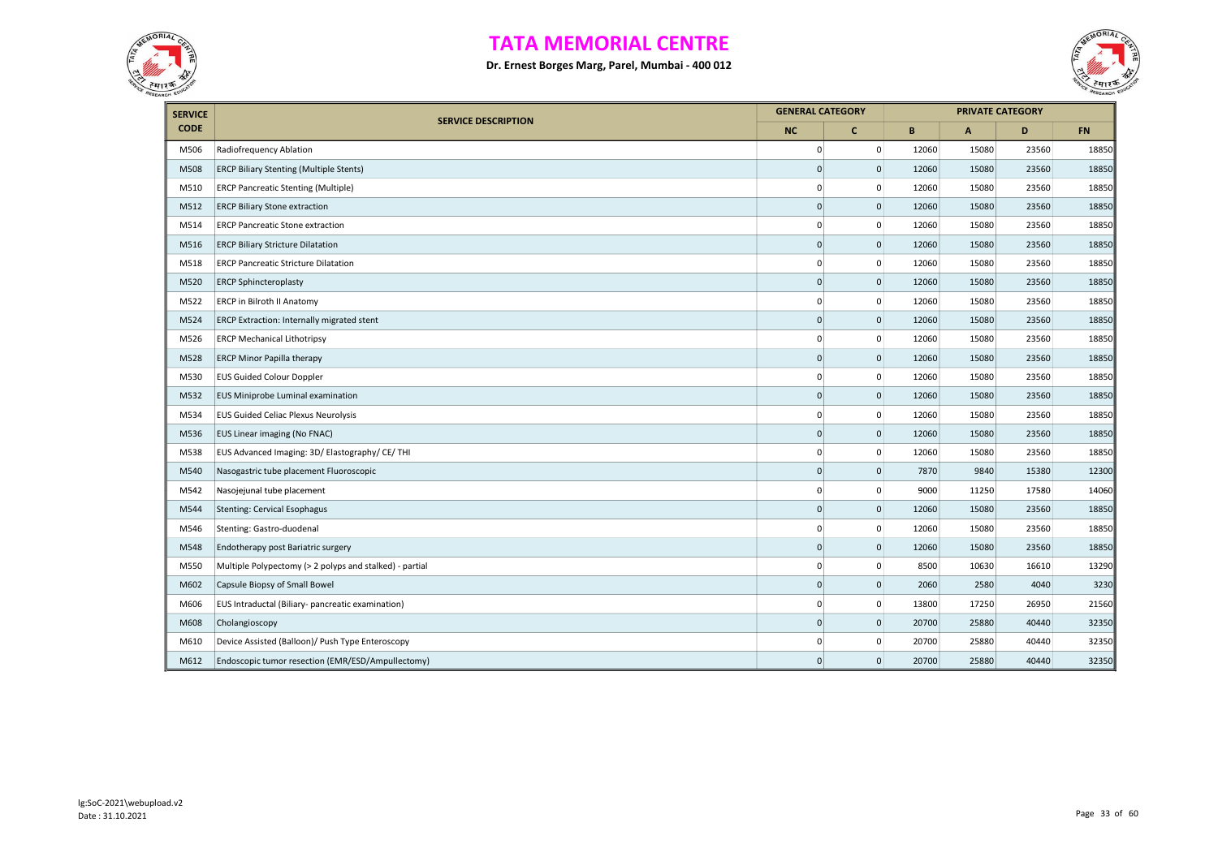# TATA MEMORIAL CENTRE

**Dr. Ernest Borges Marg, Parel, Mumbai - 400 012**

| SERVICE CODE | SERVICE DESCRIPTION | GENERAL CATEGORY | | PRIVATE CATEGORY | | | |
|---|---|---|---|---|---|---|---|
| | | NC | C | B | A | D | FN |
| M506 | Radiofrequency Ablation | 0 | 0 | 12060 | 15080 | 23560 | 18850 |
| M508 | ERCP Biliary Stenting (Multiple Stents) | 0 | 0 | 12060 | 15080 | 23560 | 18850 |
| M510 | ERCP Pancreatic Stenting (Multiple) | 0 | 0 | 12060 | 15080 | 23560 | 18850 |
| M512 | ERCP Biliary Stone extraction | 0 | 0 | 12060 | 15080 | 23560 | 18850 |
| M514 | ERCP Pancreatic Stone extraction | 0 | 0 | 12060 | 15080 | 23560 | 18850 |
| M516 | ERCP Biliary Stricture Dilatation | 0 | 0 | 12060 | 15080 | 23560 | 18850 |
| M518 | ERCP Pancreatic Stricture Dilatation | 0 | 0 | 12060 | 15080 | 23560 | 18850 |
| M520 | ERCP Sphincteroplasty | 0 | 0 | 12060 | 15080 | 23560 | 18850 |
| M522 | ERCP in Bilroth II Anatomy | 0 | 0 | 12060 | 15080 | 23560 | 18850 |
| M524 | ERCP Extraction: Internally migrated stent | 0 | 0 | 12060 | 15080 | 23560 | 18850 |
| M526 | ERCP Mechanical Lithotripsy | 0 | 0 | 12060 | 15080 | 23560 | 18850 |
| M528 | ERCP Minor Papilla therapy | 0 | 0 | 12060 | 15080 | 23560 | 18850 |
| M530 | EUS Guided Colour Doppler | 0 | 0 | 12060 | 15080 | 23560 | 18850 |
| M532 | EUS Miniprobe Luminal examination | 0 | 0 | 12060 | 15080 | 23560 | 18850 |
| M534 | EUS Guided Celiac Plexus Neurolysis | 0 | 0 | 12060 | 15080 | 23560 | 18850 |
| M536 | EUS Linear imaging (No FNAC) | 0 | 0 | 12060 | 15080 | 23560 | 18850 |
| M538 | EUS Advanced Imaging: 3D/ Elastography/ CE/ THI | 0 | 0 | 12060 | 15080 | 23560 | 18850 |
| M540 | Nasogastric tube placement Fluoroscopic | 0 | 0 | 7870 | 9840 | 15380 | 12300 |
| M542 | Nasojejunal tube placement | 0 | 0 | 9000 | 11250 | 17580 | 14060 |
| M544 | Stenting: Cervical Esophagus | 0 | 0 | 12060 | 15080 | 23560 | 18850 |
| M546 | Stenting: Gastro-duodenal | 0 | 0 | 12060 | 15080 | 23560 | 18850 |
| M548 | Endotherapy post Bariatric surgery | 0 | 0 | 12060 | 15080 | 23560 | 18850 |
| M550 | Multiple Polypectomy (> 2 polyps and stalked) - partial | 0 | 0 | 8500 | 10630 | 16610 | 13290 |
| M602 | Capsule Biopsy of Small Bowel | 0 | 0 | 2060 | 2580 | 4040 | 3230 |
| M606 | EUS Intraductal (Biliary- pancreatic examination) | 0 | 0 | 13800 | 17250 | 26950 | 21560 |
| M608 | Cholangioscopy | 0 | 0 | 20700 | 25880 | 40440 | 32350 |
| M610 | Device Assisted (Balloon)/ Push Type Enteroscopy | 0 | 0 | 20700 | 25880 | 40440 | 32350 |
| M612 | Endoscopic tumor resection (EMR/ESD/Ampullectomy) | 0 | 0 | 20700 | 25880 | 40440 | 32350 |

lg:SoC-2021\webupload.v2
Date : 31.10.2021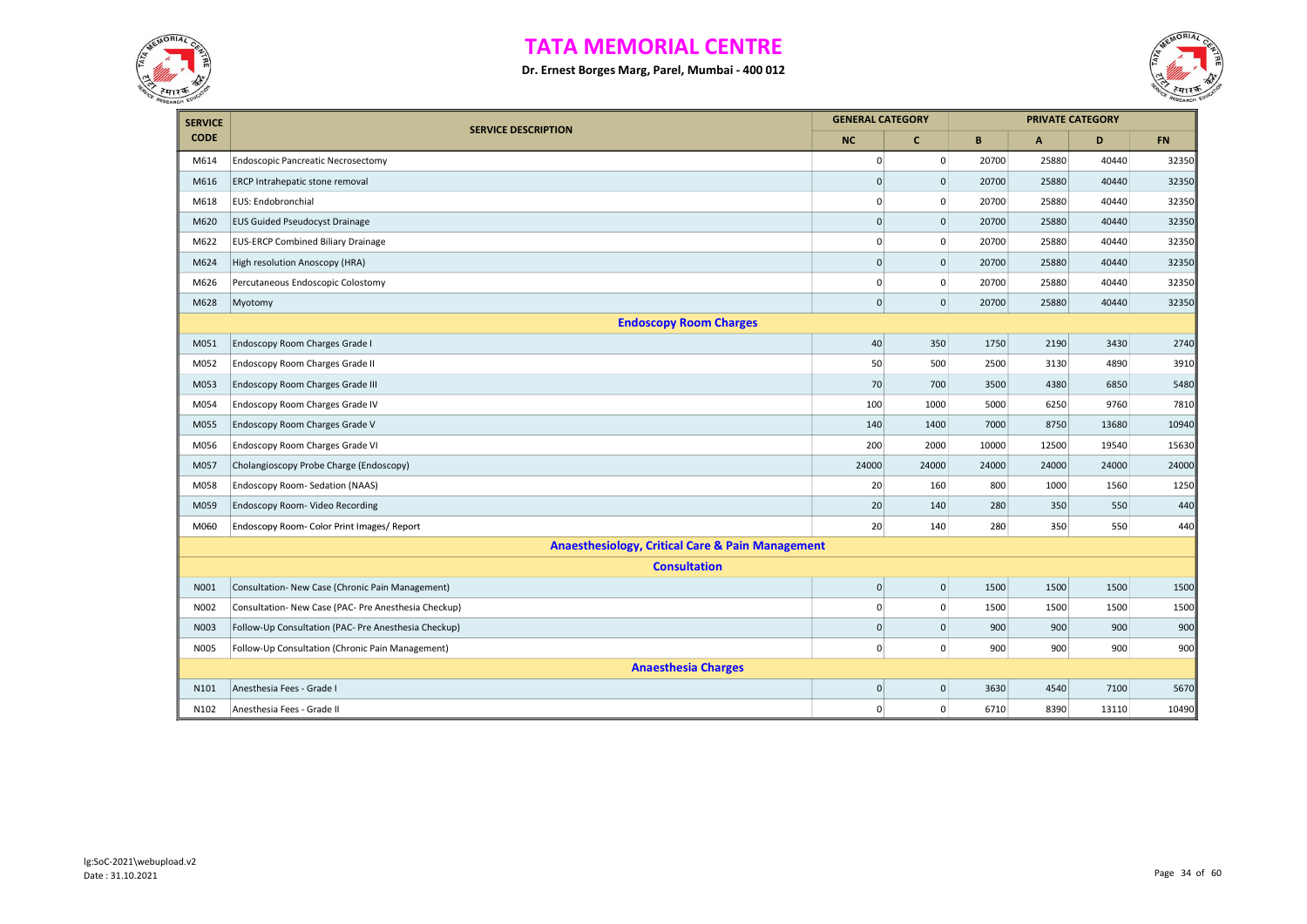# TATA MEMORIAL CENTRE

**Dr. Ernest Borges Marg, Parel, Mumbai - 400 012**

| SERVICE CODE | SERVICE DESCRIPTION | GENERAL CATEGORY | | PRIVATE CATEGORY | | | |
|---|---|---|---|---|---|---|---|
| | | NC | C | B | A | D | FN |
| M614 | Endoscopic Pancreatic Necrosectomy | 0 | 0 | 20700 | 25880 | 40440 | 32350 |
| M616 | ERCP Intrahepatic stone removal | 0 | 0 | 20700 | 25880 | 40440 | 32350 |
| M618 | EUS: Endobronchial | 0 | 0 | 20700 | 25880 | 40440 | 32350 |
| M620 | EUS Guided Pseudocyst Drainage | 0 | 0 | 20700 | 25880 | 40440 | 32350 |
| M622 | EUS-ERCP Combined Biliary Drainage | 0 | 0 | 20700 | 25880 | 40440 | 32350 |
| M624 | High resolution Anoscopy (HRA) | 0 | 0 | 20700 | 25880 | 40440 | 32350 |
| M626 | Percutaneous Endoscopic Colostomy | 0 | 0 | 20700 | 25880 | 40440 | 32350 |
| M628 | Myotomy | 0 | 0 | 20700 | 25880 | 40440 | 32350 |
| | **Endoscopy Room Charges** | | | | | | |
| M051 | Endoscopy Room Charges Grade I | 40 | 350 | 1750 | 2190 | 3430 | 2740 |
| M052 | Endoscopy Room Charges Grade II | 50 | 500 | 2500 | 3130 | 4890 | 3910 |
| M053 | Endoscopy Room Charges Grade III | 70 | 700 | 3500 | 4380 | 6850 | 5480 |
| M054 | Endoscopy Room Charges Grade IV | 100 | 1000 | 5000 | 6250 | 9760 | 7810 |
| M055 | Endoscopy Room Charges Grade V | 140 | 1400 | 7000 | 8750 | 13680 | 10940 |
| M056 | Endoscopy Room Charges Grade VI | 200 | 2000 | 10000 | 12500 | 19540 | 15630 |
| M057 | Cholangioscopy Probe Charge (Endoscopy) | 24000 | 24000 | 24000 | 24000 | 24000 | 24000 |
| M058 | Endoscopy Room- Sedation (NAAS) | 20 | 160 | 800 | 1000 | 1560 | 1250 |
| M059 | Endoscopy Room- Video Recording | 20 | 140 | 280 | 350 | 550 | 440 |
| M060 | Endoscopy Room- Color Print Images/ Report | 20 | 140 | 280 | 350 | 550 | 440 |
| | **Anaesthesiology, Critical Care & Pain Management** | | | | | | |
| | **Consultation** | | | | | | |
| N001 | Consultation- New Case (Chronic Pain Management) | 0 | 0 | 1500 | 1500 | 1500 | 1500 |
| N002 | Consultation- New Case (PAC- Pre Anesthesia Checkup) | 0 | 0 | 1500 | 1500 | 1500 | 1500 |
| N003 | Follow-Up Consultation (PAC- Pre Anesthesia Checkup) | 0 | 0 | 900 | 900 | 900 | 900 |
| N005 | Follow-Up Consultation (Chronic Pain Management) | 0 | 0 | 900 | 900 | 900 | 900 |
| | **Anaesthesia Charges** | | | | | | |
| N101 | Anesthesia Fees - Grade I | 0 | 0 | 3630 | 4540 | 7100 | 5670 |
| N102 | Anesthesia Fees - Grade II | 0 | 0 | 6710 | 8390 | 13110 | 10490 |

lg:SoC-2021\webupload.v2
Date : 31.10.2021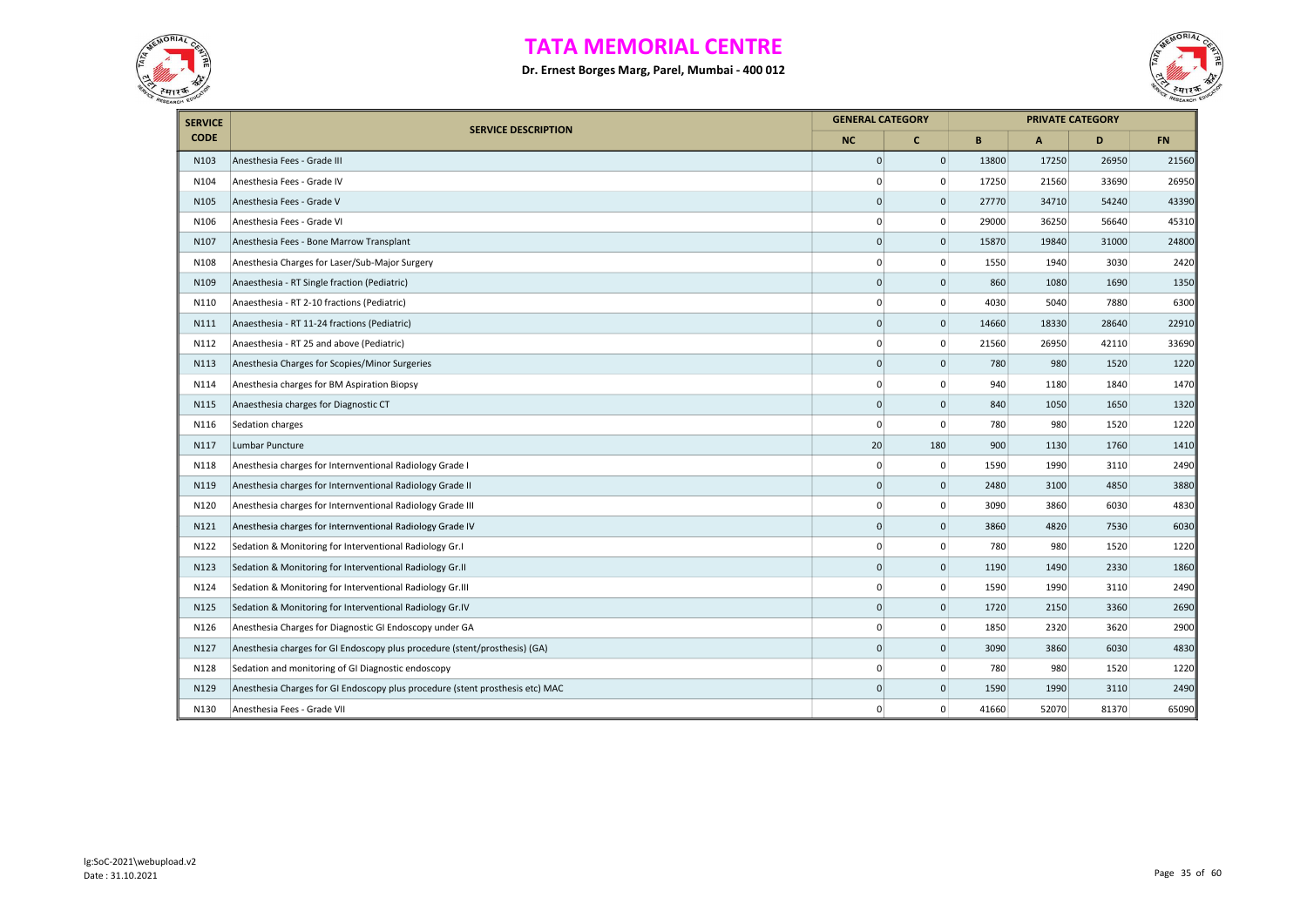# TATA MEMORIAL CENTRE

**Dr. Ernest Borges Marg, Parel, Mumbai - 400 012**

| SERVICE CODE | SERVICE DESCRIPTION | GENERAL CATEGORY | | PRIVATE CATEGORY | | | |
|---|---|---|---|---|---|---|---|
| | | NC | C | B | A | D | FN |
| N103 | Anesthesia Fees - Grade III | 0 | 0 | 13800 | 17250 | 26950 | 21560 |
| N104 | Anesthesia Fees - Grade IV | 0 | 0 | 17250 | 21560 | 33690 | 26950 |
| N105 | Anesthesia Fees - Grade V | 0 | 0 | 27770 | 34710 | 54240 | 43390 |
| N106 | Anesthesia Fees - Grade VI | 0 | 0 | 29000 | 36250 | 56640 | 45310 |
| N107 | Anesthesia Fees - Bone Marrow Transplant | 0 | 0 | 15870 | 19840 | 31000 | 24800 |
| N108 | Anesthesia Charges for Laser/Sub-Major Surgery | 0 | 0 | 1550 | 1940 | 3030 | 2420 |
| N109 | Anaesthesia - RT Single fraction (Pediatric) | 0 | 0 | 860 | 1080 | 1690 | 1350 |
| N110 | Anaesthesia - RT 2-10 fractions (Pediatric) | 0 | 0 | 4030 | 5040 | 7880 | 6300 |
| N111 | Anaesthesia - RT 11-24 fractions (Pediatric) | 0 | 0 | 14660 | 18330 | 28640 | 22910 |
| N112 | Anaesthesia - RT 25 and above (Pediatric) | 0 | 0 | 21560 | 26950 | 42110 | 33690 |
| N113 | Anesthesia Charges for Scopies/Minor Surgeries | 0 | 0 | 780 | 980 | 1520 | 1220 |
| N114 | Anesthesia charges for BM Aspiration Biopsy | 0 | 0 | 940 | 1180 | 1840 | 1470 |
| N115 | Anaesthesia charges for Diagnostic CT | 0 | 0 | 840 | 1050 | 1650 | 1320 |
| N116 | Sedation charges | 0 | 0 | 780 | 980 | 1520 | 1220 |
| N117 | Lumbar Puncture | 20 | 180 | 900 | 1130 | 1760 | 1410 |
| N118 | Anesthesia charges for Internventional Radiology Grade I | 0 | 0 | 1590 | 1990 | 3110 | 2490 |
| N119 | Anesthesia charges for Internventional Radiology Grade II | 0 | 0 | 2480 | 3100 | 4850 | 3880 |
| N120 | Anesthesia charges for Internventional Radiology Grade III | 0 | 0 | 3090 | 3860 | 6030 | 4830 |
| N121 | Anesthesia charges for Internventional Radiology Grade IV | 0 | 0 | 3860 | 4820 | 7530 | 6030 |
| N122 | Sedation & Monitoring for Interventional Radiology Gr.I | 0 | 0 | 780 | 980 | 1520 | 1220 |
| N123 | Sedation & Monitoring for Interventional Radiology Gr.II | 0 | 0 | 1190 | 1490 | 2330 | 1860 |
| N124 | Sedation & Monitoring for Interventional Radiology Gr.III | 0 | 0 | 1590 | 1990 | 3110 | 2490 |
| N125 | Sedation & Monitoring for Interventional Radiology Gr.IV | 0 | 0 | 1720 | 2150 | 3360 | 2690 |
| N126 | Anesthesia Charges for Diagnostic GI Endoscopy under GA | 0 | 0 | 1850 | 2320 | 3620 | 2900 |
| N127 | Anesthesia charges for GI Endoscopy plus procedure (stent/prosthesis) (GA) | 0 | 0 | 3090 | 3860 | 6030 | 4830 |
| N128 | Sedation and monitoring of GI Diagnostic endoscopy | 0 | 0 | 780 | 980 | 1520 | 1220 |
| N129 | Anesthesia Charges for GI Endoscopy plus procedure (stent prosthesis etc) MAC | 0 | 0 | 1590 | 1990 | 3110 | 2490 |
| N130 | Anesthesia Fees - Grade VII | 0 | 0 | 41660 | 52070 | 81370 | 65090 |

lg:SoC-2021\webupload.v2
Date : 31.10.2021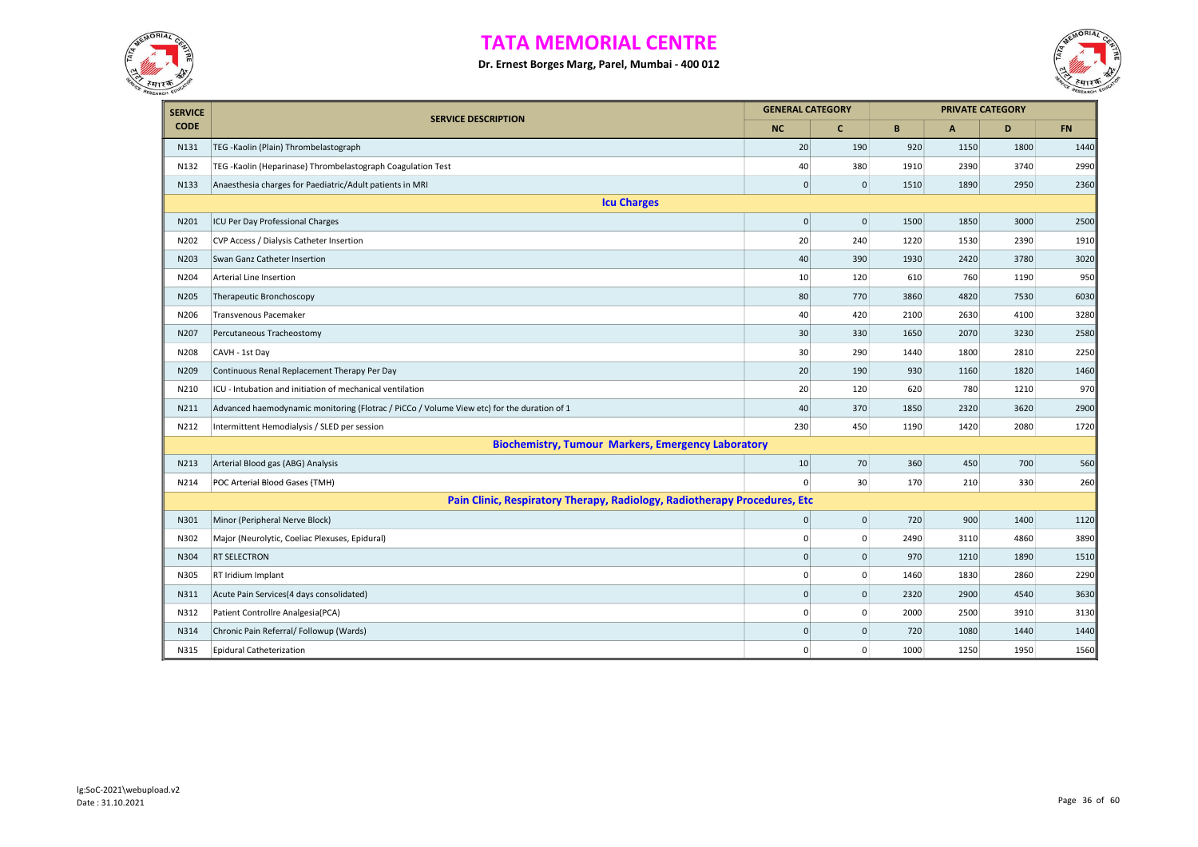# TATA MEMORIAL CENTRE

**Dr. Ernest Borges Marg, Parel, Mumbai - 400 012**

| SERVICE CODE | SERVICE DESCRIPTION | GENERAL CATEGORY | | PRIVATE CATEGORY | | | |
|---|---|---|---|---|---|---|---|
| | | NC | C | B | A | D | FN |
| N131 | TEG -Kaolin (Plain) Thrombelastograph | 20 | 190 | 920 | 1150 | 1800 | 1440 |
| N132 | TEG -Kaolin (Heparinase) Thrombelastograph Coagulation Test | 40 | 380 | 1910 | 2390 | 3740 | 2990 |
| N133 | Anaesthesia charges for Paediatric/Adult patients in MRI | 0 | 0 | 1510 | 1890 | 2950 | 2360 |
| | **Icu Charges** | | | | | | |
| N201 | ICU Per Day Professional Charges | 0 | 0 | 1500 | 1850 | 3000 | 2500 |
| N202 | CVP Access / Dialysis Catheter Insertion | 20 | 240 | 1220 | 1530 | 2390 | 1910 |
| N203 | Swan Ganz Catheter Insertion | 40 | 390 | 1930 | 2420 | 3780 | 3020 |
| N204 | Arterial Line Insertion | 10 | 120 | 610 | 760 | 1190 | 950 |
| N205 | Therapeutic Bronchoscopy | 80 | 770 | 3860 | 4820 | 7530 | 6030 |
| N206 | Transvenous Pacemaker | 40 | 420 | 2100 | 2630 | 4100 | 3280 |
| N207 | Percutaneous Tracheostomy | 30 | 330 | 1650 | 2070 | 3230 | 2580 |
| N208 | CAVH - 1st Day | 30 | 290 | 1440 | 1800 | 2810 | 2250 |
| N209 | Continuous Renal Replacement Therapy Per Day | 20 | 190 | 930 | 1160 | 1820 | 1460 |
| N210 | ICU - Intubation and initiation of mechanical ventilation | 20 | 120 | 620 | 780 | 1210 | 970 |
| N211 | Advanced haemodynamic monitoring (Flotrac / PiCCo / Volume View etc) for the duration of 1 | 40 | 370 | 1850 | 2320 | 3620 | 2900 |
| N212 | Intermittent Hemodialysis / SLED per session | 230 | 450 | 1190 | 1420 | 2080 | 1720 |
| | **Biochemistry, Tumour Markers, Emergency Laboratory** | | | | | | |
| N213 | Arterial Blood gas (ABG) Analysis | 10 | 70 | 360 | 450 | 700 | 560 |
| N214 | POC Arterial Blood Gases (TMH) | 0 | 30 | 170 | 210 | 330 | 260 |
| | **Pain Clinic, Respiratory Therapy, Radiology, Radiotherapy Procedures, Etc** | | | | | | |
| N301 | Minor (Peripheral Nerve Block) | 0 | 0 | 720 | 900 | 1400 | 1120 |
| N302 | Major (Neurolytic, Coeliac Plexuses, Epidural) | 0 | 0 | 2490 | 3110 | 4860 | 3890 |
| N304 | RT SELECTRON | 0 | 0 | 970 | 1210 | 1890 | 1510 |
| N305 | RT Iridium Implant | 0 | 0 | 1460 | 1830 | 2860 | 2290 |
| N311 | Acute Pain Services(4 days consolidated) | 0 | 0 | 2320 | 2900 | 4540 | 3630 |
| N312 | Patient Controllre Analgesia(PCA) | 0 | 0 | 2000 | 2500 | 3910 | 3130 |
| N314 | Chronic Pain Referral/ Followup (Wards) | 0 | 0 | 720 | 1080 | 1440 | 1440 |
| N315 | Epidural Catheterization | 0 | 0 | 1000 | 1250 | 1950 | 1560 |

lg:SoC-2021\webupload.v2
Date : 31.10.2021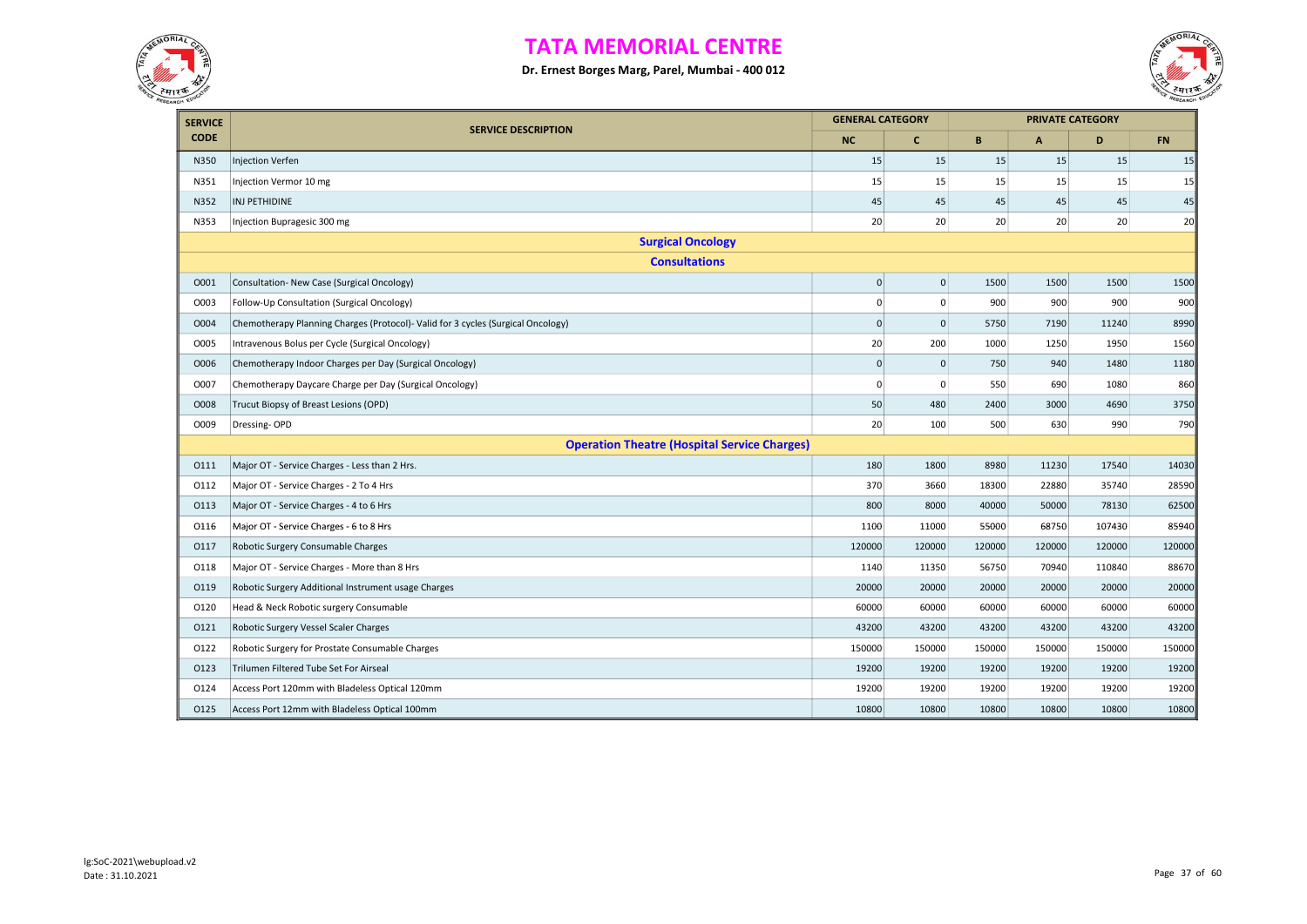# TATA MEMORIAL CENTRE

**Dr. Ernest Borges Marg, Parel, Mumbai - 400 012**

| SERVICE CODE | SERVICE DESCRIPTION | GENERAL CATEGORY | | PRIVATE CATEGORY | | | |
|---|---|---|---|---|---|---|---|
| | | NC | C | B | A | D | FN |
| N350 | Injection Verfen | 15 | 15 | 15 | 15 | 15 | 15 |
| N351 | Injection Vermor 10 mg | 15 | 15 | 15 | 15 | 15 | 15 |
| N352 | INJ PETHIDINE | 45 | 45 | 45 | 45 | 45 | 45 |
| N353 | Injection Bupragesic 300 mg | 20 | 20 | 20 | 20 | 20 | 20 |
| | **Surgical Oncology** | | | | | | |
| | **Consultations** | | | | | | |
| O001 | Consultation- New Case (Surgical Oncology) | 0 | 0 | 1500 | 1500 | 1500 | 1500 |
| O003 | Follow-Up Consultation (Surgical Oncology) | 0 | 0 | 900 | 900 | 900 | 900 |
| O004 | Chemotherapy Planning Charges (Protocol)- Valid for 3 cycles (Surgical Oncology) | 0 | 0 | 5750 | 7190 | 11240 | 8990 |
| O005 | Intravenous Bolus per Cycle (Surgical Oncology) | 20 | 200 | 1000 | 1250 | 1950 | 1560 |
| O006 | Chemotherapy Indoor Charges per Day (Surgical Oncology) | 0 | 0 | 750 | 940 | 1480 | 1180 |
| O007 | Chemotherapy Daycare Charge per Day (Surgical Oncology) | 0 | 0 | 550 | 690 | 1080 | 860 |
| O008 | Trucut Biopsy of Breast Lesions (OPD) | 50 | 480 | 2400 | 3000 | 4690 | 3750 |
| O009 | Dressing- OPD | 20 | 100 | 500 | 630 | 990 | 790 |
| | **Operation Theatre (Hospital Service Charges)** | | | | | | |
| O111 | Major OT - Service Charges - Less than 2 Hrs. | 180 | 1800 | 8980 | 11230 | 17540 | 14030 |
| O112 | Major OT - Service Charges - 2 To 4 Hrs | 370 | 3660 | 18300 | 22880 | 35740 | 28590 |
| O113 | Major OT - Service Charges - 4 to 6 Hrs | 800 | 8000 | 40000 | 50000 | 78130 | 62500 |
| O116 | Major OT - Service Charges - 6 to 8 Hrs | 1100 | 11000 | 55000 | 68750 | 107430 | 85940 |
| O117 | Robotic Surgery Consumable Charges | 120000 | 120000 | 120000 | 120000 | 120000 | 120000 |
| O118 | Major OT - Service Charges - More than 8 Hrs | 1140 | 11350 | 56750 | 70940 | 110840 | 88670 |
| O119 | Robotic Surgery Additional Instrument usage Charges | 20000 | 20000 | 20000 | 20000 | 20000 | 20000 |
| O120 | Head & Neck Robotic surgery Consumable | 60000 | 60000 | 60000 | 60000 | 60000 | 60000 |
| O121 | Robotic Surgery Vessel Scaler Charges | 43200 | 43200 | 43200 | 43200 | 43200 | 43200 |
| O122 | Robotic Surgery for Prostate Consumable Charges | 150000 | 150000 | 150000 | 150000 | 150000 | 150000 |
| O123 | Trilumen Filtered Tube Set For Airseal | 19200 | 19200 | 19200 | 19200 | 19200 | 19200 |
| O124 | Access Port 120mm with Bladeless Optical 120mm | 19200 | 19200 | 19200 | 19200 | 19200 | 19200 |
| O125 | Access Port 12mm with Bladeless Optical 100mm | 10800 | 10800 | 10800 | 10800 | 10800 | 10800 |

lg:SoC-2021\webupload.v2
Date : 31.10.2021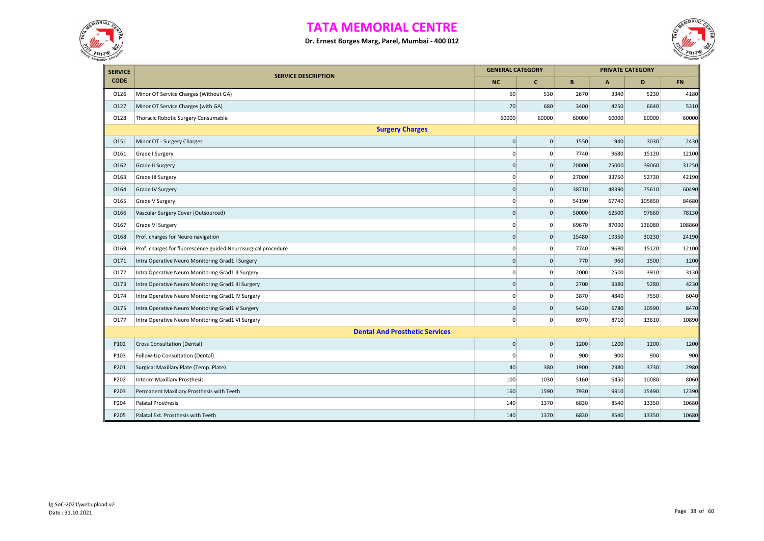# TATA MEMORIAL CENTRE

**Dr. Ernest Borges Marg, Parel, Mumbai - 400 012**

| SERVICE CODE | SERVICE DESCRIPTION | GENERAL CATEGORY | | PRIVATE CATEGORY | | | |
|---|---|---|---|---|---|---|---|
| | | NC | C | B | A | D | FN |
| O126 | Minor OT Service Charges (Without GA) | 50 | 530 | 2670 | 3340 | 5230 | 4180 |
| O127 | Minor OT Service Charges (with GA) | 70 | 680 | 3400 | 4250 | 6640 | 5310 |
| O128 | Thoracic Robotic Surgery Consumable | 60000 | 60000 | 60000 | 60000 | 60000 | 60000 |
| | **Surgery Charges** | | | | | | |
| O151 | Minor OT - Surgery Charges | 0 | 0 | 1550 | 1940 | 3030 | 2430 |
| O161 | Grade I Surgery | 0 | 0 | 7740 | 9680 | 15120 | 12100 |
| O162 | Grade II Surgery | 0 | 0 | 20000 | 25000 | 39060 | 31250 |
| O163 | Grade III Surgery | 0 | 0 | 27000 | 33750 | 52730 | 42190 |
| O164 | Grade IV Surgery | 0 | 0 | 38710 | 48390 | 75610 | 60490 |
| O165 | Grade V Surgery | 0 | 0 | 54190 | 67740 | 105850 | 84680 |
| O166 | Vascular Surgery Cover (Outsourced) | 0 | 0 | 50000 | 62500 | 97660 | 78130 |
| O167 | Grade VI Surgery | 0 | 0 | 69670 | 87090 | 136080 | 108860 |
| O168 | Prof. charges for Neuro navigation | 0 | 0 | 15480 | 19350 | 30230 | 24190 |
| O169 | Prof. charges for fluorescence guided Neurosurgical procedure | 0 | 0 | 7740 | 9680 | 15120 | 12100 |
| O171 | Intra Operative Neuro Monitoring Grad1 I Surgery | 0 | 0 | 770 | 960 | 1500 | 1200 |
| O172 | Intra Operative Neuro Monitoring Grad1 II Surgery | 0 | 0 | 2000 | 2500 | 3910 | 3130 |
| O173 | Intra Operative Neuro Monitoring Grad1 III Surgery | 0 | 0 | 2700 | 3380 | 5280 | 4230 |
| O174 | Intra Operative Neuro Monitoring Grad1 IV Surgery | 0 | 0 | 3870 | 4840 | 7550 | 6040 |
| O175 | Intra Operative Neuro Monitoring Grad1 V Surgery | 0 | 0 | 5420 | 6780 | 10590 | 8470 |
| O177 | Intra Operative Neuro Monitoring Grad1 VI Surgery | 0 | 0 | 6970 | 8710 | 13610 | 10890 |
| | **Dental And Prosthetic Services** | | | | | | |
| P102 | Cross Consultation (Dental) | 0 | 0 | 1200 | 1200 | 1200 | 1200 |
| P103 | Follow-Up Consultation (Dental) | 0 | 0 | 900 | 900 | 900 | 900 |
| P201 | Surgical Maxillary Plate (Temp. Plate) | 40 | 380 | 1900 | 2380 | 3730 | 2980 |
| P202 | Interim Maxillary Prosthesis | 100 | 1030 | 5160 | 6450 | 10080 | 8060 |
| P203 | Permanent Maxillary Prosthesis with Teeth | 160 | 1590 | 7930 | 9910 | 15490 | 12390 |
| P204 | Palatal Prosthesis | 140 | 1370 | 6830 | 8540 | 13350 | 10680 |
| P205 | Palatal Ext. Prosthesis with Teeth | 140 | 1370 | 6830 | 8540 | 13350 | 10680 |

lg:SoC-2021\webupload.v2
Date : 31.10.2021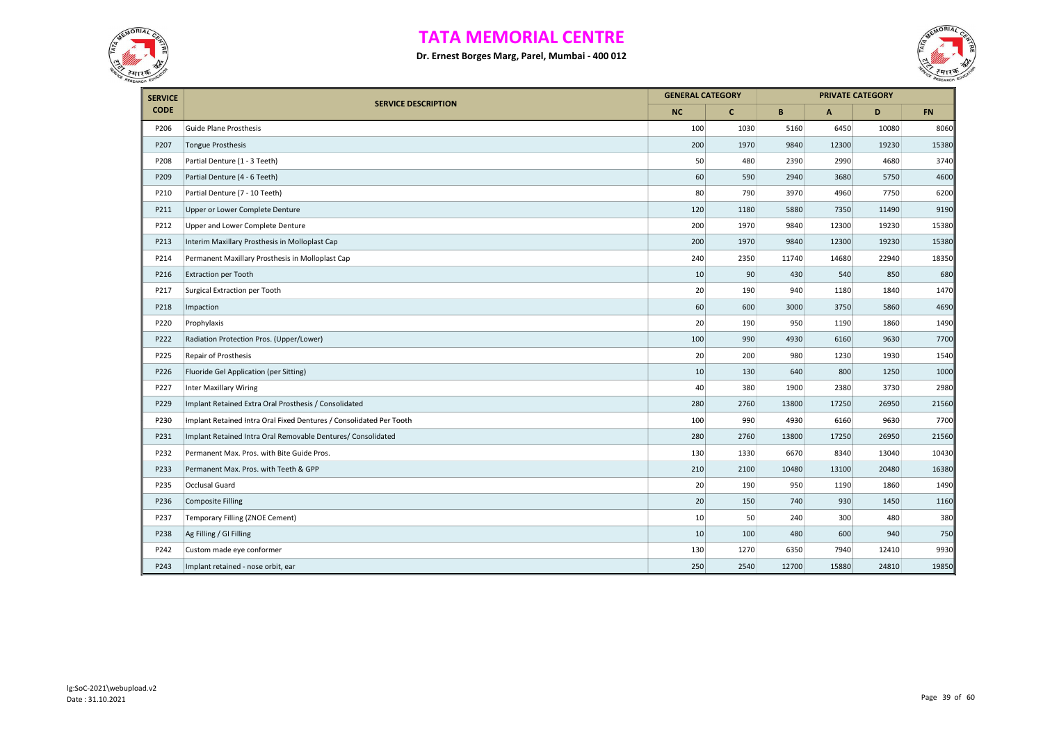# TATA MEMORIAL CENTRE

**Dr. Ernest Borges Marg, Parel, Mumbai - 400 012**

| SERVICE CODE | SERVICE DESCRIPTION | GENERAL CATEGORY | | PRIVATE CATEGORY | | | |
|---|---|---|---|---|---|---|---|
| | | NC | C | B | A | D | FN |
| P206 | Guide Plane Prosthesis | 100 | 1030 | 5160 | 6450 | 10080 | 8060 |
| P207 | Tongue Prosthesis | 200 | 1970 | 9840 | 12300 | 19230 | 15380 |
| P208 | Partial Denture (1 - 3 Teeth) | 50 | 480 | 2390 | 2990 | 4680 | 3740 |
| P209 | Partial Denture (4 - 6 Teeth) | 60 | 590 | 2940 | 3680 | 5750 | 4600 |
| P210 | Partial Denture (7 - 10 Teeth) | 80 | 790 | 3970 | 4960 | 7750 | 6200 |
| P211 | Upper or Lower Complete Denture | 120 | 1180 | 5880 | 7350 | 11490 | 9190 |
| P212 | Upper and Lower Complete Denture | 200 | 1970 | 9840 | 12300 | 19230 | 15380 |
| P213 | Interim Maxillary Prosthesis in Molloplast Cap | 200 | 1970 | 9840 | 12300 | 19230 | 15380 |
| P214 | Permanent Maxillary Prosthesis in Molloplast Cap | 240 | 2350 | 11740 | 14680 | 22940 | 18350 |
| P216 | Extraction per Tooth | 10 | 90 | 430 | 540 | 850 | 680 |
| P217 | Surgical Extraction per Tooth | 20 | 190 | 940 | 1180 | 1840 | 1470 |
| P218 | Impaction | 60 | 600 | 3000 | 3750 | 5860 | 4690 |
| P220 | Prophylaxis | 20 | 190 | 950 | 1190 | 1860 | 1490 |
| P222 | Radiation Protection Pros. (Upper/Lower) | 100 | 990 | 4930 | 6160 | 9630 | 7700 |
| P225 | Repair of Prosthesis | 20 | 200 | 980 | 1230 | 1930 | 1540 |
| P226 | Fluoride Gel Application (per Sitting) | 10 | 130 | 640 | 800 | 1250 | 1000 |
| P227 | Inter Maxillary Wiring | 40 | 380 | 1900 | 2380 | 3730 | 2980 |
| P229 | Implant Retained Extra Oral Prosthesis / Consolidated | 280 | 2760 | 13800 | 17250 | 26950 | 21560 |
| P230 | Implant Retained Intra Oral Fixed Dentures / Consolidated Per Tooth | 100 | 990 | 4930 | 6160 | 9630 | 7700 |
| P231 | Implant Retained Intra Oral Removable Dentures/ Consolidated | 280 | 2760 | 13800 | 17250 | 26950 | 21560 |
| P232 | Permanent Max. Pros. with Bite Guide Pros. | 130 | 1330 | 6670 | 8340 | 13040 | 10430 |
| P233 | Permanent Max. Pros. with Teeth & GPP | 210 | 2100 | 10480 | 13100 | 20480 | 16380 |
| P235 | Occlusal Guard | 20 | 190 | 950 | 1190 | 1860 | 1490 |
| P236 | Composite Filling | 20 | 150 | 740 | 930 | 1450 | 1160 |
| P237 | Temporary Filling (ZNOE Cement) | 10 | 50 | 240 | 300 | 480 | 380 |
| P238 | Ag Filling / GI Filling | 10 | 100 | 480 | 600 | 940 | 750 |
| P242 | Custom made eye conformer | 130 | 1270 | 6350 | 7940 | 12410 | 9930 |
| P243 | Implant retained - nose orbit, ear | 250 | 2540 | 12700 | 15880 | 24810 | 19850 |

lg:SoC-2021\webupload.v2
Date : 31.10.2021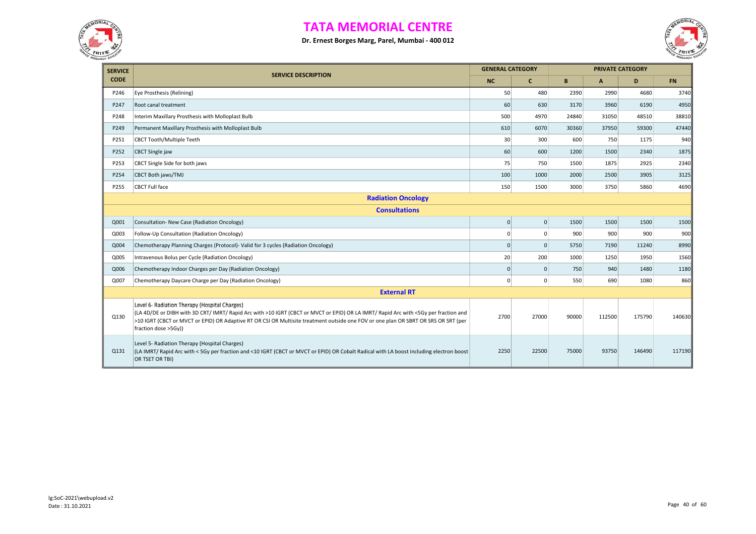# TATA MEMORIAL CENTRE

**Dr. Ernest Borges Marg, Parel, Mumbai - 400 012**

| SERVICE CODE | SERVICE DESCRIPTION | GENERAL CATEGORY | | PRIVATE CATEGORY | | | |
|---|---|---|---|---|---|---|---|
| | | NC | C | B | A | D | FN |
| P246 | Eye Prosthesis (Relining) | 50 | 480 | 2390 | 2990 | 4680 | 3740 |
| P247 | Root canal treatment | 60 | 630 | 3170 | 3960 | 6190 | 4950 |
| P248 | Interim Maxillary Prosthesis with Molloplast Bulb | 500 | 4970 | 24840 | 31050 | 48510 | 38810 |
| P249 | Permanent Maxillary Prosthesis with Molloplast Bulb | 610 | 6070 | 30360 | 37950 | 59300 | 47440 |
| P251 | CBCT Tooth/Multiple Teeth | 30 | 300 | 600 | 750 | 1175 | 940 |
| P252 | CBCT Single jaw | 60 | 600 | 1200 | 1500 | 2340 | 1875 |
| P253 | CBCT Single Side for both jaws | 75 | 750 | 1500 | 1875 | 2925 | 2340 |
| P254 | CBCT Both jaws/TMJ | 100 | 1000 | 2000 | 2500 | 3905 | 3125 |
| P255 | CBCT Full face | 150 | 1500 | 3000 | 3750 | 5860 | 4690 |
| | **Radiation Oncology** | | | | | | |
| | **Consultations** | | | | | | |
| Q001 | Consultation- New Case (Radiation Oncology) | 0 | 0 | 1500 | 1500 | 1500 | 1500 |
| Q003 | Follow-Up Consultation (Radiation Oncology) | 0 | 0 | 900 | 900 | 900 | 900 |
| Q004 | Chemotherapy Planning Charges (Protocol)- Valid for 3 cycles (Radiation Oncology) | 0 | 0 | 5750 | 7190 | 11240 | 8990 |
| Q005 | Intravenous Bolus per Cycle (Radiation Oncology) | 20 | 200 | 1000 | 1250 | 1950 | 1560 |
| Q006 | Chemotherapy Indoor Charges per Day (Radiation Oncology) | 0 | 0 | 750 | 940 | 1480 | 1180 |
| Q007 | Chemotherapy Daycare Charge per Day (Radiation Oncology) | 0 | 0 | 550 | 690 | 1080 | 860 |
| | **External RT** | | | | | | |
| Q130 | Level 6- Radiation Therapy (Hospital Charges) (LA 4D/DE or DIBH with 3D CRT/ IMRT/ Rapid Arc with >10 IGRT (CBCT or MVCT or EPID) OR LA IMRT/ Rapid Arc with <5Gy per fraction and >10 IGRT (CBCT or MVCT or EPID) OR Adaptive RT OR CSI OR Multisite treatment outside one FOV or one plan OR SBRT OR SRS OR SRT (per fraction dose >5Gy)) | 2700 | 27000 | 90000 | 112500 | 175790 | 140630 |
| Q131 | Level 5- Radiation Therapy (Hospital Charges) (LA IMRT/ Rapid Arc with < 5Gy per fraction and <10 IGRT (CBCT or MVCT or EPID) OR Cobalt Radical with LA boost including electron boost OR TSET OR TBI) | 2250 | 22500 | 75000 | 93750 | 146490 | 117190 |

lg:SoC-2021\webupload.v2
Date : 31.10.2021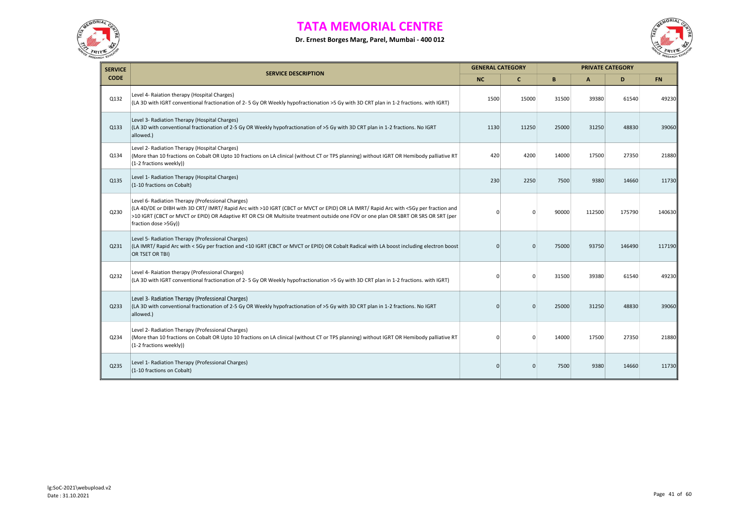# TATA MEMORIAL CENTRE

**Dr. Ernest Borges Marg, Parel, Mumbai - 400 012**

| SERVICE CODE | SERVICE DESCRIPTION | GENERAL CATEGORY | | PRIVATE CATEGORY | | | |
|---|---|---|---|---|---|---|---|
| | | NC | C | B | A | D | FN |
| Q132 | Level 4- Raiation therapy (Hospital Charges) (LA 3D with IGRT conventional fractionation of 2- 5 Gy OR Weekly hypofractionation >5 Gy with 3D CRT plan in 1-2 fractions. with IGRT) | 1500 | 15000 | 31500 | 39380 | 61540 | 49230 |
| Q133 | Level 3- Radiation Therapy (Hospital Charges) (LA 3D with conventional fractionation of 2-5 Gy OR Weekly hypofractionation of >5 Gy with 3D CRT plan in 1-2 fractions. No IGRT allowed.) | 1130 | 11250 | 25000 | 31250 | 48830 | 39060 |
| Q134 | Level 2- Radiation Therapy (Hospital Charges) (More than 10 fractions on Cobalt OR Upto 10 fractions on LA clinical (without CT or TPS planning) without IGRT OR Hemibody palliative RT (1-2 fractions weekly)) | 420 | 4200 | 14000 | 17500 | 27350 | 21880 |
| Q135 | Level 1- Radiation Therapy (Hospital Charges) (1-10 fractions on Cobalt) | 230 | 2250 | 7500 | 9380 | 14660 | 11730 |
| Q230 | Level 6- Radiation Therapy (Professional Charges) (LA 4D/DE or DIBH with 3D CRT/ IMRT/ Rapid Arc with >10 IGRT (CBCT or MVCT or EPID) OR LA IMRT/ Rapid Arc with <5Gy per fraction and >10 IGRT (CBCT or MVCT or EPID) OR Adaptive RT OR CSI OR Multisite treatment outside one FOV or one plan OR SBRT OR SRS OR SRT (per fraction dose >5Gy)) | 0 | 0 | 90000 | 112500 | 175790 | 140630 |
| Q231 | Level 5- Radiation Therapy (Professional Charges) (LA IMRT/ Rapid Arc with < 5Gy per fraction and <10 IGRT (CBCT or MVCT or EPID) OR Cobalt Radical with LA boost including electron boost OR TSET OR TBI) | 0 | 0 | 75000 | 93750 | 146490 | 117190 |
| Q232 | Level 4- Raiation therapy (Professional Charges) (LA 3D with IGRT conventional fractionation of 2- 5 Gy OR Weekly hypofractionation >5 Gy with 3D CRT plan in 1-2 fractions. with IGRT) | 0 | 0 | 31500 | 39380 | 61540 | 49230 |
| Q233 | Level 3- Radiation Therapy (Professional Charges) (LA 3D with conventional fractionation of 2-5 Gy OR Weekly hypofractionation of >5 Gy with 3D CRT plan in 1-2 fractions. No IGRT allowed.) | 0 | 0 | 25000 | 31250 | 48830 | 39060 |
| Q234 | Level 2- Radiation Therapy (Professional Charges) (More than 10 fractions on Cobalt OR Upto 10 fractions on LA clinical (without CT or TPS planning) without IGRT OR Hemibody palliative RT (1-2 fractions weekly)) | 0 | 0 | 14000 | 17500 | 27350 | 21880 |
| Q235 | Level 1- Radiation Therapy (Professional Charges) (1-10 fractions on Cobalt) | 0 | 0 | 7500 | 9380 | 14660 | 11730 |

lg:SoC-2021\webupload.v2
Date : 31.10.2021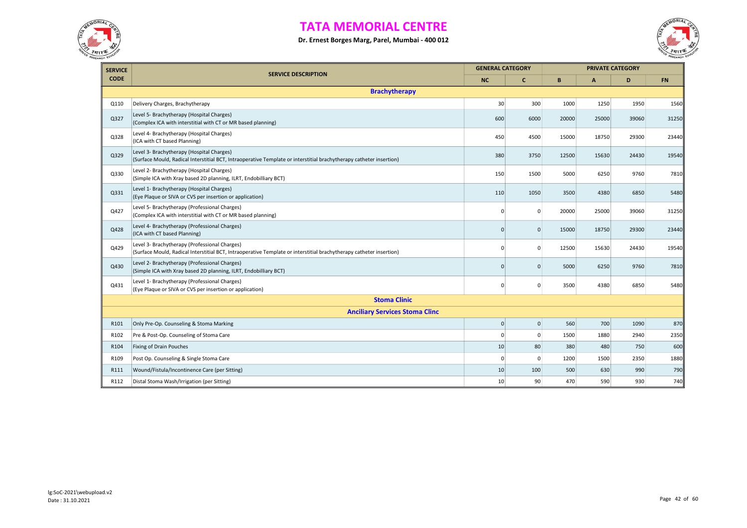# TATA MEMORIAL CENTRE

**Dr. Ernest Borges Marg, Parel, Mumbai - 400 012**

| SERVICE CODE | SERVICE DESCRIPTION | GENERAL CATEGORY | | PRIVATE CATEGORY | | | |
|---|---|---|---|---|---|---|---|
| | | NC | C | B | A | D | FN |
| | **Brachytherapy** | | | | | | |
| Q110 | Delivery Charges, Brachytherapy | 30 | 300 | 1000 | 1250 | 1950 | 1560 |
| Q327 | Level 5- Brachytherapy (Hospital Charges) (Complex ICA with interstitial with CT or MR based planning) | 600 | 6000 | 20000 | 25000 | 39060 | 31250 |
| Q328 | Level 4- Brachytherapy (Hospital Charges) (ICA with CT based Planning) | 450 | 4500 | 15000 | 18750 | 29300 | 23440 |
| Q329 | Level 3- Brachytherapy (Hospital Charges) (Surface Mould, Radical Interstitial BCT, Intraoperative Template or interstitial brachytherapy catheter insertion) | 380 | 3750 | 12500 | 15630 | 24430 | 19540 |
| Q330 | Level 2- Brachytherapy (Hospital Charges) (Simple ICA with Xray based 2D planning, ILRT, Endobilliary BCT) | 150 | 1500 | 5000 | 6250 | 9760 | 7810 |
| Q331 | Level 1- Brachytherapy (Hospital Charges) (Eye Plaque or SIVA or CVS per insertion or application) | 110 | 1050 | 3500 | 4380 | 6850 | 5480 |
| Q427 | Level 5- Brachytherapy (Professional Charges) (Complex ICA with interstitial with CT or MR based planning) | 0 | 0 | 20000 | 25000 | 39060 | 31250 |
| Q428 | Level 4- Brachytherapy (Professional Charges) (ICA with CT based Planning) | 0 | 0 | 15000 | 18750 | 29300 | 23440 |
| Q429 | Level 3- Brachytherapy (Professional Charges) (Surface Mould, Radical Interstitial BCT, Intraoperative Template or interstitial brachytherapy catheter insertion) | 0 | 0 | 12500 | 15630 | 24430 | 19540 |
| Q430 | Level 2- Brachytherapy (Professional Charges) (Simple ICA with Xray based 2D planning, ILRT, Endobilliary BCT) | 0 | 0 | 5000 | 6250 | 9760 | 7810 |
| Q431 | Level 1- Brachytherapy (Professional Charges) (Eye Plaque or SIVA or CVS per insertion or application) | 0 | 0 | 3500 | 4380 | 6850 | 5480 |
| | **Stoma Clinic** | | | | | | |
| | **Anciliary Services Stoma Clinc** | | | | | | |
| R101 | Only Pre-Op. Counseling & Stoma Marking | 0 | 0 | 560 | 700 | 1090 | 870 |
| R102 | Pre & Post-Op. Counseling of Stoma Care | 0 | 0 | 1500 | 1880 | 2940 | 2350 |
| R104 | Fixing of Drain Pouches | 10 | 80 | 380 | 480 | 750 | 600 |
| R109 | Post Op. Counseling & Single Stoma Care | 0 | 0 | 1200 | 1500 | 2350 | 1880 |
| R111 | Wound/Fistula/Incontinence Care (per Sitting) | 10 | 100 | 500 | 630 | 990 | 790 |
| R112 | Distal Stoma Wash/Irrigation (per Sitting) | 10 | 90 | 470 | 590 | 930 | 740 |

lg:SoC-2021\webupload.v2
Date : 31.10.2021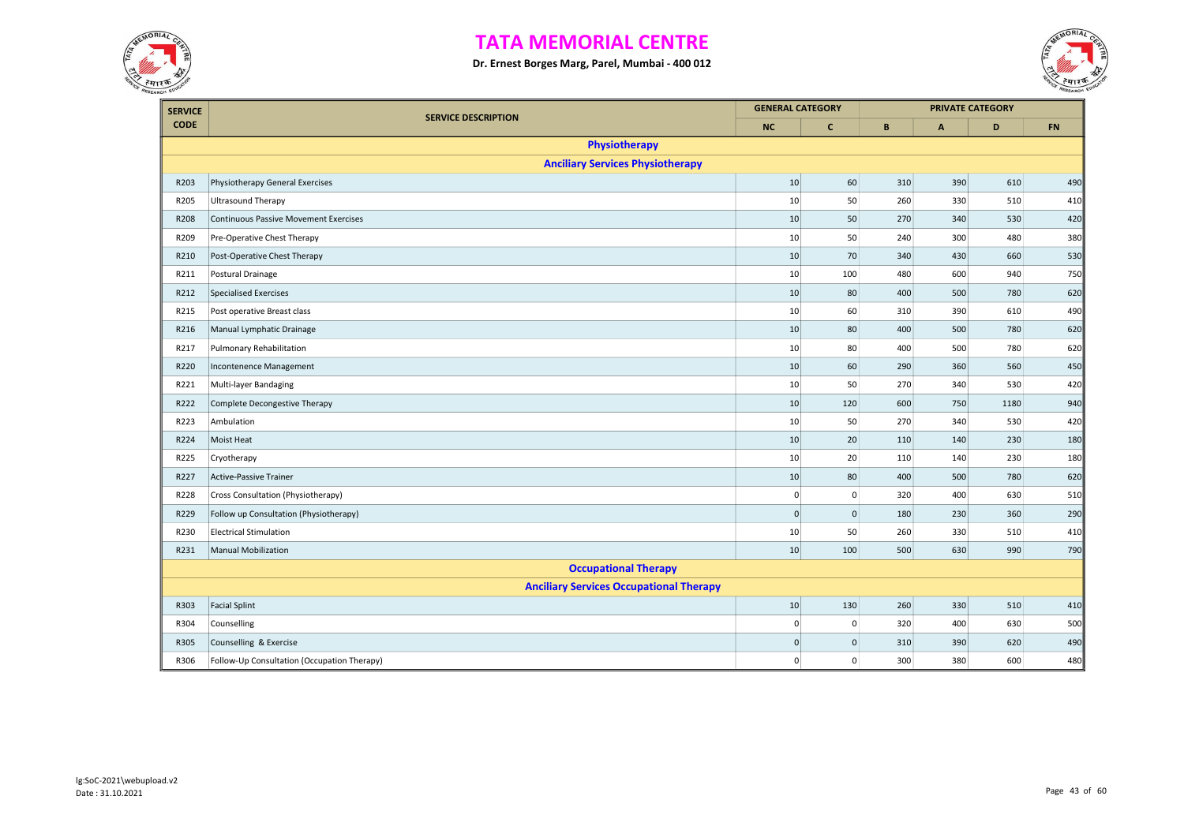# TATA MEMORIAL CENTRE

**Dr. Ernest Borges Marg, Parel, Mumbai - 400 012**

| SERVICE CODE | SERVICE DESCRIPTION | GENERAL CATEGORY | | PRIVATE CATEGORY | | | |
|---|---|---|---|---|---|---|---|
| | | NC | C | B | A | D | FN |
| | **Physiotherapy** | | | | | | |
| | **Anciliary Services Physiotherapy** | | | | | | |
| R203 | Physiotherapy General Exercises | 10 | 60 | 310 | 390 | 610 | 490 |
| R205 | Ultrasound Therapy | 10 | 50 | 260 | 330 | 510 | 410 |
| R208 | Continuous Passive Movement Exercises | 10 | 50 | 270 | 340 | 530 | 420 |
| R209 | Pre-Operative Chest Therapy | 10 | 50 | 240 | 300 | 480 | 380 |
| R210 | Post-Operative Chest Therapy | 10 | 70 | 340 | 430 | 660 | 530 |
| R211 | Postural Drainage | 10 | 100 | 480 | 600 | 940 | 750 |
| R212 | Specialised Exercises | 10 | 80 | 400 | 500 | 780 | 620 |
| R215 | Post operative Breast class | 10 | 60 | 310 | 390 | 610 | 490 |
| R216 | Manual Lymphatic Drainage | 10 | 80 | 400 | 500 | 780 | 620 |
| R217 | Pulmonary Rehabilitation | 10 | 80 | 400 | 500 | 780 | 620 |
| R220 | Incontenence Management | 10 | 60 | 290 | 360 | 560 | 450 |
| R221 | Multi-layer Bandaging | 10 | 50 | 270 | 340 | 530 | 420 |
| R222 | Complete Decongestive Therapy | 10 | 120 | 600 | 750 | 1180 | 940 |
| R223 | Ambulation | 10 | 50 | 270 | 340 | 530 | 420 |
| R224 | Moist Heat | 10 | 20 | 110 | 140 | 230 | 180 |
| R225 | Cryotherapy | 10 | 20 | 110 | 140 | 230 | 180 |
| R227 | Active-Passive Trainer | 10 | 80 | 400 | 500 | 780 | 620 |
| R228 | Cross Consultation (Physiotherapy) | 0 | 0 | 320 | 400 | 630 | 510 |
| R229 | Follow up Consultation (Physiotherapy) | 0 | 0 | 180 | 230 | 360 | 290 |
| R230 | Electrical Stimulation | 10 | 50 | 260 | 330 | 510 | 410 |
| R231 | Manual Mobilization | 10 | 100 | 500 | 630 | 990 | 790 |
| | **Occupational Therapy** | | | | | | |
| | **Anciliary Services Occupational Therapy** | | | | | | |
| R303 | Facial Splint | 10 | 130 | 260 | 330 | 510 | 410 |
| R304 | Counselling | 0 | 0 | 320 | 400 | 630 | 500 |
| R305 | Counselling & Exercise | 0 | 0 | 310 | 390 | 620 | 490 |
| R306 | Follow-Up Consultation (Occupation Therapy) | 0 | 0 | 300 | 380 | 600 | 480 |

lg:SoC-2021\webupload.v2
Date : 31.10.2021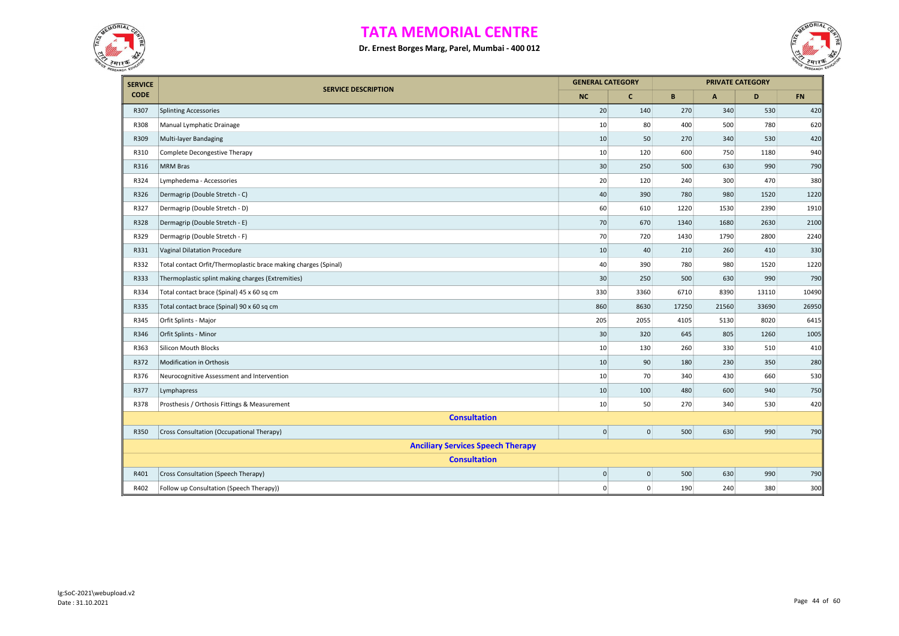# TATA MEMORIAL CENTRE

**Dr. Ernest Borges Marg, Parel, Mumbai - 400 012**

| SERVICE CODE | SERVICE DESCRIPTION | GENERAL CATEGORY | | PRIVATE CATEGORY | | | |
|---|---|---|---|---|---|---|---|
| | | NC | C | B | A | D | FN |
| R307 | Splinting Accessories | 20 | 140 | 270 | 340 | 530 | 420 |
| R308 | Manual Lymphatic Drainage | 10 | 80 | 400 | 500 | 780 | 620 |
| R309 | Multi-layer Bandaging | 10 | 50 | 270 | 340 | 530 | 420 |
| R310 | Complete Decongestive Therapy | 10 | 120 | 600 | 750 | 1180 | 940 |
| R316 | MRM Bras | 30 | 250 | 500 | 630 | 990 | 790 |
| R324 | Lymphedema - Accessories | 20 | 120 | 240 | 300 | 470 | 380 |
| R326 | Dermagrip (Double Stretch - C) | 40 | 390 | 780 | 980 | 1520 | 1220 |
| R327 | Dermagrip (Double Stretch - D) | 60 | 610 | 1220 | 1530 | 2390 | 1910 |
| R328 | Dermagrip (Double Stretch - E) | 70 | 670 | 1340 | 1680 | 2630 | 2100 |
| R329 | Dermagrip (Double Stretch - F) | 70 | 720 | 1430 | 1790 | 2800 | 2240 |
| R331 | Vaginal Dilatation Procedure | 10 | 40 | 210 | 260 | 410 | 330 |
| R332 | Total contact Orfit/Thermoplastic brace making charges (Spinal) | 40 | 390 | 780 | 980 | 1520 | 1220 |
| R333 | Thermoplastic splint making charges (Extremities) | 30 | 250 | 500 | 630 | 990 | 790 |
| R334 | Total contact brace (Spinal) 45 x 60 sq cm | 330 | 3360 | 6710 | 8390 | 13110 | 10490 |
| R335 | Total contact brace (Spinal) 90 x 60 sq cm | 860 | 8630 | 17250 | 21560 | 33690 | 26950 |
| R345 | Orfit Splints - Major | 205 | 2055 | 4105 | 5130 | 8020 | 6415 |
| R346 | Orfit Splints - Minor | 30 | 320 | 645 | 805 | 1260 | 1005 |
| R363 | Silicon Mouth Blocks | 10 | 130 | 260 | 330 | 510 | 410 |
| R372 | Modification in Orthosis | 10 | 90 | 180 | 230 | 350 | 280 |
| R376 | Neurocognitive Assessment and Intervention | 10 | 70 | 340 | 430 | 660 | 530 |
| R377 | Lymphapress | 10 | 100 | 480 | 600 | 940 | 750 |
| R378 | Prosthesis / Orthosis Fittings & Measurement | 10 | 50 | 270 | 340 | 530 | 420 |
| | **Consultation** | | | | | | |
| R350 | Cross Consultation (Occupational Therapy) | 0 | 0 | 500 | 630 | 990 | 790 |
| | **Anciliary Services Speech Therapy** | | | | | | |
| | **Consultation** | | | | | | |
| R401 | Cross Consultation (Speech Therapy) | 0 | 0 | 500 | 630 | 990 | 790 |
| R402 | Follow up Consultation (Speech Therapy)) | 0 | 0 | 190 | 240 | 380 | 300 |

lg:SoC-2021\webupload.v2
Date : 31.10.2021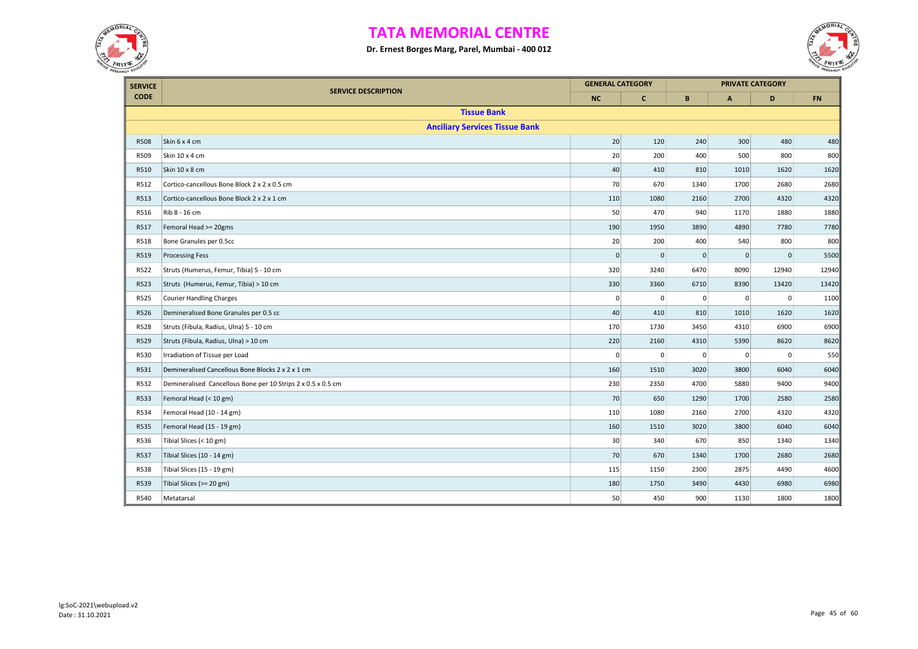# TATA MEMORIAL CENTRE

**Dr. Ernest Borges Marg, Parel, Mumbai - 400 012**

| SERVICE CODE | SERVICE DESCRIPTION | GENERAL CATEGORY | | PRIVATE CATEGORY | | | |
|---|---|---|---|---|---|---|---|
| | | NC | C | B | A | D | FN |
| | **Tissue Bank** | | | | | | |
| | **Anciliary Services Tissue Bank** | | | | | | |
| R508 | Skin 6 x 4 cm | 20 | 120 | 240 | 300 | 480 | 480 |
| R509 | Skin 10 x 4 cm | 20 | 200 | 400 | 500 | 800 | 800 |
| R510 | Skin 10 x 8 cm | 40 | 410 | 810 | 1010 | 1620 | 1620 |
| R512 | Cortico-cancellous Bone Block 2 x 2 x 0.5 cm | 70 | 670 | 1340 | 1700 | 2680 | 2680 |
| R513 | Cortico-cancellous Bone Block 2 x 2 x 1 cm | 110 | 1080 | 2160 | 2700 | 4320 | 4320 |
| R516 | Rib 8 - 16 cm | 50 | 470 | 940 | 1170 | 1880 | 1880 |
| R517 | Femoral Head >= 20gms | 190 | 1950 | 3890 | 4890 | 7780 | 7780 |
| R518 | Bone Granules per 0.5cc | 20 | 200 | 400 | 540 | 800 | 800 |
| R519 | Processing Fess | 0 | 0 | 0 | 0 | 0 | 5500 |
| R522 | Struts (Humerus, Femur, Tibia) 5 - 10 cm | 320 | 3240 | 6470 | 8090 | 12940 | 12940 |
| R523 | Struts (Humerus, Femur, Tibia) > 10 cm | 330 | 3360 | 6710 | 8390 | 13420 | 13420 |
| R525 | Courier Handling Charges | 0 | 0 | 0 | 0 | 0 | 1100 |
| R526 | Demineralised Bone Granules per 0.5 cc | 40 | 410 | 810 | 1010 | 1620 | 1620 |
| R528 | Struts (Fibula, Radius, Ulna) 5 - 10 cm | 170 | 1730 | 3450 | 4310 | 6900 | 6900 |
| R529 | Struts (Fibula, Radius, Ulna) > 10 cm | 220 | 2160 | 4310 | 5390 | 8620 | 8620 |
| R530 | Irradiation of Tissue per Load | 0 | 0 | 0 | 0 | 0 | 550 |
| R531 | Demineralised Cancellous Bone Blocks 2 x 2 x 1 cm | 160 | 1510 | 3020 | 3800 | 6040 | 6040 |
| R532 | Demineralised Cancellous Bone per 10 Strips 2 x 0.5 x 0.5 cm | 230 | 2350 | 4700 | 5880 | 9400 | 9400 |
| R533 | Femoral Head (< 10 gm) | 70 | 650 | 1290 | 1700 | 2580 | 2580 |
| R534 | Femoral Head (10 - 14 gm) | 110 | 1080 | 2160 | 2700 | 4320 | 4320 |
| R535 | Femoral Head (15 - 19 gm) | 160 | 1510 | 3020 | 3800 | 6040 | 6040 |
| R536 | Tibial Slices (< 10 gm) | 30 | 340 | 670 | 850 | 1340 | 1340 |
| R537 | Tibial Slices (10 - 14 gm) | 70 | 670 | 1340 | 1700 | 2680 | 2680 |
| R538 | Tibial Slices (15 - 19 gm) | 115 | 1150 | 2300 | 2875 | 4490 | 4600 |
| R539 | Tibial Slices (>= 20 gm) | 180 | 1750 | 3490 | 4430 | 6980 | 6980 |
| R540 | Metatarsal | 50 | 450 | 900 | 1130 | 1800 | 1800 |

lg:SoC-2021\webupload.v2
Date : 31.10.2021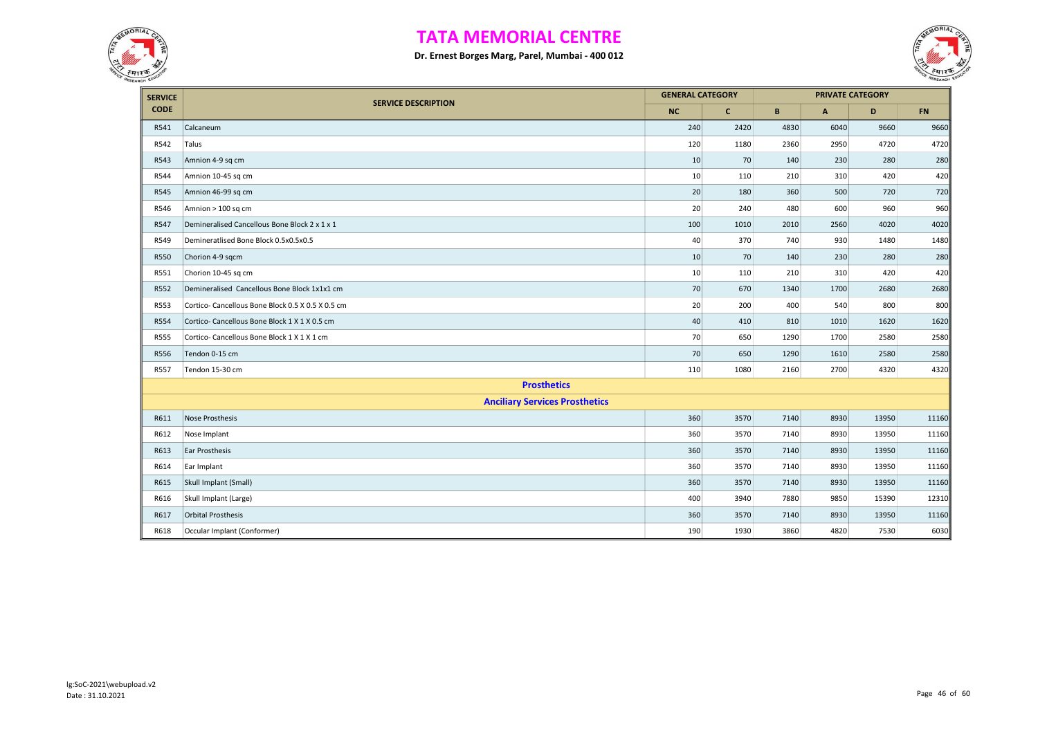# TATA MEMORIAL CENTRE

**Dr. Ernest Borges Marg, Parel, Mumbai - 400 012**

| SERVICE CODE | SERVICE DESCRIPTION | GENERAL CATEGORY | | PRIVATE CATEGORY | | | |
|---|---|---|---|---|---|---|---|
| | | NC | C | B | A | D | FN |
| R541 | Calcaneum | 240 | 2420 | 4830 | 6040 | 9660 | 9660 |
| R542 | Talus | 120 | 1180 | 2360 | 2950 | 4720 | 4720 |
| R543 | Amnion 4-9 sq cm | 10 | 70 | 140 | 230 | 280 | 280 |
| R544 | Amnion 10-45 sq cm | 10 | 110 | 210 | 310 | 420 | 420 |
| R545 | Amnion 46-99 sq cm | 20 | 180 | 360 | 500 | 720 | 720 |
| R546 | Amnion > 100 sq cm | 20 | 240 | 480 | 600 | 960 | 960 |
| R547 | Demineralised Cancellous Bone Block 2 x 1 x 1 | 100 | 1010 | 2010 | 2560 | 4020 | 4020 |
| R549 | Demineratlised Bone Block 0.5x0.5x0.5 | 40 | 370 | 740 | 930 | 1480 | 1480 |
| R550 | Chorion 4-9 sqcm | 10 | 70 | 140 | 230 | 280 | 280 |
| R551 | Chorion 10-45 sq cm | 10 | 110 | 210 | 310 | 420 | 420 |
| R552 | Demineralised Cancellous Bone Block 1x1x1 cm | 70 | 670 | 1340 | 1700 | 2680 | 2680 |
| R553 | Cortico- Cancellous Bone Block 0.5 X 0.5 X 0.5 cm | 20 | 200 | 400 | 540 | 800 | 800 |
| R554 | Cortico- Cancellous Bone Block 1 X 1 X 0.5 cm | 40 | 410 | 810 | 1010 | 1620 | 1620 |
| R555 | Cortico- Cancellous Bone Block 1 X 1 X 1 cm | 70 | 650 | 1290 | 1700 | 2580 | 2580 |
| R556 | Tendon 0-15 cm | 70 | 650 | 1290 | 1610 | 2580 | 2580 |
| R557 | Tendon 15-30 cm | 110 | 1080 | 2160 | 2700 | 4320 | 4320 |
| | **Prosthetics** | | | | | | |
| | **Anciliary Services Prosthetics** | | | | | | |
| R611 | Nose Prosthesis | 360 | 3570 | 7140 | 8930 | 13950 | 11160 |
| R612 | Nose Implant | 360 | 3570 | 7140 | 8930 | 13950 | 11160 |
| R613 | Ear Prosthesis | 360 | 3570 | 7140 | 8930 | 13950 | 11160 |
| R614 | Ear Implant | 360 | 3570 | 7140 | 8930 | 13950 | 11160 |
| R615 | Skull Implant (Small) | 360 | 3570 | 7140 | 8930 | 13950 | 11160 |
| R616 | Skull Implant (Large) | 400 | 3940 | 7880 | 9850 | 15390 | 12310 |
| R617 | Orbital Prosthesis | 360 | 3570 | 7140 | 8930 | 13950 | 11160 |
| R618 | Occular Implant (Conformer) | 190 | 1930 | 3860 | 4820 | 7530 | 6030 |

lg:SoC-2021\webupload.v2
Date : 31.10.2021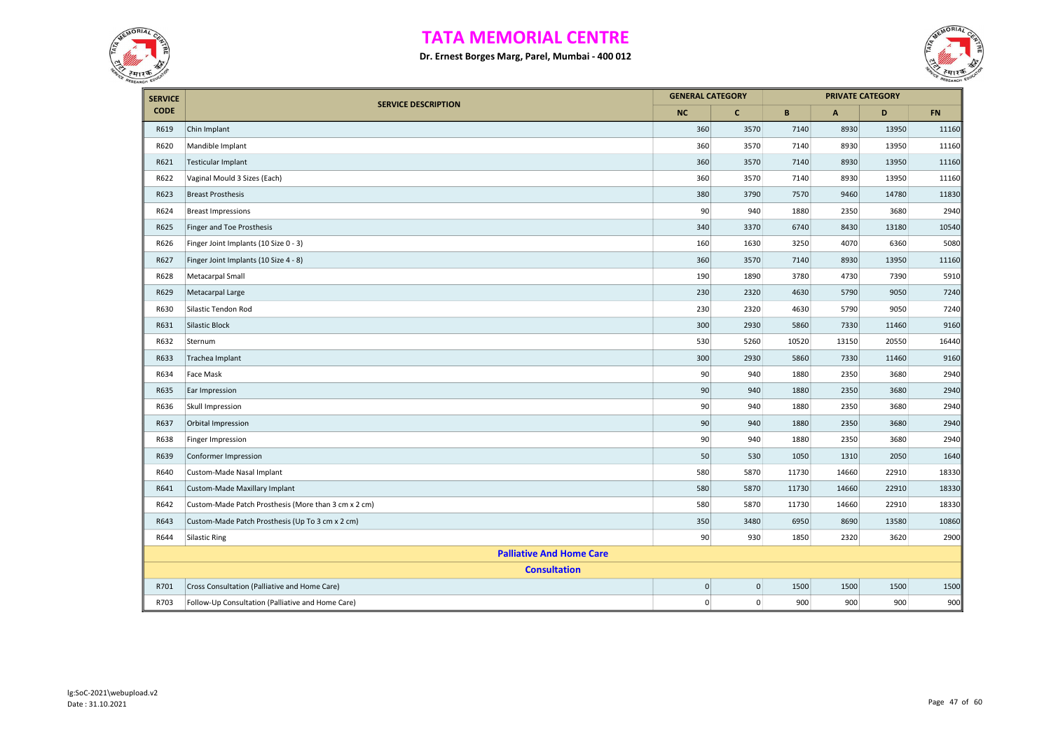# TATA MEMORIAL CENTRE

**Dr. Ernest Borges Marg, Parel, Mumbai - 400 012**

| SERVICE CODE | SERVICE DESCRIPTION | GENERAL CATEGORY | | PRIVATE CATEGORY | | | |
|---|---|---|---|---|---|---|---|
| | | NC | C | B | A | D | FN |
| R619 | Chin Implant | 360 | 3570 | 7140 | 8930 | 13950 | 11160 |
| R620 | Mandible Implant | 360 | 3570 | 7140 | 8930 | 13950 | 11160 |
| R621 | Testicular Implant | 360 | 3570 | 7140 | 8930 | 13950 | 11160 |
| R622 | Vaginal Mould 3 Sizes (Each) | 360 | 3570 | 7140 | 8930 | 13950 | 11160 |
| R623 | Breast Prosthesis | 380 | 3790 | 7570 | 9460 | 14780 | 11830 |
| R624 | Breast Impressions | 90 | 940 | 1880 | 2350 | 3680 | 2940 |
| R625 | Finger and Toe Prosthesis | 340 | 3370 | 6740 | 8430 | 13180 | 10540 |
| R626 | Finger Joint Implants (10 Size 0 - 3) | 160 | 1630 | 3250 | 4070 | 6360 | 5080 |
| R627 | Finger Joint Implants (10 Size 4 - 8) | 360 | 3570 | 7140 | 8930 | 13950 | 11160 |
| R628 | Metacarpal Small | 190 | 1890 | 3780 | 4730 | 7390 | 5910 |
| R629 | Metacarpal Large | 230 | 2320 | 4630 | 5790 | 9050 | 7240 |
| R630 | Silastic Tendon Rod | 230 | 2320 | 4630 | 5790 | 9050 | 7240 |
| R631 | Silastic Block | 300 | 2930 | 5860 | 7330 | 11460 | 9160 |
| R632 | Sternum | 530 | 5260 | 10520 | 13150 | 20550 | 16440 |
| R633 | Trachea Implant | 300 | 2930 | 5860 | 7330 | 11460 | 9160 |
| R634 | Face Mask | 90 | 940 | 1880 | 2350 | 3680 | 2940 |
| R635 | Ear Impression | 90 | 940 | 1880 | 2350 | 3680 | 2940 |
| R636 | Skull Impression | 90 | 940 | 1880 | 2350 | 3680 | 2940 |
| R637 | Orbital Impression | 90 | 940 | 1880 | 2350 | 3680 | 2940 |
| R638 | Finger Impression | 90 | 940 | 1880 | 2350 | 3680 | 2940 |
| R639 | Conformer Impression | 50 | 530 | 1050 | 1310 | 2050 | 1640 |
| R640 | Custom-Made Nasal Implant | 580 | 5870 | 11730 | 14660 | 22910 | 18330 |
| R641 | Custom-Made Maxillary Implant | 580 | 5870 | 11730 | 14660 | 22910 | 18330 |
| R642 | Custom-Made Patch Prosthesis (More than 3 cm x 2 cm) | 580 | 5870 | 11730 | 14660 | 22910 | 18330 |
| R643 | Custom-Made Patch Prosthesis (Up To 3 cm x 2 cm) | 350 | 3480 | 6950 | 8690 | 13580 | 10860 |
| R644 | Silastic Ring | 90 | 930 | 1850 | 2320 | 3620 | 2900 |
| | **Palliative And Home Care** | | | | | | |
| | **Consultation** | | | | | | |
| R701 | Cross Consultation (Palliative and Home Care) | 0 | 0 | 1500 | 1500 | 1500 | 1500 |
| R703 | Follow-Up Consultation (Palliative and Home Care) | 0 | 0 | 900 | 900 | 900 | 900 |

lg:SoC-2021\webupload.v2
Date : 31.10.2021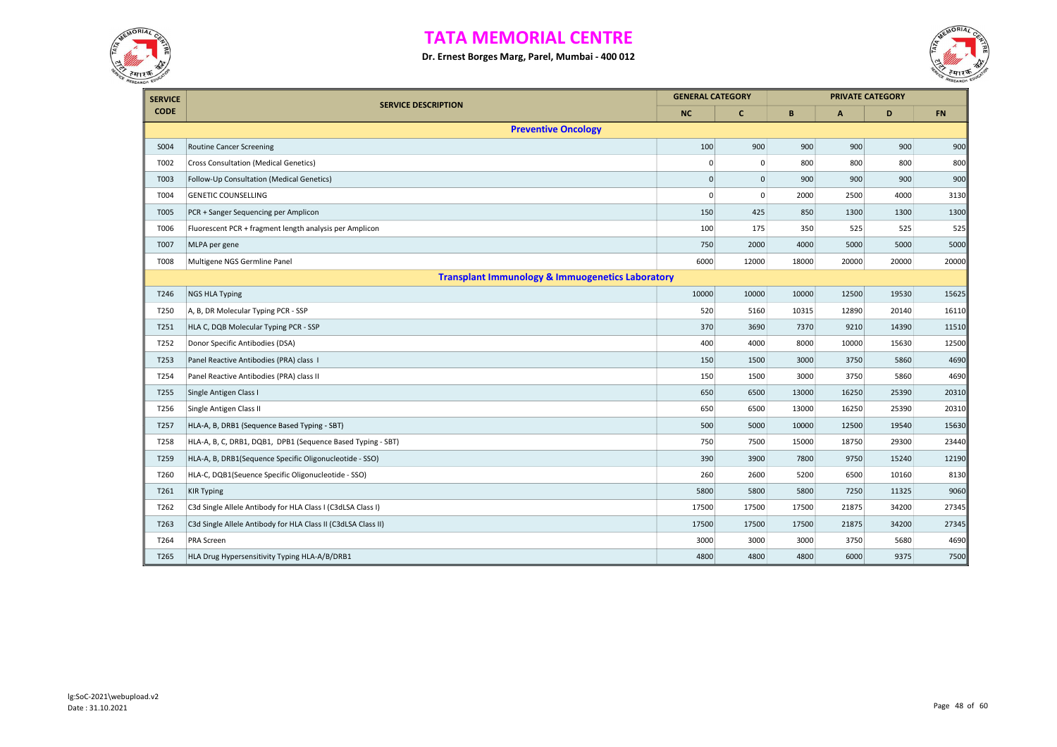# TATA MEMORIAL CENTRE

**Dr. Ernest Borges Marg, Parel, Mumbai - 400 012**

| SERVICE CODE | SERVICE DESCRIPTION | GENERAL CATEGORY | | PRIVATE CATEGORY | | | |
|---|---|---|---|---|---|---|---|
| | | NC | C | B | A | D | FN |
| | **Preventive Oncology** | | | | | | |
| S004 | Routine Cancer Screening | 100 | 900 | 900 | 900 | 900 | 900 |
| T002 | Cross Consultation (Medical Genetics) | 0 | 0 | 800 | 800 | 800 | 800 |
| T003 | Follow-Up Consultation (Medical Genetics) | 0 | 0 | 900 | 900 | 900 | 900 |
| T004 | GENETIC COUNSELLING | 0 | 0 | 2000 | 2500 | 4000 | 3130 |
| T005 | PCR + Sanger Sequencing per Amplicon | 150 | 425 | 850 | 1300 | 1300 | 1300 |
| T006 | Fluorescent PCR + fragment length analysis per Amplicon | 100 | 175 | 350 | 525 | 525 | 525 |
| T007 | MLPA per gene | 750 | 2000 | 4000 | 5000 | 5000 | 5000 |
| T008 | Multigene NGS Germline Panel | 6000 | 12000 | 18000 | 20000 | 20000 | 20000 |
| | **Transplant Immunology & Immuogenetics Laboratory** | | | | | | |
| T246 | NGS HLA Typing | 10000 | 10000 | 10000 | 12500 | 19530 | 15625 |
| T250 | A, B, DR Molecular Typing PCR - SSP | 520 | 5160 | 10315 | 12890 | 20140 | 16110 |
| T251 | HLA C, DQB Molecular Typing PCR - SSP | 370 | 3690 | 7370 | 9210 | 14390 | 11510 |
| T252 | Donor Specific Antibodies (DSA) | 400 | 4000 | 8000 | 10000 | 15630 | 12500 |
| T253 | Panel Reactive Antibodies (PRA) class I | 150 | 1500 | 3000 | 3750 | 5860 | 4690 |
| T254 | Panel Reactive Antibodies (PRA) class II | 150 | 1500 | 3000 | 3750 | 5860 | 4690 |
| T255 | Single Antigen Class I | 650 | 6500 | 13000 | 16250 | 25390 | 20310 |
| T256 | Single Antigen Class II | 650 | 6500 | 13000 | 16250 | 25390 | 20310 |
| T257 | HLA-A, B, DRB1 (Sequence Based Typing - SBT) | 500 | 5000 | 10000 | 12500 | 19540 | 15630 |
| T258 | HLA-A, B, C, DRB1, DQB1, DPB1 (Sequence Based Typing - SBT) | 750 | 7500 | 15000 | 18750 | 29300 | 23440 |
| T259 | HLA-A, B, DRB1(Sequence Specific Oligonucleotide - SSO) | 390 | 3900 | 7800 | 9750 | 15240 | 12190 |
| T260 | HLA-C, DQB1(Seuence Specific Oligonucleotide - SSO) | 260 | 2600 | 5200 | 6500 | 10160 | 8130 |
| T261 | KIR Typing | 5800 | 5800 | 5800 | 7250 | 11325 | 9060 |
| T262 | C3d Single Allele Antibody for HLA Class I (C3dLSA Class I) | 17500 | 17500 | 17500 | 21875 | 34200 | 27345 |
| T263 | C3d Single Allele Antibody for HLA Class II (C3dLSA Class II) | 17500 | 17500 | 17500 | 21875 | 34200 | 27345 |
| T264 | PRA Screen | 3000 | 3000 | 3000 | 3750 | 5680 | 4690 |
| T265 | HLA Drug Hypersensitivity Typing HLA-A/B/DRB1 | 4800 | 4800 | 4800 | 6000 | 9375 | 7500 |

lg:SoC-2021\webupload.v2
Date : 31.10.2021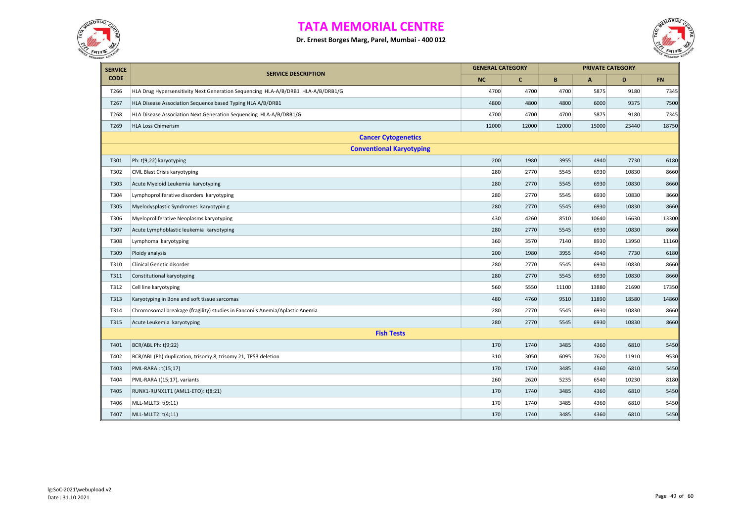# TATA MEMORIAL CENTRE

**Dr. Ernest Borges Marg, Parel, Mumbai - 400 012**

| SERVICE CODE | SERVICE DESCRIPTION | GENERAL CATEGORY | | PRIVATE CATEGORY | | | |
|---|---|---|---|---|---|---|---|
| | | NC | C | B | A | D | FN |
| T266 | HLA Drug Hypersensitivity Next Generation Sequencing HLA-A/B/DRB1 HLA-A/B/DRB1/G | 4700 | 4700 | 4700 | 5875 | 9180 | 7345 |
| T267 | HLA Disease Association Sequence based Typing HLA A/B/DRB1 | 4800 | 4800 | 4800 | 6000 | 9375 | 7500 |
| T268 | HLA Disease Association Next Generation Sequencing HLA-A/B/DRB1/G | 4700 | 4700 | 4700 | 5875 | 9180 | 7345 |
| T269 | HLA Loss Chimerism | 12000 | 12000 | 12000 | 15000 | 23440 | 18750 |
| | **Cancer Cytogenetics** | | | | | | |
| | **Conventional Karyotyping** | | | | | | |
| T301 | Ph: t(9;22) karyotyping | 200 | 1980 | 3955 | 4940 | 7730 | 6180 |
| T302 | CML Blast Crisis karyotyping | 280 | 2770 | 5545 | 6930 | 10830 | 8660 |
| T303 | Acute Myeloid Leukemia karyotyping | 280 | 2770 | 5545 | 6930 | 10830 | 8660 |
| T304 | Lymphoproliferative disorders karyotyping | 280 | 2770 | 5545 | 6930 | 10830 | 8660 |
| T305 | Myelodysplastic Syndromes karyotypin g | 280 | 2770 | 5545 | 6930 | 10830 | 8660 |
| T306 | Myeloproliferative Neoplasms karyotyping | 430 | 4260 | 8510 | 10640 | 16630 | 13300 |
| T307 | Acute Lymphoblastic leukemia karyotyping | 280 | 2770 | 5545 | 6930 | 10830 | 8660 |
| T308 | Lymphoma karyotyping | 360 | 3570 | 7140 | 8930 | 13950 | 11160 |
| T309 | Ploidy analysis | 200 | 1980 | 3955 | 4940 | 7730 | 6180 |
| T310 | Clinical Genetic disorder | 280 | 2770 | 5545 | 6930 | 10830 | 8660 |
| T311 | Constitutional karyotyping | 280 | 2770 | 5545 | 6930 | 10830 | 8660 |
| T312 | Cell line karyotyping | 560 | 5550 | 11100 | 13880 | 21690 | 17350 |
| T313 | Karyotyping in Bone and soft tissue sarcomas | 480 | 4760 | 9510 | 11890 | 18580 | 14860 |
| T314 | Chromosomal breakage (fragility) studies in Fanconi's Anemia/Aplastic Anemia | 280 | 2770 | 5545 | 6930 | 10830 | 8660 |
| T315 | Acute Leukemia karyotyping | 280 | 2770 | 5545 | 6930 | 10830 | 8660 |
| | **Fish Tests** | | | | | | |
| T401 | BCR/ABL Ph: t(9;22) | 170 | 1740 | 3485 | 4360 | 6810 | 5450 |
| T402 | BCR/ABL (Ph) duplication, trisomy 8, trisomy 21, TP53 deletion | 310 | 3050 | 6095 | 7620 | 11910 | 9530 |
| T403 | PML-RARA : t(15;17) | 170 | 1740 | 3485 | 4360 | 6810 | 5450 |
| T404 | PML-RARA t(15;17), variants | 260 | 2620 | 5235 | 6540 | 10230 | 8180 |
| T405 | RUNX1-RUNX1T1 (AML1-ETO): t(8;21) | 170 | 1740 | 3485 | 4360 | 6810 | 5450 |
| T406 | MLL-MLLT3: t(9;11) | 170 | 1740 | 3485 | 4360 | 6810 | 5450 |
| T407 | MLL-MLLT2: t(4;11) | 170 | 1740 | 3485 | 4360 | 6810 | 5450 |

lg:SoC-2021\webupload.v2
Date : 31.10.2021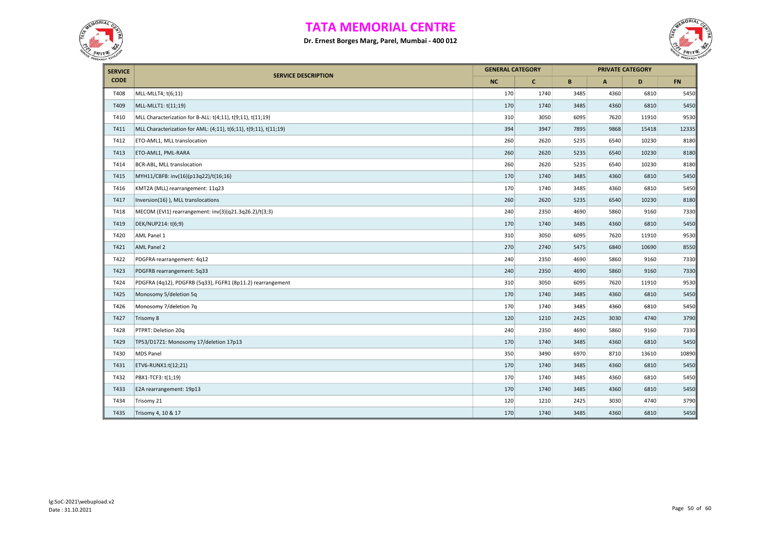# TATA MEMORIAL CENTRE

**Dr. Ernest Borges Marg, Parel, Mumbai - 400 012**

| SERVICE CODE | SERVICE DESCRIPTION | GENERAL CATEGORY | | PRIVATE CATEGORY | | | |
|---|---|---|---|---|---|---|---|
| | | NC | C | B | A | D | FN |
| T408 | MLL-MLLT4; t(6;11) | 170 | 1740 | 3485 | 4360 | 6810 | 5450 |
| T409 | MLL-MLLT1: t(11;19) | 170 | 1740 | 3485 | 4360 | 6810 | 5450 |
| T410 | MLL Characterization for B-ALL: t(4;11), t(9;11), t(11;19) | 310 | 3050 | 6095 | 7620 | 11910 | 9530 |
| T411 | MLL Characterization for AML: (4;11), t(6;11), t(9;11), t(11;19) | 394 | 3947 | 7895 | 9868 | 15418 | 12335 |
| T412 | ETO-AML1, MLL translocation | 260 | 2620 | 5235 | 6540 | 10230 | 8180 |
| T413 | ETO-AML1, PML-RARA | 260 | 2620 | 5235 | 6540 | 10230 | 8180 |
| T414 | BCR-ABL, MLL translocation | 260 | 2620 | 5235 | 6540 | 10230 | 8180 |
| T415 | MYH11/CBFB: inv(16)(p13q22)/t(16;16) | 170 | 1740 | 3485 | 4360 | 6810 | 5450 |
| T416 | KMT2A (MLL) rearrangement: 11q23 | 170 | 1740 | 3485 | 4360 | 6810 | 5450 |
| T417 | Inversion(16) ), MLL translocations | 260 | 2620 | 5235 | 6540 | 10230 | 8180 |
| T418 | MECOM (EVI1) rearrangement: inv(3)(q21.3q26.2)/t(3;3) | 240 | 2350 | 4690 | 5860 | 9160 | 7330 |
| T419 | DEK/NUP214: t(6;9) | 170 | 1740 | 3485 | 4360 | 6810 | 5450 |
| T420 | AML Panel 1 | 310 | 3050 | 6095 | 7620 | 11910 | 9530 |
| T421 | AML Panel 2 | 270 | 2740 | 5475 | 6840 | 10690 | 8550 |
| T422 | PDGFRA rearrangement: 4q12 | 240 | 2350 | 4690 | 5860 | 9160 | 7330 |
| T423 | PDGFRB rearrangement: 5q33 | 240 | 2350 | 4690 | 5860 | 9160 | 7330 |
| T424 | PDGFRA (4q12), PDGFRB (5q33), FGFR1 (8p11.2) rearrangement | 310 | 3050 | 6095 | 7620 | 11910 | 9530 |
| T425 | Monosomy 5/deletion 5q | 170 | 1740 | 3485 | 4360 | 6810 | 5450 |
| T426 | Monosomy 7/deletion 7q | 170 | 1740 | 3485 | 4360 | 6810 | 5450 |
| T427 | Trisomy 8 | 120 | 1210 | 2425 | 3030 | 4740 | 3790 |
| T428 | PTPRT: Deletion 20q | 240 | 2350 | 4690 | 5860 | 9160 | 7330 |
| T429 | TP53/D17Z1: Monosomy 17/deletion 17p13 | 170 | 1740 | 3485 | 4360 | 6810 | 5450 |
| T430 | MDS Panel | 350 | 3490 | 6970 | 8710 | 13610 | 10890 |
| T431 | ETV6-RUNX1:t(12;21) | 170 | 1740 | 3485 | 4360 | 6810 | 5450 |
| T432 | PBX1-TCF3: t(1;19) | 170 | 1740 | 3485 | 4360 | 6810 | 5450 |
| T433 | E2A rearrangement: 19p13 | 170 | 1740 | 3485 | 4360 | 6810 | 5450 |
| T434 | Trisomy 21 | 120 | 1210 | 2425 | 3030 | 4740 | 3790 |
| T435 | Trisomy 4, 10 & 17 | 170 | 1740 | 3485 | 4360 | 6810 | 5450 |

lg:SoC-2021\webupload.v2
Date : 31.10.2021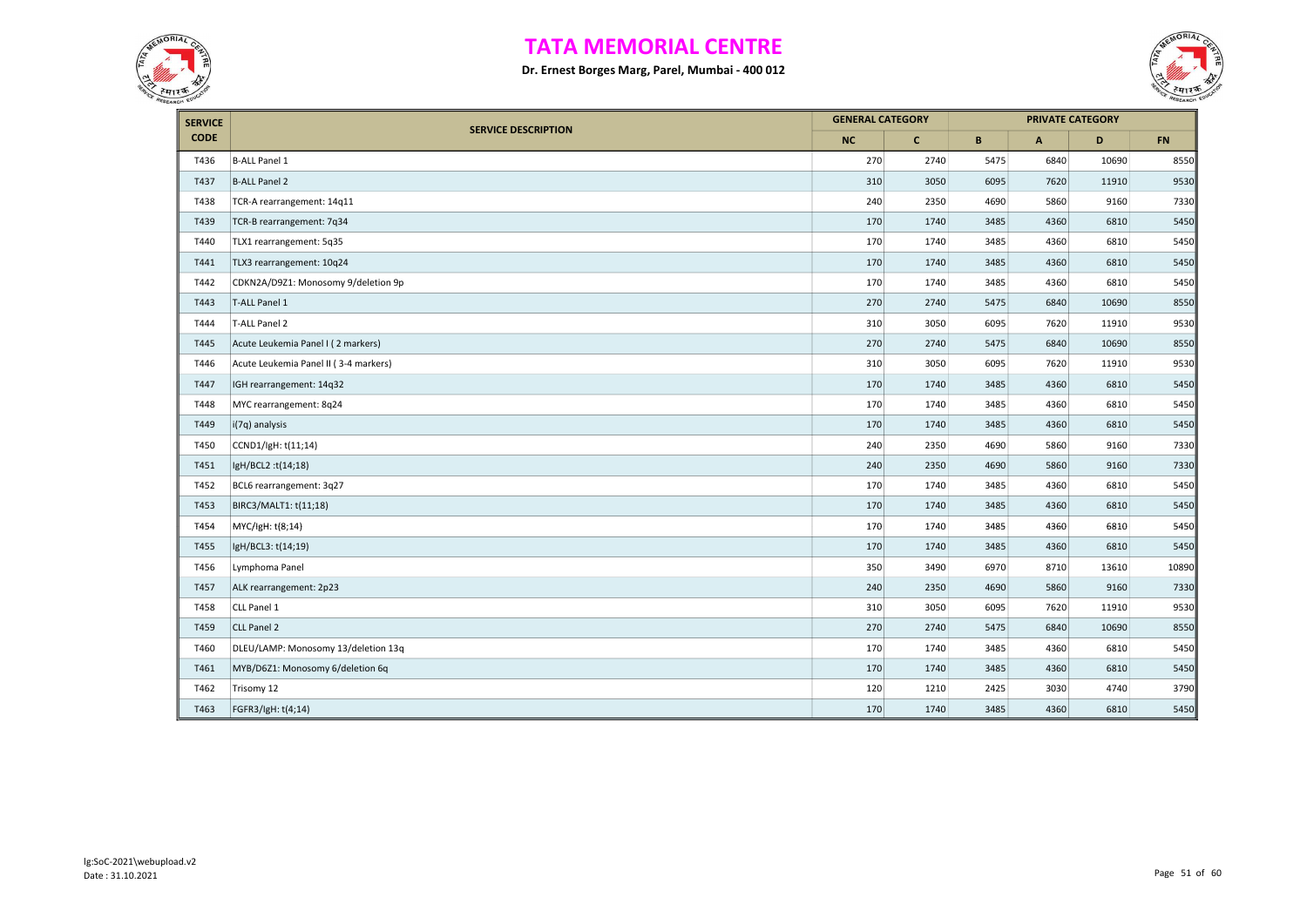# TATA MEMORIAL CENTRE

**Dr. Ernest Borges Marg, Parel, Mumbai - 400 012**

| SERVICE CODE | SERVICE DESCRIPTION | GENERAL CATEGORY | | PRIVATE CATEGORY | | | |
|---|---|---|---|---|---|---|---|
| | | NC | C | B | A | D | FN |
| T436 | B-ALL Panel 1 | 270 | 2740 | 5475 | 6840 | 10690 | 8550 |
| T437 | B-ALL Panel 2 | 310 | 3050 | 6095 | 7620 | 11910 | 9530 |
| T438 | TCR-A rearrangement: 14q11 | 240 | 2350 | 4690 | 5860 | 9160 | 7330 |
| T439 | TCR-B rearrangement: 7q34 | 170 | 1740 | 3485 | 4360 | 6810 | 5450 |
| T440 | TLX1 rearrangement: 5q35 | 170 | 1740 | 3485 | 4360 | 6810 | 5450 |
| T441 | TLX3 rearrangement: 10q24 | 170 | 1740 | 3485 | 4360 | 6810 | 5450 |
| T442 | CDKN2A/D9Z1: Monosomy 9/deletion 9p | 170 | 1740 | 3485 | 4360 | 6810 | 5450 |
| T443 | T-ALL Panel 1 | 270 | 2740 | 5475 | 6840 | 10690 | 8550 |
| T444 | T-ALL Panel 2 | 310 | 3050 | 6095 | 7620 | 11910 | 9530 |
| T445 | Acute Leukemia Panel I ( 2 markers) | 270 | 2740 | 5475 | 6840 | 10690 | 8550 |
| T446 | Acute Leukemia Panel II ( 3-4 markers) | 310 | 3050 | 6095 | 7620 | 11910 | 9530 |
| T447 | IGH rearrangement: 14q32 | 170 | 1740 | 3485 | 4360 | 6810 | 5450 |
| T448 | MYC rearrangement: 8q24 | 170 | 1740 | 3485 | 4360 | 6810 | 5450 |
| T449 | i(7q) analysis | 170 | 1740 | 3485 | 4360 | 6810 | 5450 |
| T450 | CCND1/IgH: t(11;14) | 240 | 2350 | 4690 | 5860 | 9160 | 7330 |
| T451 | IgH/BCL2 :t(14;18) | 240 | 2350 | 4690 | 5860 | 9160 | 7330 |
| T452 | BCL6 rearrangement: 3q27 | 170 | 1740 | 3485 | 4360 | 6810 | 5450 |
| T453 | BIRC3/MALT1: t(11;18) | 170 | 1740 | 3485 | 4360 | 6810 | 5450 |
| T454 | MYC/IgH: t(8;14) | 170 | 1740 | 3485 | 4360 | 6810 | 5450 |
| T455 | IgH/BCL3: t(14;19) | 170 | 1740 | 3485 | 4360 | 6810 | 5450 |
| T456 | Lymphoma Panel | 350 | 3490 | 6970 | 8710 | 13610 | 10890 |
| T457 | ALK rearrangement: 2p23 | 240 | 2350 | 4690 | 5860 | 9160 | 7330 |
| T458 | CLL Panel 1 | 310 | 3050 | 6095 | 7620 | 11910 | 9530 |
| T459 | CLL Panel 2 | 270 | 2740 | 5475 | 6840 | 10690 | 8550 |
| T460 | DLEU/LAMP: Monosomy 13/deletion 13q | 170 | 1740 | 3485 | 4360 | 6810 | 5450 |
| T461 | MYB/D6Z1: Monosomy 6/deletion 6q | 170 | 1740 | 3485 | 4360 | 6810 | 5450 |
| T462 | Trisomy 12 | 120 | 1210 | 2425 | 3030 | 4740 | 3790 |
| T463 | FGFR3/IgH: t(4;14) | 170 | 1740 | 3485 | 4360 | 6810 | 5450 |

lg:SoC-2021\webupload.v2
Date : 31.10.2021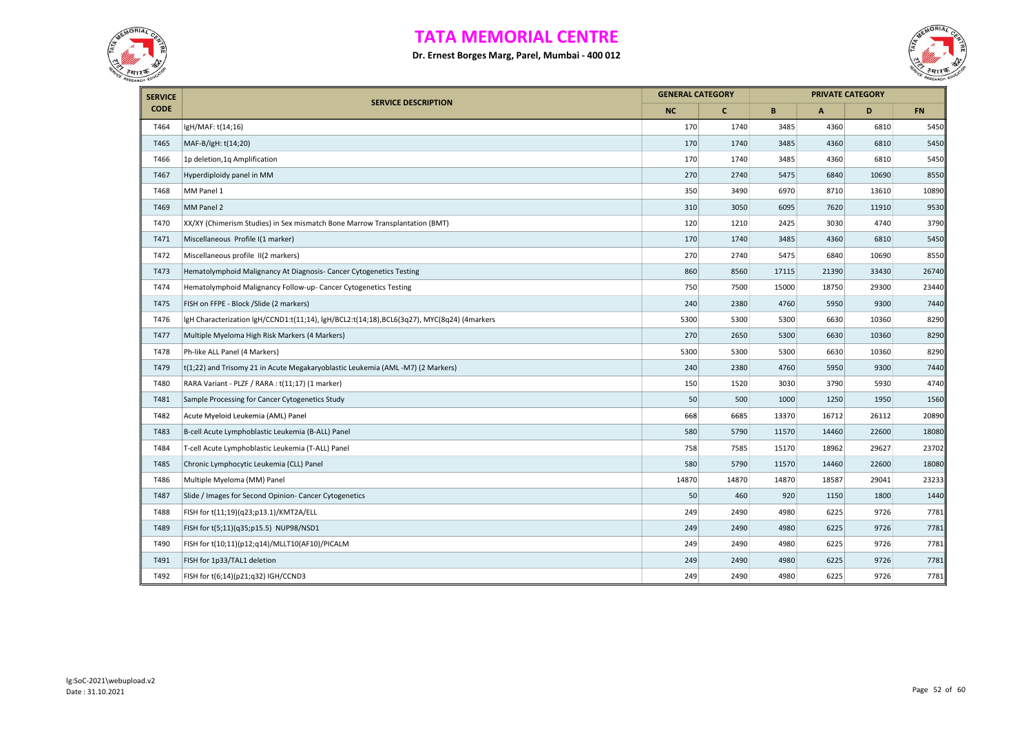# TATA MEMORIAL CENTRE

**Dr. Ernest Borges Marg, Parel, Mumbai - 400 012**

| SERVICE CODE | SERVICE DESCRIPTION | GENERAL CATEGORY | | PRIVATE CATEGORY | | | |
|---|---|---|---|---|---|---|---|
| | | NC | C | B | A | D | FN |
| T464 | IgH/MAF: t(14;16) | 170 | 1740 | 3485 | 4360 | 6810 | 5450 |
| T465 | MAF-B/IgH: t(14;20) | 170 | 1740 | 3485 | 4360 | 6810 | 5450 |
| T466 | 1p deletion,1q Amplification | 170 | 1740 | 3485 | 4360 | 6810 | 5450 |
| T467 | Hyperdiploidy panel in MM | 270 | 2740 | 5475 | 6840 | 10690 | 8550 |
| T468 | MM Panel 1 | 350 | 3490 | 6970 | 8710 | 13610 | 10890 |
| T469 | MM Panel 2 | 310 | 3050 | 6095 | 7620 | 11910 | 9530 |
| T470 | XX/XY (Chimerism Studies) in Sex mismatch Bone Marrow Transplantation (BMT) | 120 | 1210 | 2425 | 3030 | 4740 | 3790 |
| T471 | Miscellaneous Profile I(1 marker) | 170 | 1740 | 3485 | 4360 | 6810 | 5450 |
| T472 | Miscellaneous profile II(2 markers) | 270 | 2740 | 5475 | 6840 | 10690 | 8550 |
| T473 | Hematolymphoid Malignancy At Diagnosis- Cancer Cytogenetics Testing | 860 | 8560 | 17115 | 21390 | 33430 | 26740 |
| T474 | Hematolymphoid Malignancy Follow-up- Cancer Cytogenetics Testing | 750 | 7500 | 15000 | 18750 | 29300 | 23440 |
| T475 | FISH on FFPE - Block /Slide (2 markers) | 240 | 2380 | 4760 | 5950 | 9300 | 7440 |
| T476 | IgH Characterization IgH/CCND1:t(11;14), IgH/BCL2:t(14;18),BCL6(3q27), MYC(8q24) (4markers | 5300 | 5300 | 5300 | 6630 | 10360 | 8290 |
| T477 | Multiple Myeloma High Risk Markers (4 Markers) | 270 | 2650 | 5300 | 6630 | 10360 | 8290 |
| T478 | Ph-like ALL Panel (4 Markers) | 5300 | 5300 | 5300 | 6630 | 10360 | 8290 |
| T479 | t(1;22) and Trisomy 21 in Acute Megakaryoblastic Leukemia (AML -M7) (2 Markers) | 240 | 2380 | 4760 | 5950 | 9300 | 7440 |
| T480 | RARA Variant - PLZF / RARA : t(11;17) (1 marker) | 150 | 1520 | 3030 | 3790 | 5930 | 4740 |
| T481 | Sample Processing for Cancer Cytogenetics Study | 50 | 500 | 1000 | 1250 | 1950 | 1560 |
| T482 | Acute Myeloid Leukemia (AML) Panel | 668 | 6685 | 13370 | 16712 | 26112 | 20890 |
| T483 | B-cell Acute Lymphoblastic Leukemia (B-ALL) Panel | 580 | 5790 | 11570 | 14460 | 22600 | 18080 |
| T484 | T-cell Acute Lymphoblastic Leukemia (T-ALL) Panel | 758 | 7585 | 15170 | 18962 | 29627 | 23702 |
| T485 | Chronic Lymphocytic Leukemia (CLL) Panel | 580 | 5790 | 11570 | 14460 | 22600 | 18080 |
| T486 | Multiple Myeloma (MM) Panel | 14870 | 14870 | 14870 | 18587 | 29041 | 23233 |
| T487 | Slide / Images for Second Opinion- Cancer Cytogenetics | 50 | 460 | 920 | 1150 | 1800 | 1440 |
| T488 | FISH for t(11;19)(q23;p13.1)/KMT2A/ELL | 249 | 2490 | 4980 | 6225 | 9726 | 7781 |
| T489 | FISH for t(5;11)(q35;p15.5) NUP98/NSD1 | 249 | 2490 | 4980 | 6225 | 9726 | 7781 |
| T490 | FISH for t(10;11)(p12;q14)/MLLT10(AF10)/PICALM | 249 | 2490 | 4980 | 6225 | 9726 | 7781 |
| T491 | FISH for 1p33/TAL1 deletion | 249 | 2490 | 4980 | 6225 | 9726 | 7781 |
| T492 | FISH for t(6;14)(p21;q32) IGH/CCND3 | 249 | 2490 | 4980 | 6225 | 9726 | 7781 |

lg:SoC-2021\webupload.v2
Date : 31.10.2021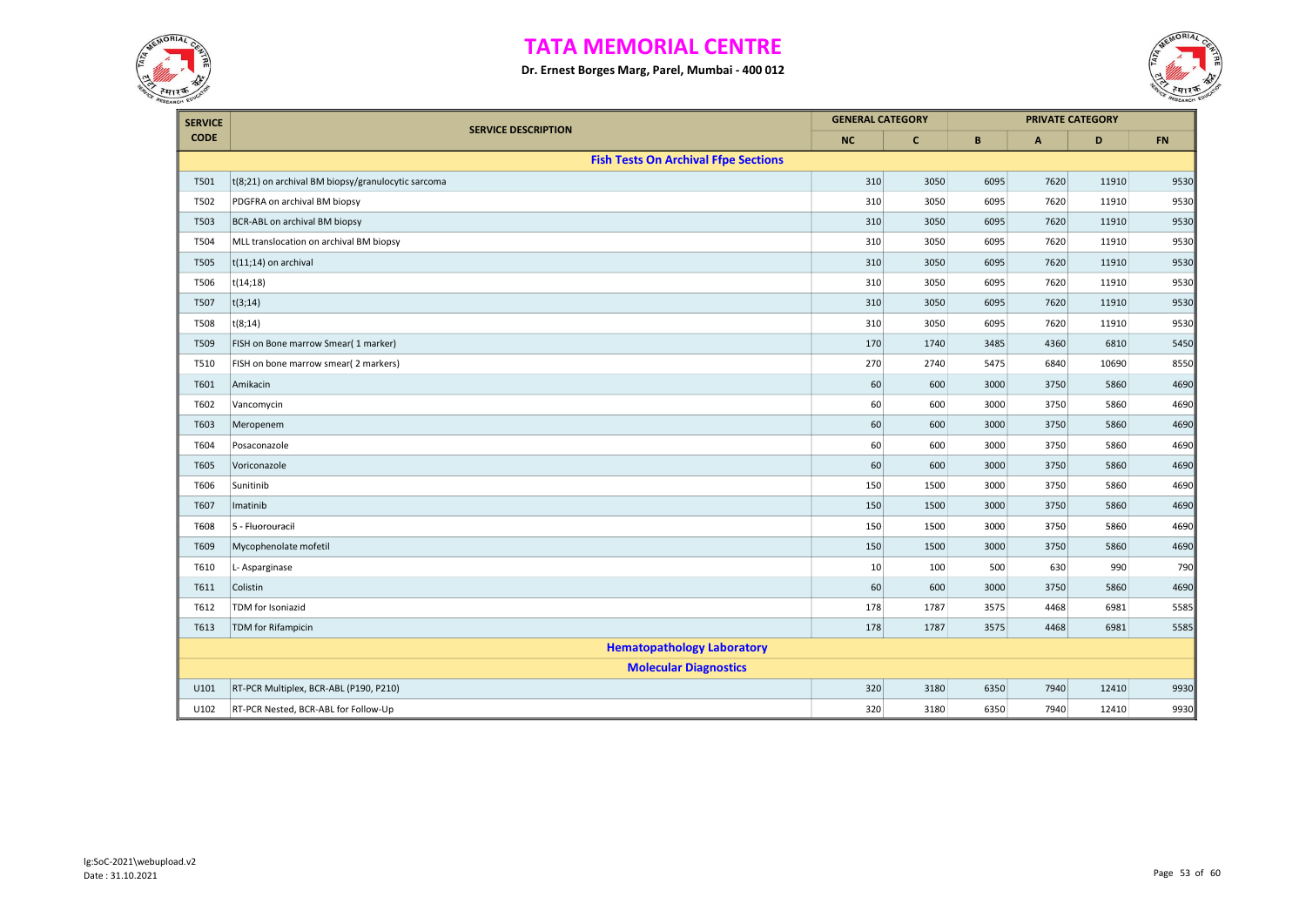# TATA MEMORIAL CENTRE

**Dr. Ernest Borges Marg, Parel, Mumbai - 400 012**

| SERVICE CODE | SERVICE DESCRIPTION | GENERAL CATEGORY | | PRIVATE CATEGORY | | | |
|---|---|---|---|---|---|---|---|
| | | NC | C | B | A | D | FN |
| | **Fish Tests On Archival Ffpe Sections** | | | | | | |
| T501 | t(8;21) on archival BM biopsy/granulocytic sarcoma | 310 | 3050 | 6095 | 7620 | 11910 | 9530 |
| T502 | PDGFRA on archival BM biopsy | 310 | 3050 | 6095 | 7620 | 11910 | 9530 |
| T503 | BCR-ABL on archival BM biopsy | 310 | 3050 | 6095 | 7620 | 11910 | 9530 |
| T504 | MLL translocation on archival BM biopsy | 310 | 3050 | 6095 | 7620 | 11910 | 9530 |
| T505 | t(11;14) on archival | 310 | 3050 | 6095 | 7620 | 11910 | 9530 |
| T506 | t(14;18) | 310 | 3050 | 6095 | 7620 | 11910 | 9530 |
| T507 | t(3;14) | 310 | 3050 | 6095 | 7620 | 11910 | 9530 |
| T508 | t(8;14) | 310 | 3050 | 6095 | 7620 | 11910 | 9530 |
| T509 | FISH on Bone marrow Smear( 1 marker) | 170 | 1740 | 3485 | 4360 | 6810 | 5450 |
| T510 | FISH on bone marrow smear( 2 markers) | 270 | 2740 | 5475 | 6840 | 10690 | 8550 |
| T601 | Amikacin | 60 | 600 | 3000 | 3750 | 5860 | 4690 |
| T602 | Vancomycin | 60 | 600 | 3000 | 3750 | 5860 | 4690 |
| T603 | Meropenem | 60 | 600 | 3000 | 3750 | 5860 | 4690 |
| T604 | Posaconazole | 60 | 600 | 3000 | 3750 | 5860 | 4690 |
| T605 | Voriconazole | 60 | 600 | 3000 | 3750 | 5860 | 4690 |
| T606 | Sunitinib | 150 | 1500 | 3000 | 3750 | 5860 | 4690 |
| T607 | Imatinib | 150 | 1500 | 3000 | 3750 | 5860 | 4690 |
| T608 | 5 - Fluorouracil | 150 | 1500 | 3000 | 3750 | 5860 | 4690 |
| T609 | Mycophenolate mofetil | 150 | 1500 | 3000 | 3750 | 5860 | 4690 |
| T610 | L- Asparginase | 10 | 100 | 500 | 630 | 990 | 790 |
| T611 | Colistin | 60 | 600 | 3000 | 3750 | 5860 | 4690 |
| T612 | TDM for Isoniazid | 178 | 1787 | 3575 | 4468 | 6981 | 5585 |
| T613 | TDM for Rifampicin | 178 | 1787 | 3575 | 4468 | 6981 | 5585 |
| | **Hematopathology Laboratory** | | | | | | |
| | **Molecular Diagnostics** | | | | | | |
| U101 | RT-PCR Multiplex, BCR-ABL (P190, P210) | 320 | 3180 | 6350 | 7940 | 12410 | 9930 |
| U102 | RT-PCR Nested, BCR-ABL for Follow-Up | 320 | 3180 | 6350 | 7940 | 12410 | 9930 |

lg:SoC-2021\webupload.v2
Date : 31.10.2021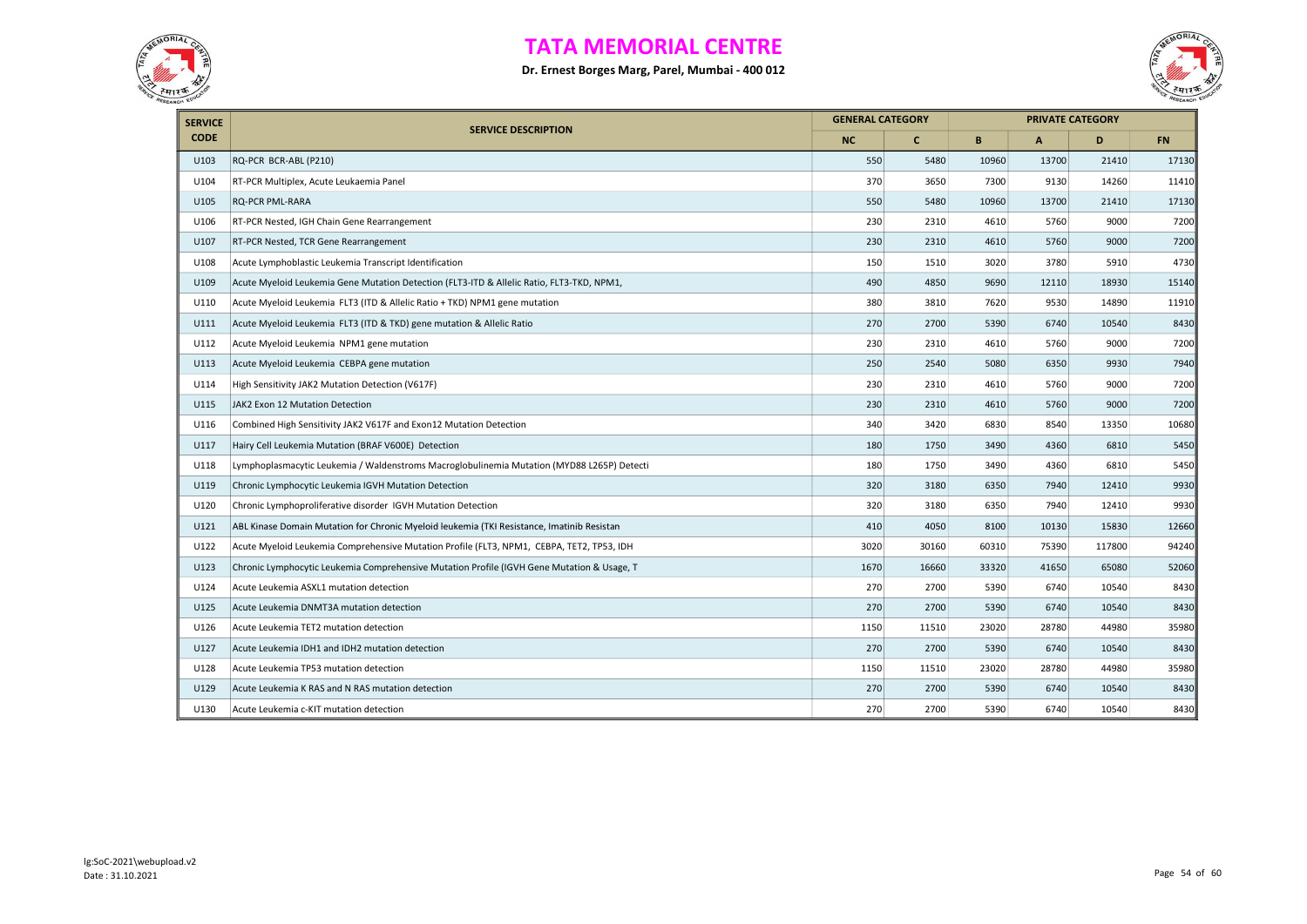# TATA MEMORIAL CENTRE

**Dr. Ernest Borges Marg, Parel, Mumbai - 400 012**

| SERVICE CODE | SERVICE DESCRIPTION | GENERAL CATEGORY | | PRIVATE CATEGORY | | | |
|---|---|---|---|---|---|---|---|
| | | NC | C | B | A | D | FN |
| U103 | RQ-PCR BCR-ABL (P210) | 550 | 5480 | 10960 | 13700 | 21410 | 17130 |
| U104 | RT-PCR Multiplex, Acute Leukaemia Panel | 370 | 3650 | 7300 | 9130 | 14260 | 11410 |
| U105 | RQ-PCR PML-RARA | 550 | 5480 | 10960 | 13700 | 21410 | 17130 |
| U106 | RT-PCR Nested, IGH Chain Gene Rearrangement | 230 | 2310 | 4610 | 5760 | 9000 | 7200 |
| U107 | RT-PCR Nested, TCR Gene Rearrangement | 230 | 2310 | 4610 | 5760 | 9000 | 7200 |
| U108 | Acute Lymphoblastic Leukemia Transcript Identification | 150 | 1510 | 3020 | 3780 | 5910 | 4730 |
| U109 | Acute Myeloid Leukemia Gene Mutation Detection (FLT3-ITD & Allelic Ratio, FLT3-TKD, NPM1, | 490 | 4850 | 9690 | 12110 | 18930 | 15140 |
| U110 | Acute Myeloid Leukemia FLT3 (ITD & Allelic Ratio + TKD) NPM1 gene mutation | 380 | 3810 | 7620 | 9530 | 14890 | 11910 |
| U111 | Acute Myeloid Leukemia FLT3 (ITD & TKD) gene mutation & Allelic Ratio | 270 | 2700 | 5390 | 6740 | 10540 | 8430 |
| U112 | Acute Myeloid Leukemia NPM1 gene mutation | 230 | 2310 | 4610 | 5760 | 9000 | 7200 |
| U113 | Acute Myeloid Leukemia CEBPA gene mutation | 250 | 2540 | 5080 | 6350 | 9930 | 7940 |
| U114 | High Sensitivity JAK2 Mutation Detection (V617F) | 230 | 2310 | 4610 | 5760 | 9000 | 7200 |
| U115 | JAK2 Exon 12 Mutation Detection | 230 | 2310 | 4610 | 5760 | 9000 | 7200 |
| U116 | Combined High Sensitivity JAK2 V617F and Exon12 Mutation Detection | 340 | 3420 | 6830 | 8540 | 13350 | 10680 |
| U117 | Hairy Cell Leukemia Mutation (BRAF V600E) Detection | 180 | 1750 | 3490 | 4360 | 6810 | 5450 |
| U118 | Lymphoplasmacytic Leukemia / Waldenstroms Macroglobulinemia Mutation (MYD88 L265P) Detecti | 180 | 1750 | 3490 | 4360 | 6810 | 5450 |
| U119 | Chronic Lymphocytic Leukemia IGVH Mutation Detection | 320 | 3180 | 6350 | 7940 | 12410 | 9930 |
| U120 | Chronic Lymphoproliferative disorder IGVH Mutation Detection | 320 | 3180 | 6350 | 7940 | 12410 | 9930 |
| U121 | ABL Kinase Domain Mutation for Chronic Myeloid leukemia (TKI Resistance, Imatinib Resistan | 410 | 4050 | 8100 | 10130 | 15830 | 12660 |
| U122 | Acute Myeloid Leukemia Comprehensive Mutation Profile (FLT3, NPM1, CEBPA, TET2, TP53, IDH | 3020 | 30160 | 60310 | 75390 | 117800 | 94240 |
| U123 | Chronic Lymphocytic Leukemia Comprehensive Mutation Profile (IGVH Gene Mutation & Usage, T | 1670 | 16660 | 33320 | 41650 | 65080 | 52060 |
| U124 | Acute Leukemia ASXL1 mutation detection | 270 | 2700 | 5390 | 6740 | 10540 | 8430 |
| U125 | Acute Leukemia DNMT3A mutation detection | 270 | 2700 | 5390 | 6740 | 10540 | 8430 |
| U126 | Acute Leukemia TET2 mutation detection | 1150 | 11510 | 23020 | 28780 | 44980 | 35980 |
| U127 | Acute Leukemia IDH1 and IDH2 mutation detection | 270 | 2700 | 5390 | 6740 | 10540 | 8430 |
| U128 | Acute Leukemia TP53 mutation detection | 1150 | 11510 | 23020 | 28780 | 44980 | 35980 |
| U129 | Acute Leukemia K RAS and N RAS mutation detection | 270 | 2700 | 5390 | 6740 | 10540 | 8430 |
| U130 | Acute Leukemia c-KIT mutation detection | 270 | 2700 | 5390 | 6740 | 10540 | 8430 |

lg:SoC-2021\webupload.v2
Date : 31.10.2021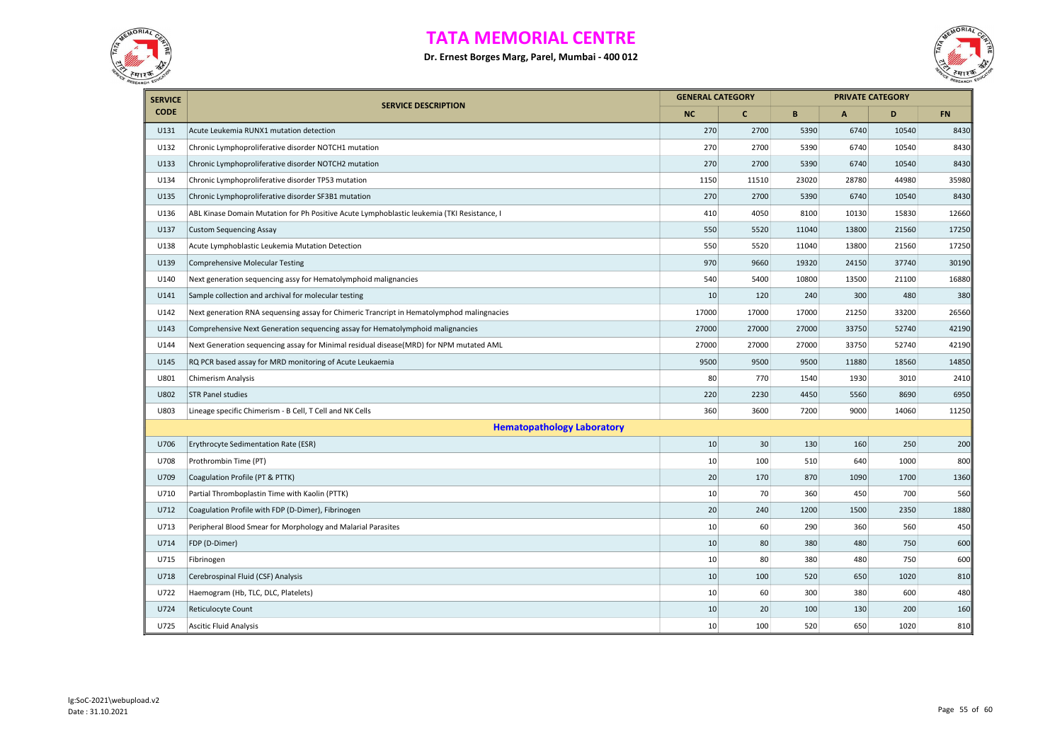# TATA MEMORIAL CENTRE

**Dr. Ernest Borges Marg, Parel, Mumbai - 400 012**

| SERVICE CODE | SERVICE DESCRIPTION | GENERAL CATEGORY | | PRIVATE CATEGORY | | | |
|---|---|---|---|---|---|---|---|
| | | NC | C | B | A | D | FN |
| U131 | Acute Leukemia RUNX1 mutation detection | 270 | 2700 | 5390 | 6740 | 10540 | 8430 |
| U132 | Chronic Lymphoproliferative disorder NOTCH1 mutation | 270 | 2700 | 5390 | 6740 | 10540 | 8430 |
| U133 | Chronic Lymphoproliferative disorder NOTCH2 mutation | 270 | 2700 | 5390 | 6740 | 10540 | 8430 |
| U134 | Chronic Lymphoproliferative disorder TP53 mutation | 1150 | 11510 | 23020 | 28780 | 44980 | 35980 |
| U135 | Chronic Lymphoproliferative disorder SF3B1 mutation | 270 | 2700 | 5390 | 6740 | 10540 | 8430 |
| U136 | ABL Kinase Domain Mutation for Ph Positive Acute Lymphoblastic leukemia (TKI Resistance, I | 410 | 4050 | 8100 | 10130 | 15830 | 12660 |
| U137 | Custom Sequencing Assay | 550 | 5520 | 11040 | 13800 | 21560 | 17250 |
| U138 | Acute Lymphoblastic Leukemia Mutation Detection | 550 | 5520 | 11040 | 13800 | 21560 | 17250 |
| U139 | Comprehensive Molecular Testing | 970 | 9660 | 19320 | 24150 | 37740 | 30190 |
| U140 | Next generation sequencing assy for Hematolymphoid malignancies | 540 | 5400 | 10800 | 13500 | 21100 | 16880 |
| U141 | Sample collection and archival for molecular testing | 10 | 120 | 240 | 300 | 480 | 380 |
| U142 | Next generation RNA sequensing assay for Chimeric Trancript in Hematolymphod malingnacies | 17000 | 17000 | 17000 | 21250 | 33200 | 26560 |
| U143 | Comprehensive Next Generation sequencing assay for Hematolymphoid malignancies | 27000 | 27000 | 27000 | 33750 | 52740 | 42190 |
| U144 | Next Generation sequencing assay for Minimal residual disease(MRD) for NPM mutated AML | 27000 | 27000 | 27000 | 33750 | 52740 | 42190 |
| U145 | RQ PCR based assay for MRD monitoring of Acute Leukaemia | 9500 | 9500 | 9500 | 11880 | 18560 | 14850 |
| U801 | Chimerism Analysis | 80 | 770 | 1540 | 1930 | 3010 | 2410 |
| U802 | STR Panel studies | 220 | 2230 | 4450 | 5560 | 8690 | 6950 |
| U803 | Lineage specific Chimerism - B Cell, T Cell and NK Cells | 360 | 3600 | 7200 | 9000 | 14060 | 11250 |
| | **Hematopathology Laboratory** | | | | | | |
| U706 | Erythrocyte Sedimentation Rate (ESR) | 10 | 30 | 130 | 160 | 250 | 200 |
| U708 | Prothrombin Time (PT) | 10 | 100 | 510 | 640 | 1000 | 800 |
| U709 | Coagulation Profile (PT & PTTK) | 20 | 170 | 870 | 1090 | 1700 | 1360 |
| U710 | Partial Thromboplastin Time with Kaolin (PTTK) | 10 | 70 | 360 | 450 | 700 | 560 |
| U712 | Coagulation Profile with FDP (D-Dimer), Fibrinogen | 20 | 240 | 1200 | 1500 | 2350 | 1880 |
| U713 | Peripheral Blood Smear for Morphology and Malarial Parasites | 10 | 60 | 290 | 360 | 560 | 450 |
| U714 | FDP (D-Dimer) | 10 | 80 | 380 | 480 | 750 | 600 |
| U715 | Fibrinogen | 10 | 80 | 380 | 480 | 750 | 600 |
| U718 | Cerebrospinal Fluid (CSF) Analysis | 10 | 100 | 520 | 650 | 1020 | 810 |
| U722 | Haemogram (Hb, TLC, DLC, Platelets) | 10 | 60 | 300 | 380 | 600 | 480 |
| U724 | Reticulocyte Count | 10 | 20 | 100 | 130 | 200 | 160 |
| U725 | Ascitic Fluid Analysis | 10 | 100 | 520 | 650 | 1020 | 810 |

lg:SoC-2021\webupload.v2
Date : 31.10.2021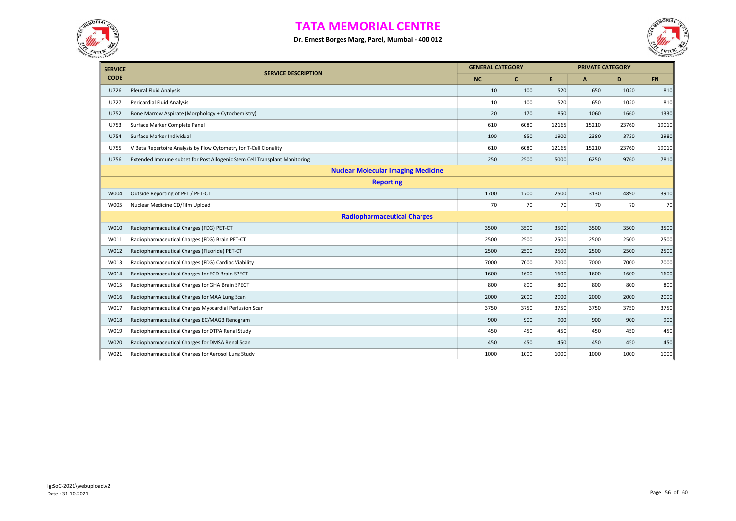# TATA MEMORIAL CENTRE

**Dr. Ernest Borges Marg, Parel, Mumbai - 400 012**

| SERVICE CODE | SERVICE DESCRIPTION | GENERAL CATEGORY | | PRIVATE CATEGORY | | | |
|---|---|---|---|---|---|---|---|
| | | NC | C | B | A | D | FN |
| U726 | Pleural Fluid Analysis | 10 | 100 | 520 | 650 | 1020 | 810 |
| U727 | Pericardial Fluid Analysis | 10 | 100 | 520 | 650 | 1020 | 810 |
| U752 | Bone Marrow Aspirate (Morphology + Cytochemistry) | 20 | 170 | 850 | 1060 | 1660 | 1330 |
| U753 | Surface Marker Complete Panel | 610 | 6080 | 12165 | 15210 | 23760 | 19010 |
| U754 | Surface Marker Individual | 100 | 950 | 1900 | 2380 | 3730 | 2980 |
| U755 | V Beta Repertoire Analysis by Flow Cytometry for T-Cell Clonality | 610 | 6080 | 12165 | 15210 | 23760 | 19010 |
| U756 | Extended Immune subset for Post Allogenic Stem Cell Transplant Monitoring | 250 | 2500 | 5000 | 6250 | 9760 | 7810 |
| | **Nuclear Molecular Imaging Medicine** | | | | | | |
| | **Reporting** | | | | | | |
| W004 | Outside Reporting of PET / PET-CT | 1700 | 1700 | 2500 | 3130 | 4890 | 3910 |
| W005 | Nuclear Medicine CD/Film Upload | 70 | 70 | 70 | 70 | 70 | 70 |
| | **Radiopharmaceutical Charges** | | | | | | |
| W010 | Radiopharmaceutical Charges (FDG) PET-CT | 3500 | 3500 | 3500 | 3500 | 3500 | 3500 |
| W011 | Radiopharmaceutical Charges (FDG) Brain PET-CT | 2500 | 2500 | 2500 | 2500 | 2500 | 2500 |
| W012 | Radiopharmaceutical Charges (Fluoride) PET-CT | 2500 | 2500 | 2500 | 2500 | 2500 | 2500 |
| W013 | Radiopharmaceutical Charges (FDG) Cardiac Viability | 7000 | 7000 | 7000 | 7000 | 7000 | 7000 |
| W014 | Radiopharmaceutical Charges for ECD Brain SPECT | 1600 | 1600 | 1600 | 1600 | 1600 | 1600 |
| W015 | Radiopharmaceutical Charges for GHA Brain SPECT | 800 | 800 | 800 | 800 | 800 | 800 |
| W016 | Radiopharmaceutical Charges for MAA Lung Scan | 2000 | 2000 | 2000 | 2000 | 2000 | 2000 |
| W017 | Radiopharmaceutical Charges Myocardial Perfusion Scan | 3750 | 3750 | 3750 | 3750 | 3750 | 3750 |
| W018 | Radiopharmaceutical Charges EC/MAG3 Renogram | 900 | 900 | 900 | 900 | 900 | 900 |
| W019 | Radiopharmaceutical Charges for DTPA Renal Study | 450 | 450 | 450 | 450 | 450 | 450 |
| W020 | Radiopharmaceutical Charges for DMSA Renal Scan | 450 | 450 | 450 | 450 | 450 | 450 |
| W021 | Radiopharmaceutical Charges for Aerosol Lung Study | 1000 | 1000 | 1000 | 1000 | 1000 | 1000 |

lg:SoC-2021\webupload.v2
Date : 31.10.2021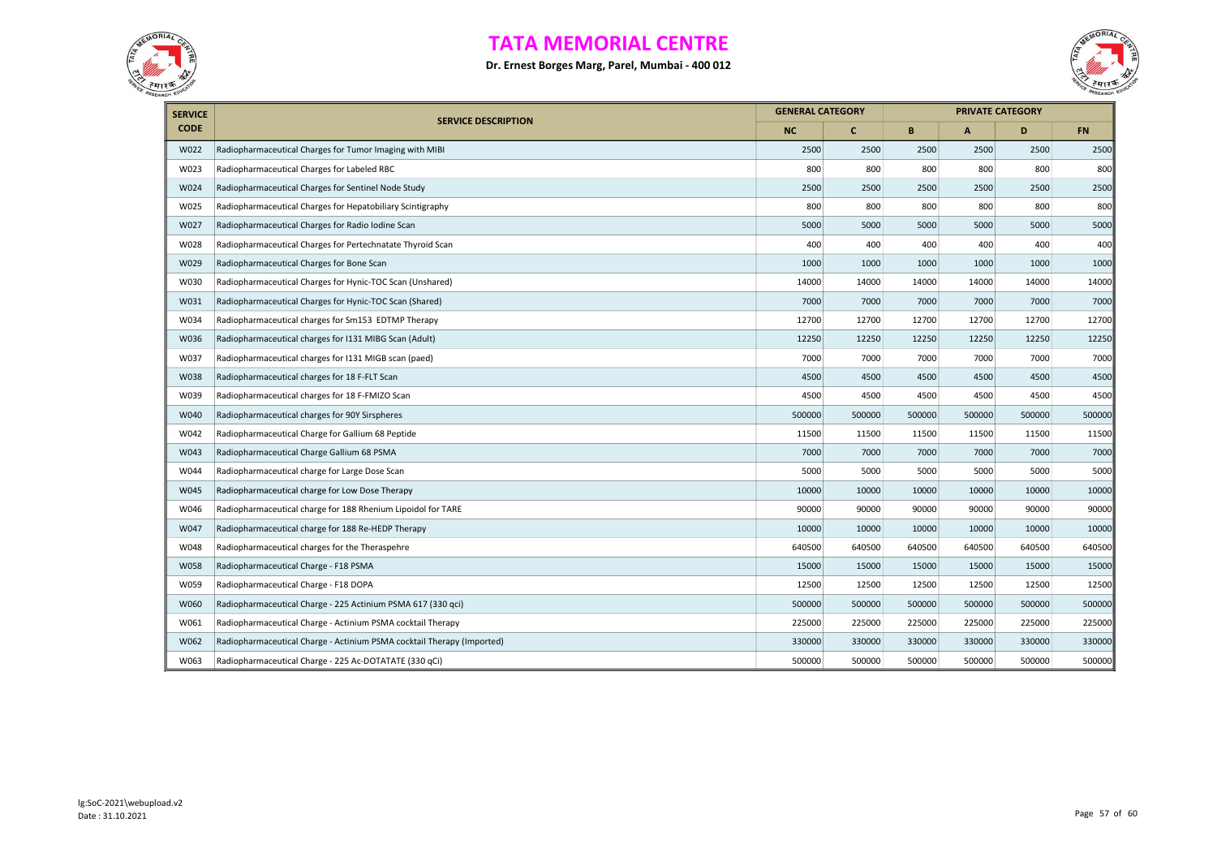# TATA MEMORIAL CENTRE

**Dr. Ernest Borges Marg, Parel, Mumbai - 400 012**

| SERVICE CODE | SERVICE DESCRIPTION | GENERAL CATEGORY | | PRIVATE CATEGORY | | | |
|---|---|---|---|---|---|---|---|
| | | NC | C | B | A | D | FN |
| W022 | Radiopharmaceutical Charges for Tumor Imaging with MIBI | 2500 | 2500 | 2500 | 2500 | 2500 | 2500 |
| W023 | Radiopharmaceutical Charges for Labeled RBC | 800 | 800 | 800 | 800 | 800 | 800 |
| W024 | Radiopharmaceutical Charges for Sentinel Node Study | 2500 | 2500 | 2500 | 2500 | 2500 | 2500 |
| W025 | Radiopharmaceutical Charges for Hepatobiliary Scintigraphy | 800 | 800 | 800 | 800 | 800 | 800 |
| W027 | Radiopharmaceutical Charges for Radio Iodine Scan | 5000 | 5000 | 5000 | 5000 | 5000 | 5000 |
| W028 | Radiopharmaceutical Charges for Pertechnatate Thyroid Scan | 400 | 400 | 400 | 400 | 400 | 400 |
| W029 | Radiopharmaceutical Charges for Bone Scan | 1000 | 1000 | 1000 | 1000 | 1000 | 1000 |
| W030 | Radiopharmaceutical Charges for Hynic-TOC Scan (Unshared) | 14000 | 14000 | 14000 | 14000 | 14000 | 14000 |
| W031 | Radiopharmaceutical Charges for Hynic-TOC Scan (Shared) | 7000 | 7000 | 7000 | 7000 | 7000 | 7000 |
| W034 | Radiopharmaceutical charges for Sm153 EDTMP Therapy | 12700 | 12700 | 12700 | 12700 | 12700 | 12700 |
| W036 | Radiopharmaceutical charges for I131 MIBG Scan (Adult) | 12250 | 12250 | 12250 | 12250 | 12250 | 12250 |
| W037 | Radiopharmaceutical charges for I131 MIGB scan (paed) | 7000 | 7000 | 7000 | 7000 | 7000 | 7000 |
| W038 | Radiopharmaceutical charges for 18 F-FLT Scan | 4500 | 4500 | 4500 | 4500 | 4500 | 4500 |
| W039 | Radiopharmaceutical charges for 18 F-FMIZO Scan | 4500 | 4500 | 4500 | 4500 | 4500 | 4500 |
| W040 | Radiopharmaceutical charges for 90Y Sirspheres | 500000 | 500000 | 500000 | 500000 | 500000 | 500000 |
| W042 | Radiopharmaceutical Charge for Gallium 68 Peptide | 11500 | 11500 | 11500 | 11500 | 11500 | 11500 |
| W043 | Radiopharmaceutical Charge Gallium 68 PSMA | 7000 | 7000 | 7000 | 7000 | 7000 | 7000 |
| W044 | Radiopharmaceutical charge for Large Dose Scan | 5000 | 5000 | 5000 | 5000 | 5000 | 5000 |
| W045 | Radiopharmaceutical charge for Low Dose Therapy | 10000 | 10000 | 10000 | 10000 | 10000 | 10000 |
| W046 | Radiopharmaceutical charge for 188 Rhenium Lipoidol for TARE | 90000 | 90000 | 90000 | 90000 | 90000 | 90000 |
| W047 | Radiopharmaceutical charge for 188 Re-HEDP Therapy | 10000 | 10000 | 10000 | 10000 | 10000 | 10000 |
| W048 | Radiopharmaceutical charges for the Theraspehre | 640500 | 640500 | 640500 | 640500 | 640500 | 640500 |
| W058 | Radiopharmaceutical Charge - F18 PSMA | 15000 | 15000 | 15000 | 15000 | 15000 | 15000 |
| W059 | Radiopharmaceutical Charge - F18 DOPA | 12500 | 12500 | 12500 | 12500 | 12500 | 12500 |
| W060 | Radiopharmaceutical Charge - 225 Actinium PSMA 617 (330 qci) | 500000 | 500000 | 500000 | 500000 | 500000 | 500000 |
| W061 | Radiopharmaceutical Charge - Actinium PSMA cocktail Therapy | 225000 | 225000 | 225000 | 225000 | 225000 | 225000 |
| W062 | Radiopharmaceutical Charge - Actinium PSMA cocktail Therapy (Imported) | 330000 | 330000 | 330000 | 330000 | 330000 | 330000 |
| W063 | Radiopharmaceutical Charge - 225 Ac-DOTATATE (330 qCi) | 500000 | 500000 | 500000 | 500000 | 500000 | 500000 |

lg:SoC-2021\webupload.v2
Date : 31.10.2021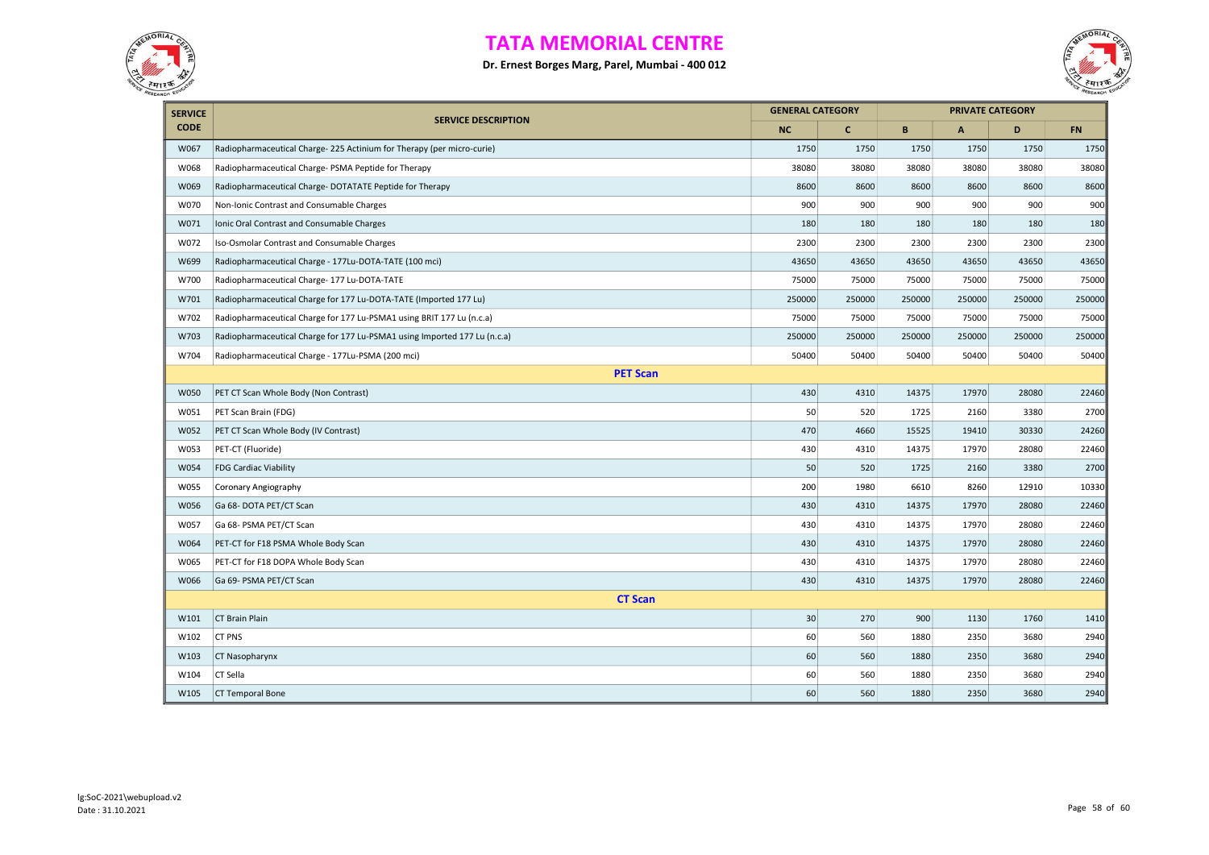# TATA MEMORIAL CENTRE

**Dr. Ernest Borges Marg, Parel, Mumbai - 400 012**

| SERVICE CODE | SERVICE DESCRIPTION | GENERAL CATEGORY | | PRIVATE CATEGORY | | | |
|---|---|---|---|---|---|---|---|
| | | NC | C | B | A | D | FN |
| W067 | Radiopharmaceutical Charge- 225 Actinium for Therapy (per micro-curie) | 1750 | 1750 | 1750 | 1750 | 1750 | 1750 |
| W068 | Radiopharmaceutical Charge- PSMA Peptide for Therapy | 38080 | 38080 | 38080 | 38080 | 38080 | 38080 |
| W069 | Radiopharmaceutical Charge- DOTATATE Peptide for Therapy | 8600 | 8600 | 8600 | 8600 | 8600 | 8600 |
| W070 | Non-Ionic Contrast and Consumable Charges | 900 | 900 | 900 | 900 | 900 | 900 |
| W071 | Ionic Oral Contrast and Consumable Charges | 180 | 180 | 180 | 180 | 180 | 180 |
| W072 | Iso-Osmolar Contrast and Consumable Charges | 2300 | 2300 | 2300 | 2300 | 2300 | 2300 |
| W699 | Radiopharmaceutical Charge - 177Lu-DOTA-TATE (100 mci) | 43650 | 43650 | 43650 | 43650 | 43650 | 43650 |
| W700 | Radiopharmaceutical Charge- 177 Lu-DOTA-TATE | 75000 | 75000 | 75000 | 75000 | 75000 | 75000 |
| W701 | Radiopharmaceutical Charge for 177 Lu-DOTA-TATE (Imported 177 Lu) | 250000 | 250000 | 250000 | 250000 | 250000 | 250000 |
| W702 | Radiopharmaceutical Charge for 177 Lu-PSMA1 using BRIT 177 Lu (n.c.a) | 75000 | 75000 | 75000 | 75000 | 75000 | 75000 |
| W703 | Radiopharmaceutical Charge for 177 Lu-PSMA1 using Imported 177 Lu (n.c.a) | 250000 | 250000 | 250000 | 250000 | 250000 | 250000 |
| W704 | Radiopharmaceutical Charge - 177Lu-PSMA (200 mci) | 50400 | 50400 | 50400 | 50400 | 50400 | 50400 |
| | **PET Scan** | | | | | | |
| W050 | PET CT Scan Whole Body (Non Contrast) | 430 | 4310 | 14375 | 17970 | 28080 | 22460 |
| W051 | PET Scan Brain (FDG) | 50 | 520 | 1725 | 2160 | 3380 | 2700 |
| W052 | PET CT Scan Whole Body (IV Contrast) | 470 | 4660 | 15525 | 19410 | 30330 | 24260 |
| W053 | PET-CT (Fluoride) | 430 | 4310 | 14375 | 17970 | 28080 | 22460 |
| W054 | FDG Cardiac Viability | 50 | 520 | 1725 | 2160 | 3380 | 2700 |
| W055 | Coronary Angiography | 200 | 1980 | 6610 | 8260 | 12910 | 10330 |
| W056 | Ga 68- DOTA PET/CT Scan | 430 | 4310 | 14375 | 17970 | 28080 | 22460 |
| W057 | Ga 68- PSMA PET/CT Scan | 430 | 4310 | 14375 | 17970 | 28080 | 22460 |
| W064 | PET-CT for F18 PSMA Whole Body Scan | 430 | 4310 | 14375 | 17970 | 28080 | 22460 |
| W065 | PET-CT for F18 DOPA Whole Body Scan | 430 | 4310 | 14375 | 17970 | 28080 | 22460 |
| W066 | Ga 69- PSMA PET/CT Scan | 430 | 4310 | 14375 | 17970 | 28080 | 22460 |
| | **CT Scan** | | | | | | |
| W101 | CT Brain Plain | 30 | 270 | 900 | 1130 | 1760 | 1410 |
| W102 | CT PNS | 60 | 560 | 1880 | 2350 | 3680 | 2940 |
| W103 | CT Nasopharynx | 60 | 560 | 1880 | 2350 | 3680 | 2940 |
| W104 | CT Sella | 60 | 560 | 1880 | 2350 | 3680 | 2940 |
| W105 | CT Temporal Bone | 60 | 560 | 1880 | 2350 | 3680 | 2940 |

lg:SoC-2021\webupload.v2
Date : 31.10.2021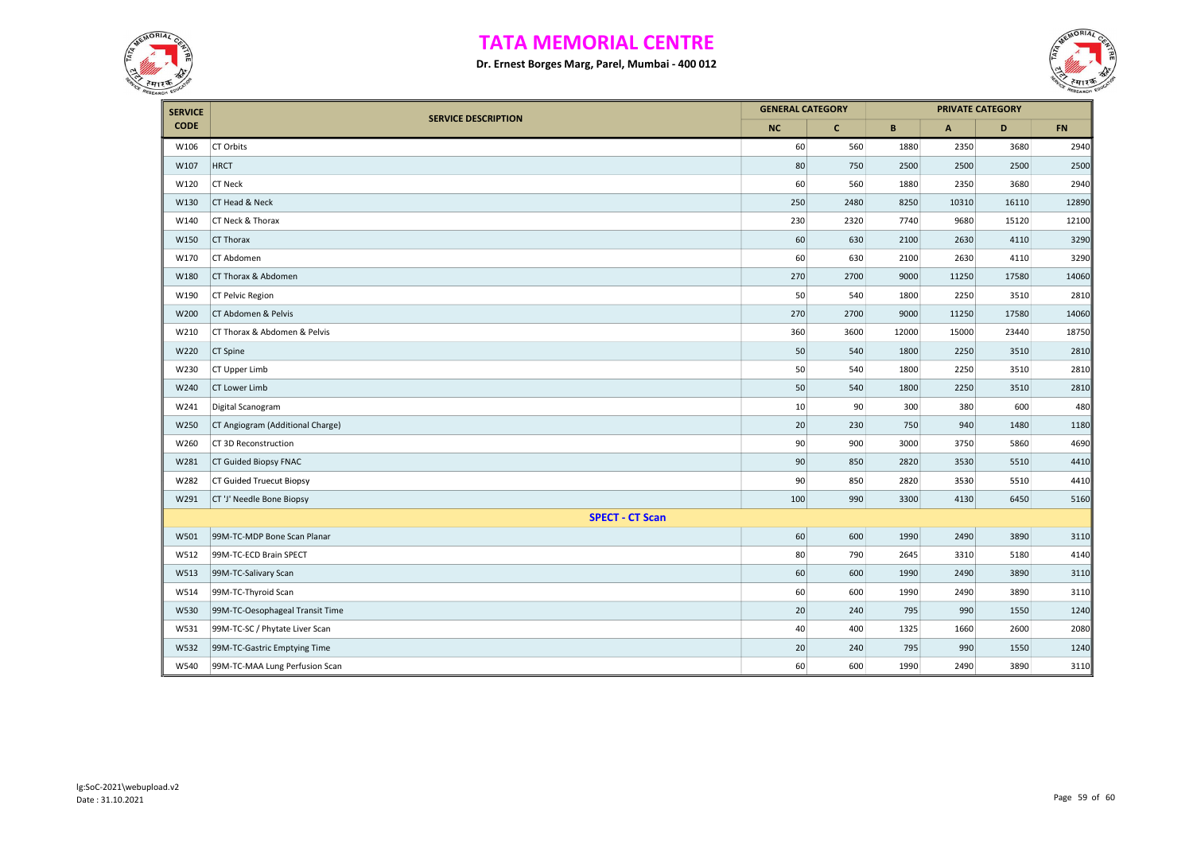# TATA MEMORIAL CENTRE

**Dr. Ernest Borges Marg, Parel, Mumbai - 400 012**

| SERVICE CODE | SERVICE DESCRIPTION | GENERAL CATEGORY | | PRIVATE CATEGORY | | | |
|---|---|---|---|---|---|---|---|
| | | NC | C | B | A | D | FN |
| W106 | CT Orbits | 60 | 560 | 1880 | 2350 | 3680 | 2940 |
| W107 | HRCT | 80 | 750 | 2500 | 2500 | 2500 | 2500 |
| W120 | CT Neck | 60 | 560 | 1880 | 2350 | 3680 | 2940 |
| W130 | CT Head & Neck | 250 | 2480 | 8250 | 10310 | 16110 | 12890 |
| W140 | CT Neck & Thorax | 230 | 2320 | 7740 | 9680 | 15120 | 12100 |
| W150 | CT Thorax | 60 | 630 | 2100 | 2630 | 4110 | 3290 |
| W170 | CT Abdomen | 60 | 630 | 2100 | 2630 | 4110 | 3290 |
| W180 | CT Thorax & Abdomen | 270 | 2700 | 9000 | 11250 | 17580 | 14060 |
| W190 | CT Pelvic Region | 50 | 540 | 1800 | 2250 | 3510 | 2810 |
| W200 | CT Abdomen & Pelvis | 270 | 2700 | 9000 | 11250 | 17580 | 14060 |
| W210 | CT Thorax & Abdomen & Pelvis | 360 | 3600 | 12000 | 15000 | 23440 | 18750 |
| W220 | CT Spine | 50 | 540 | 1800 | 2250 | 3510 | 2810 |
| W230 | CT Upper Limb | 50 | 540 | 1800 | 2250 | 3510 | 2810 |
| W240 | CT Lower Limb | 50 | 540 | 1800 | 2250 | 3510 | 2810 |
| W241 | Digital Scanogram | 10 | 90 | 300 | 380 | 600 | 480 |
| W250 | CT Angiogram (Additional Charge) | 20 | 230 | 750 | 940 | 1480 | 1180 |
| W260 | CT 3D Reconstruction | 90 | 900 | 3000 | 3750 | 5860 | 4690 |
| W281 | CT Guided Biopsy FNAC | 90 | 850 | 2820 | 3530 | 5510 | 4410 |
| W282 | CT Guided Truecut Biopsy | 90 | 850 | 2820 | 3530 | 5510 | 4410 |
| W291 | CT 'J' Needle Bone Biopsy | 100 | 990 | 3300 | 4130 | 6450 | 5160 |
| | **SPECT - CT Scan** | | | | | | |
| W501 | 99M-TC-MDP Bone Scan Planar | 60 | 600 | 1990 | 2490 | 3890 | 3110 |
| W512 | 99M-TC-ECD Brain SPECT | 80 | 790 | 2645 | 3310 | 5180 | 4140 |
| W513 | 99M-TC-Salivary Scan | 60 | 600 | 1990 | 2490 | 3890 | 3110 |
| W514 | 99M-TC-Thyroid Scan | 60 | 600 | 1990 | 2490 | 3890 | 3110 |
| W530 | 99M-TC-Oesophageal Transit Time | 20 | 240 | 795 | 990 | 1550 | 1240 |
| W531 | 99M-TC-SC / Phytate Liver Scan | 40 | 400 | 1325 | 1660 | 2600 | 2080 |
| W532 | 99M-TC-Gastric Emptying Time | 20 | 240 | 795 | 990 | 1550 | 1240 |
| W540 | 99M-TC-MAA Lung Perfusion Scan | 60 | 600 | 1990 | 2490 | 3890 | 3110 |

lg:SoC-2021\webupload.v2
Date : 31.10.2021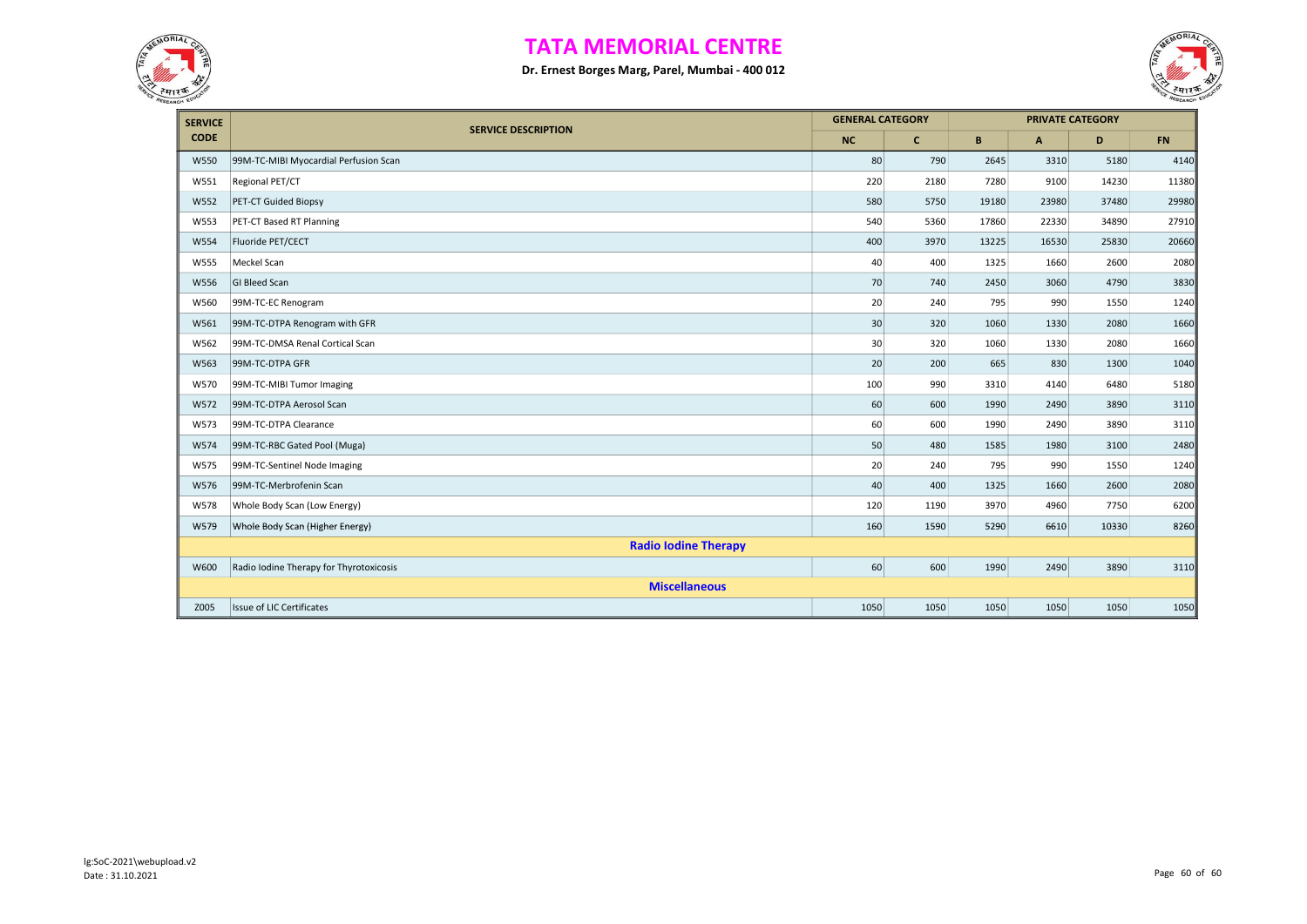# TATA MEMORIAL CENTRE

**Dr. Ernest Borges Marg, Parel, Mumbai - 400 012**

| SERVICE CODE | SERVICE DESCRIPTION | GENERAL CATEGORY | | PRIVATE CATEGORY | | | |
|---|---|---|---|---|---|---|---|
| | | NC | C | B | A | D | FN |
| W550 | 99M-TC-MIBI Myocardial Perfusion Scan | 80 | 790 | 2645 | 3310 | 5180 | 4140 |
| W551 | Regional PET/CT | 220 | 2180 | 7280 | 9100 | 14230 | 11380 |
| W552 | PET-CT Guided Biopsy | 580 | 5750 | 19180 | 23980 | 37480 | 29980 |
| W553 | PET-CT Based RT Planning | 540 | 5360 | 17860 | 22330 | 34890 | 27910 |
| W554 | Fluoride PET/CECT | 400 | 3970 | 13225 | 16530 | 25830 | 20660 |
| W555 | Meckel Scan | 40 | 400 | 1325 | 1660 | 2600 | 2080 |
| W556 | GI Bleed Scan | 70 | 740 | 2450 | 3060 | 4790 | 3830 |
| W560 | 99M-TC-EC Renogram | 20 | 240 | 795 | 990 | 1550 | 1240 |
| W561 | 99M-TC-DTPA Renogram with GFR | 30 | 320 | 1060 | 1330 | 2080 | 1660 |
| W562 | 99M-TC-DMSA Renal Cortical Scan | 30 | 320 | 1060 | 1330 | 2080 | 1660 |
| W563 | 99M-TC-DTPA GFR | 20 | 200 | 665 | 830 | 1300 | 1040 |
| W570 | 99M-TC-MIBI Tumor Imaging | 100 | 990 | 3310 | 4140 | 6480 | 5180 |
| W572 | 99M-TC-DTPA Aerosol Scan | 60 | 600 | 1990 | 2490 | 3890 | 3110 |
| W573 | 99M-TC-DTPA Clearance | 60 | 600 | 1990 | 2490 | 3890 | 3110 |
| W574 | 99M-TC-RBC Gated Pool (Muga) | 50 | 480 | 1585 | 1980 | 3100 | 2480 |
| W575 | 99M-TC-Sentinel Node Imaging | 20 | 240 | 795 | 990 | 1550 | 1240 |
| W576 | 99M-TC-Merbrofenin Scan | 40 | 400 | 1325 | 1660 | 2600 | 2080 |
| W578 | Whole Body Scan (Low Energy) | 120 | 1190 | 3970 | 4960 | 7750 | 6200 |
| W579 | Whole Body Scan (Higher Energy) | 160 | 1590 | 5290 | 6610 | 10330 | 8260 |
| | **Radio Iodine Therapy** | | | | | | |
| W600 | Radio Iodine Therapy for Thyrotoxicosis | 60 | 600 | 1990 | 2490 | 3890 | 3110 |
| | **Miscellaneous** | | | | | | |
| Z005 | Issue of LIC Certificates | 1050 | 1050 | 1050 | 1050 | 1050 | 1050 |

lg:SoC-2021\webupload.v2
Date : 31.10.2021